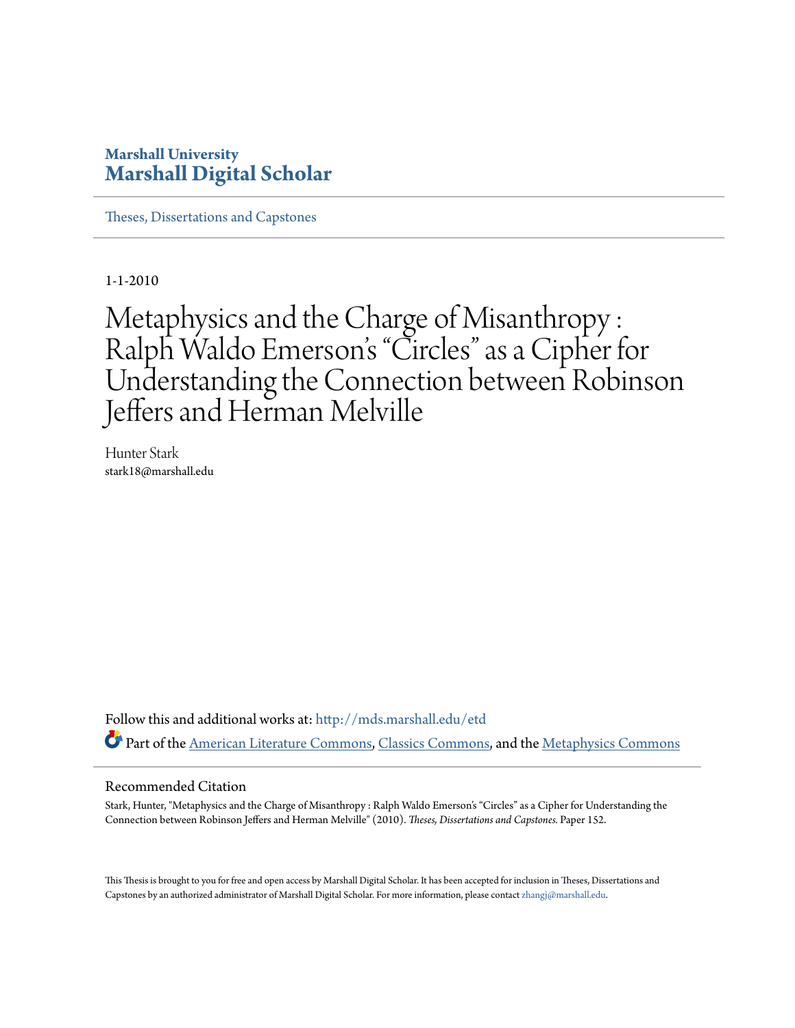Marshall University
**Marshall Digital Scholar**

Theses, Dissertations and Capstones

1-1-2010

# Metaphysics and the Charge of Misanthropy : Ralph Waldo Emerson's "Circles" as a Cipher for Understanding the Connection between Robinson Jeffers and Herman Melville

Hunter Stark
stark18@marshall.edu

Follow this and additional works at: http://mds.marshall.edu/etd

Part of the American Literature Commons, Classics Commons, and the Metaphysics Commons

## Recommended Citation

Stark, Hunter, "Metaphysics and the Charge of Misanthropy : Ralph Waldo Emerson's "Circles" as a Cipher for Understanding the Connection between Robinson Jeffers and Herman Melville" (2010). *Theses, Dissertations and Capstones.* Paper 152.

This Thesis is brought to you for free and open access by Marshall Digital Scholar. It has been accepted for inclusion in Theses, Dissertations and Capstones by an authorized administrator of Marshall Digital Scholar. For more information, please contact zhangj@marshall.edu.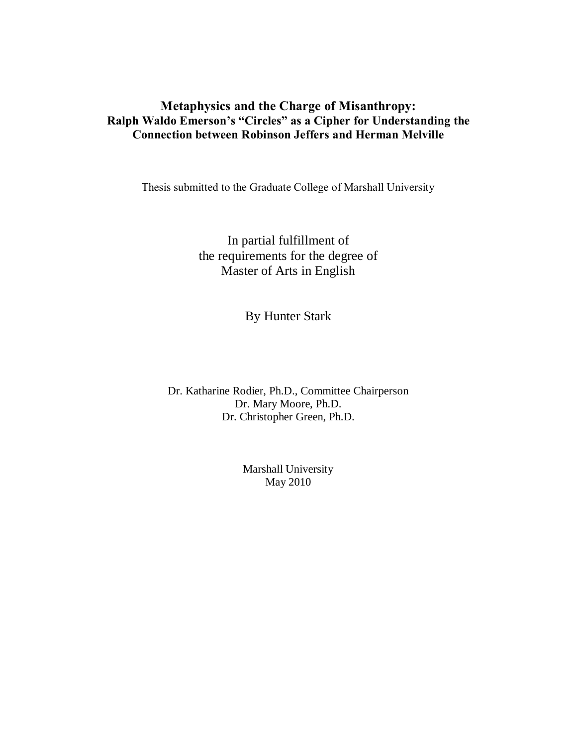# Metaphysics and the Charge of Misanthropy:
## Ralph Waldo Emerson's "Circles" as a Cipher for Understanding the Connection between Robinson Jeffers and Herman Melville

Thesis submitted to the Graduate College of Marshall University

In partial fulfillment of
the requirements for the degree of
Master of Arts in English

By Hunter Stark

Dr. Katharine Rodier, Ph.D., Committee Chairperson
Dr. Mary Moore, Ph.D.
Dr. Christopher Green, Ph.D.

Marshall University
May 2010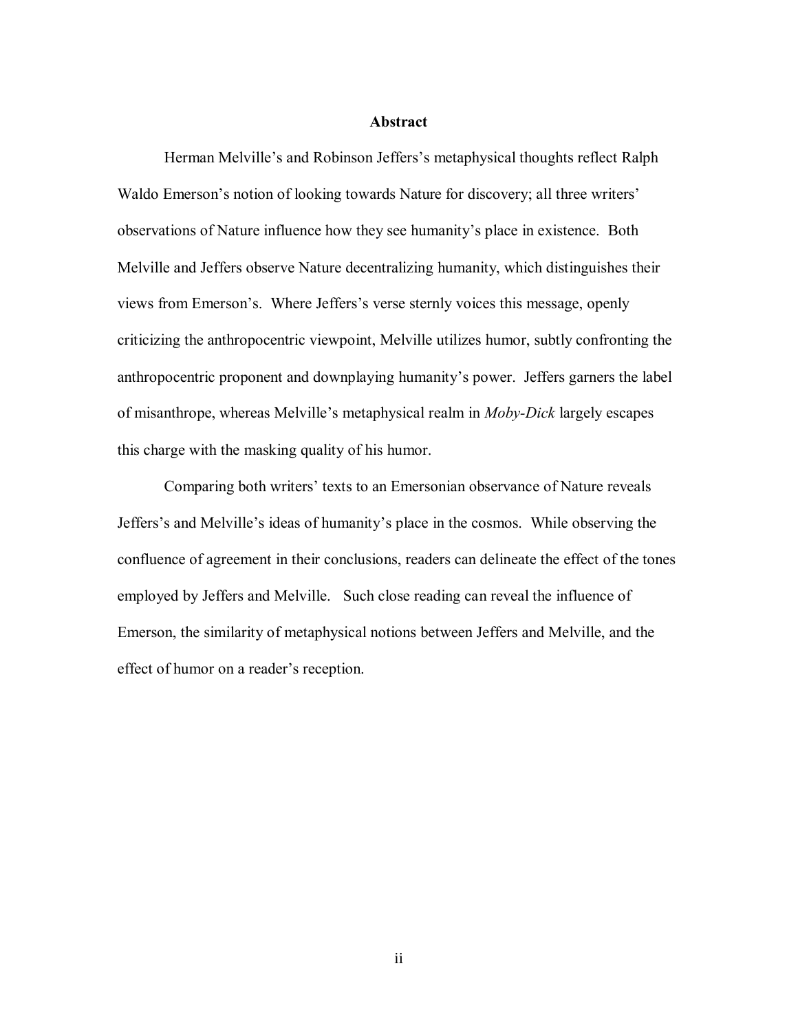## Abstract

Herman Melville's and Robinson Jeffers's metaphysical thoughts reflect Ralph Waldo Emerson's notion of looking towards Nature for discovery; all three writers' observations of Nature influence how they see humanity's place in existence. Both Melville and Jeffers observe Nature decentralizing humanity, which distinguishes their views from Emerson's. Where Jeffers's verse sternly voices this message, openly criticizing the anthropocentric viewpoint, Melville utilizes humor, subtly confronting the anthropocentric proponent and downplaying humanity's power. Jeffers garners the label of misanthrope, whereas Melville's metaphysical realm in *Moby-Dick* largely escapes this charge with the masking quality of his humor.

Comparing both writers' texts to an Emersonian observance of Nature reveals Jeffers's and Melville's ideas of humanity's place in the cosmos. While observing the confluence of agreement in their conclusions, readers can delineate the effect of the tones employed by Jeffers and Melville. Such close reading can reveal the influence of Emerson, the similarity of metaphysical notions between Jeffers and Melville, and the effect of humor on a reader's reception.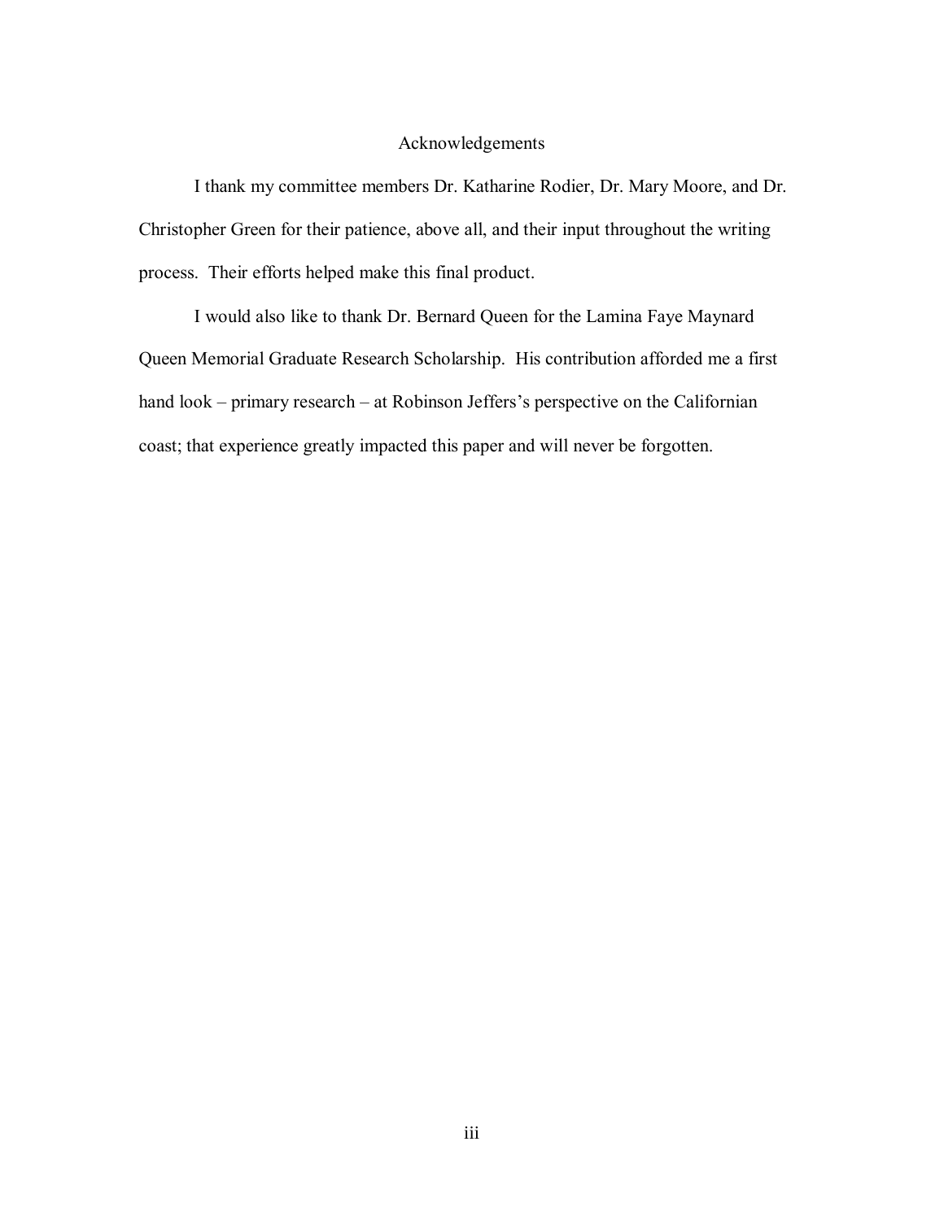## Acknowledgements

I thank my committee members Dr. Katharine Rodier, Dr. Mary Moore, and Dr. Christopher Green for their patience, above all, and their input throughout the writing process. Their efforts helped make this final product.

I would also like to thank Dr. Bernard Queen for the Lamina Faye Maynard Queen Memorial Graduate Research Scholarship. His contribution afforded me a first hand look – primary research – at Robinson Jeffers's perspective on the Californian coast; that experience greatly impacted this paper and will never be forgotten.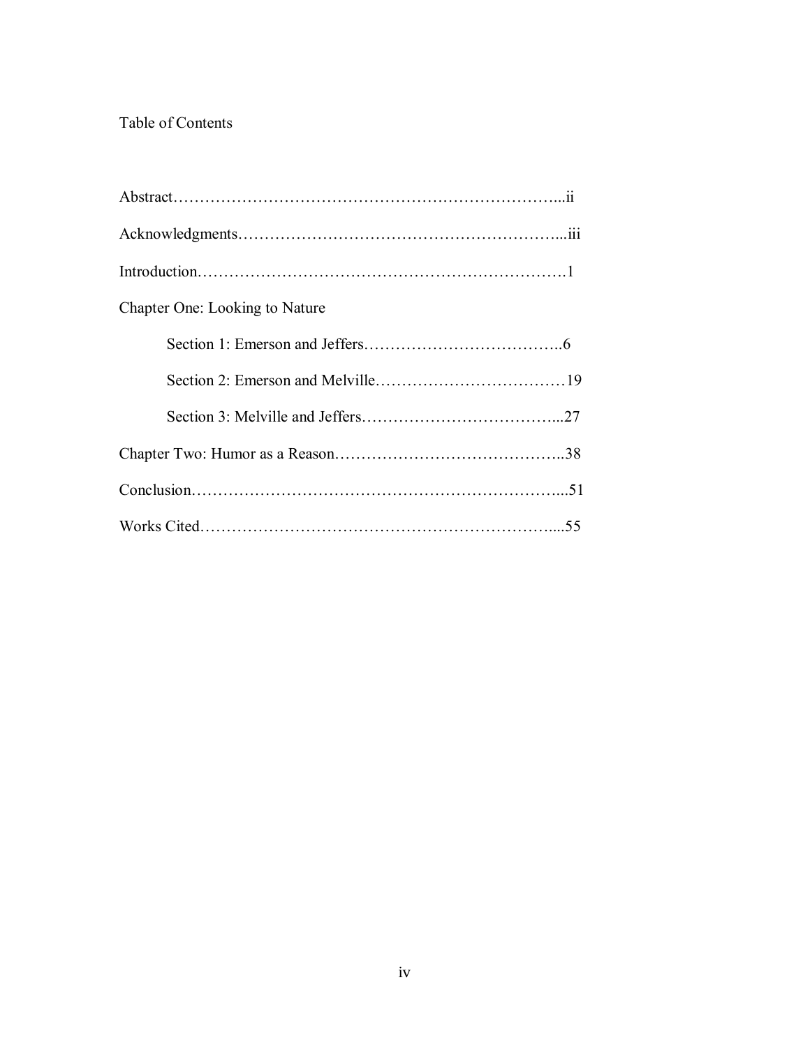# Table of Contents

Abstract………………………………………………………………...ii

Acknowledgments…………………………………………………...iii

Introduction……………………………………………………………1

Chapter One: Looking to Nature

  Section 1: Emerson and Jeffers………………………………..6

  Section 2: Emerson and Melville………………………………19

  Section 3: Melville and Jeffers………………………………...27

Chapter Two: Humor as a Reason……………………………………..38

Conclusion…………………………………………………………...51

Works Cited………………………………………………………....55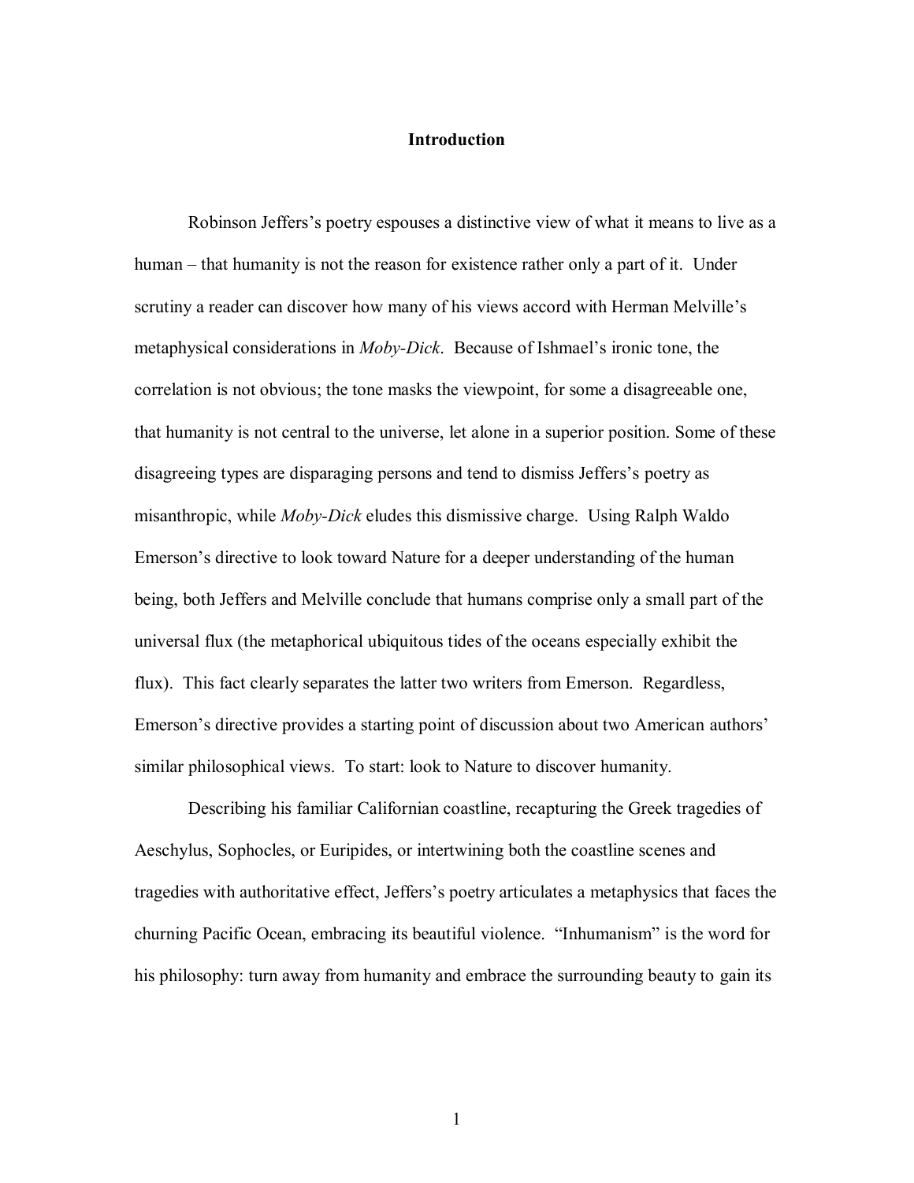# Introduction

Robinson Jeffers's poetry espouses a distinctive view of what it means to live as a human – that humanity is not the reason for existence rather only a part of it. Under scrutiny a reader can discover how many of his views accord with Herman Melville's metaphysical considerations in *Moby-Dick*. Because of Ishmael's ironic tone, the correlation is not obvious; the tone masks the viewpoint, for some a disagreeable one, that humanity is not central to the universe, let alone in a superior position. Some of these disagreeing types are disparaging persons and tend to dismiss Jeffers's poetry as misanthropic, while *Moby-Dick* eludes this dismissive charge. Using Ralph Waldo Emerson's directive to look toward Nature for a deeper understanding of the human being, both Jeffers and Melville conclude that humans comprise only a small part of the universal flux (the metaphorical ubiquitous tides of the oceans especially exhibit the flux). This fact clearly separates the latter two writers from Emerson. Regardless, Emerson's directive provides a starting point of discussion about two American authors' similar philosophical views. To start: look to Nature to discover humanity.

Describing his familiar Californian coastline, recapturing the Greek tragedies of Aeschylus, Sophocles, or Euripides, or intertwining both the coastline scenes and tragedies with authoritative effect, Jeffers's poetry articulates a metaphysics that faces the churning Pacific Ocean, embracing its beautiful violence. "Inhumanism" is the word for his philosophy: turn away from humanity and embrace the surrounding beauty to gain its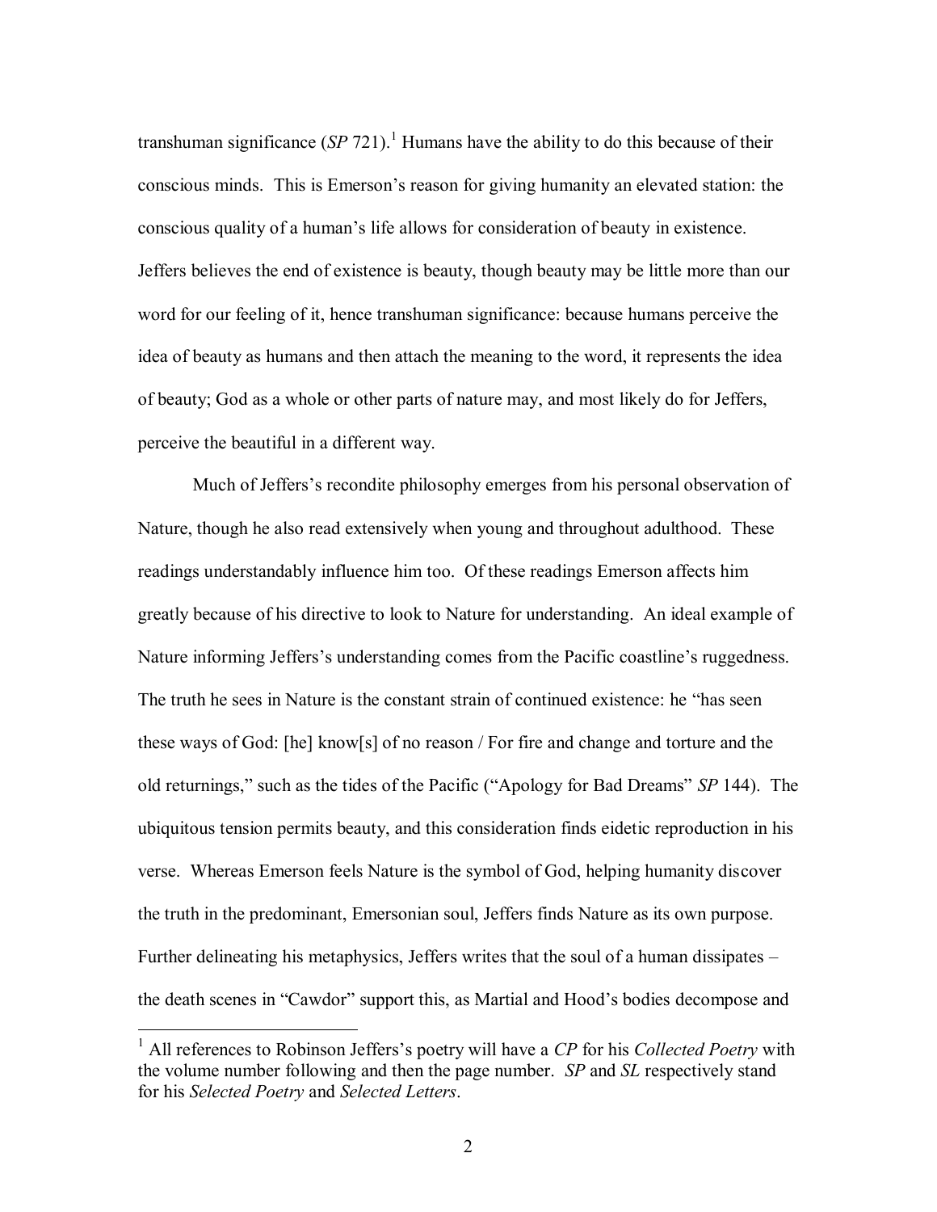transhuman significance (*SP* 721).[1] Humans have the ability to do this because of their conscious minds. This is Emerson's reason for giving humanity an elevated station: the conscious quality of a human's life allows for consideration of beauty in existence. Jeffers believes the end of existence is beauty, though beauty may be little more than our word for our feeling of it, hence transhuman significance: because humans perceive the idea of beauty as humans and then attach the meaning to the word, it represents the idea of beauty; God as a whole or other parts of nature may, and most likely do for Jeffers, perceive the beautiful in a different way.

Much of Jeffers's recondite philosophy emerges from his personal observation of Nature, though he also read extensively when young and throughout adulthood. These readings understandably influence him too. Of these readings Emerson affects him greatly because of his directive to look to Nature for understanding. An ideal example of Nature informing Jeffers's understanding comes from the Pacific coastline's ruggedness. The truth he sees in Nature is the constant strain of continued existence: he "has seen these ways of God: [he] know[s] of no reason / For fire and change and torture and the old returnings," such as the tides of the Pacific ("Apology for Bad Dreams" *SP* 144). The ubiquitous tension permits beauty, and this consideration finds eidetic reproduction in his verse. Whereas Emerson feels Nature is the symbol of God, helping humanity discover the truth in the predominant, Emersonian soul, Jeffers finds Nature as its own purpose. Further delineating his metaphysics, Jeffers writes that the soul of a human dissipates – the death scenes in "Cawdor" support this, as Martial and Hood's bodies decompose and

---

[1] All references to Robinson Jeffers's poetry will have a *CP* for his *Collected Poetry* with the volume number following and then the page number. *SP* and *SL* respectively stand for his *Selected Poetry* and *Selected Letters*.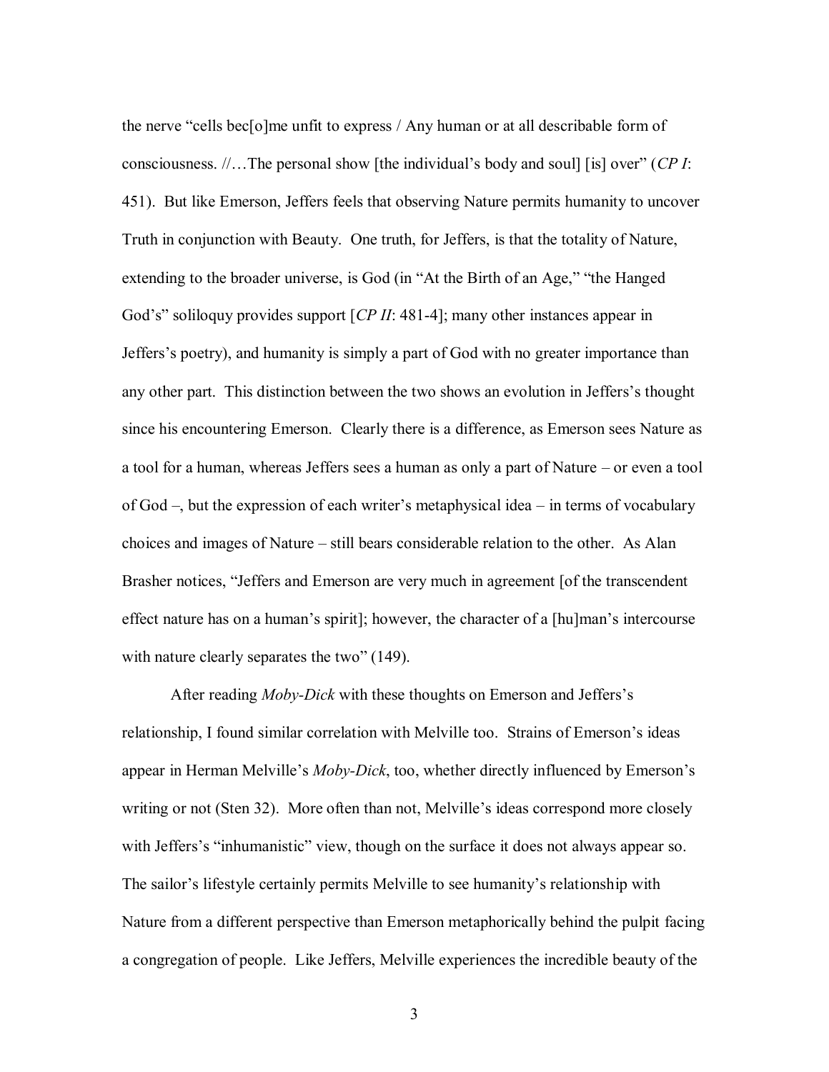the nerve "cells bec[o]me unfit to express / Any human or at all describable form of consciousness. //…The personal show [the individual's body and soul] [is] over" (*CP I*: 451). But like Emerson, Jeffers feels that observing Nature permits humanity to uncover Truth in conjunction with Beauty. One truth, for Jeffers, is that the totality of Nature, extending to the broader universe, is God (in "At the Birth of an Age," "the Hanged God's" soliloquy provides support [*CP II*: 481-4]; many other instances appear in Jeffers's poetry), and humanity is simply a part of God with no greater importance than any other part. This distinction between the two shows an evolution in Jeffers's thought since his encountering Emerson. Clearly there is a difference, as Emerson sees Nature as a tool for a human, whereas Jeffers sees a human as only a part of Nature – or even a tool of God –, but the expression of each writer's metaphysical idea – in terms of vocabulary choices and images of Nature – still bears considerable relation to the other. As Alan Brasher notices, "Jeffers and Emerson are very much in agreement [of the transcendent effect nature has on a human's spirit]; however, the character of a [hu]man's intercourse with nature clearly separates the two" (149).

After reading *Moby-Dick* with these thoughts on Emerson and Jeffers's relationship, I found similar correlation with Melville too. Strains of Emerson's ideas appear in Herman Melville's *Moby-Dick*, too, whether directly influenced by Emerson's writing or not (Sten 32). More often than not, Melville's ideas correspond more closely with Jeffers's "inhumanistic" view, though on the surface it does not always appear so. The sailor's lifestyle certainly permits Melville to see humanity's relationship with Nature from a different perspective than Emerson metaphorically behind the pulpit facing a congregation of people. Like Jeffers, Melville experiences the incredible beauty of the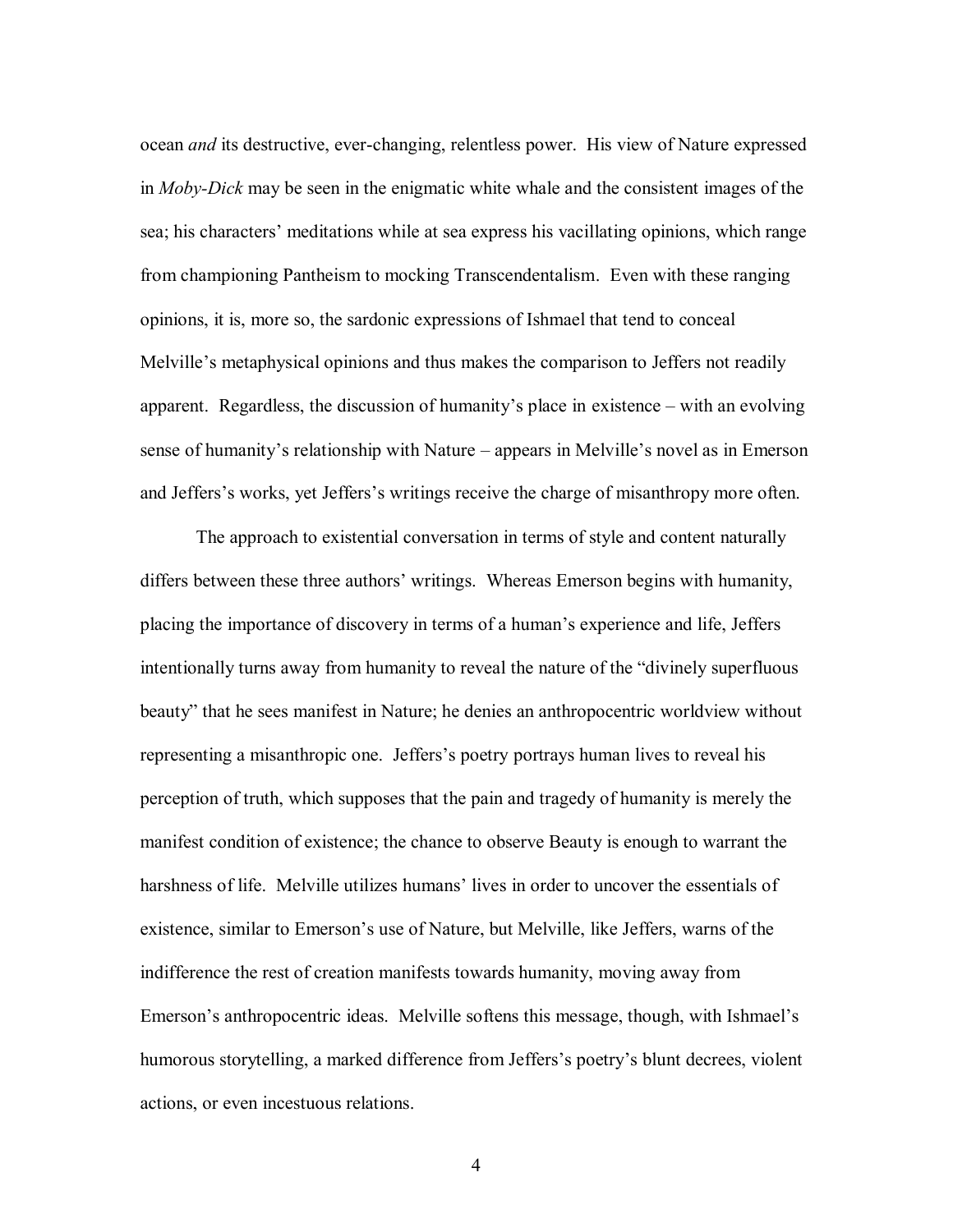ocean *and* its destructive, ever-changing, relentless power. His view of Nature expressed in *Moby-Dick* may be seen in the enigmatic white whale and the consistent images of the sea; his characters' meditations while at sea express his vacillating opinions, which range from championing Pantheism to mocking Transcendentalism. Even with these ranging opinions, it is, more so, the sardonic expressions of Ishmael that tend to conceal Melville's metaphysical opinions and thus makes the comparison to Jeffers not readily apparent. Regardless, the discussion of humanity's place in existence – with an evolving sense of humanity's relationship with Nature – appears in Melville's novel as in Emerson and Jeffers's works, yet Jeffers's writings receive the charge of misanthropy more often.

The approach to existential conversation in terms of style and content naturally differs between these three authors' writings. Whereas Emerson begins with humanity, placing the importance of discovery in terms of a human's experience and life, Jeffers intentionally turns away from humanity to reveal the nature of the "divinely superfluous beauty" that he sees manifest in Nature; he denies an anthropocentric worldview without representing a misanthropic one. Jeffers's poetry portrays human lives to reveal his perception of truth, which supposes that the pain and tragedy of humanity is merely the manifest condition of existence; the chance to observe Beauty is enough to warrant the harshness of life. Melville utilizes humans' lives in order to uncover the essentials of existence, similar to Emerson's use of Nature, but Melville, like Jeffers, warns of the indifference the rest of creation manifests towards humanity, moving away from Emerson's anthropocentric ideas. Melville softens this message, though, with Ishmael's humorous storytelling, a marked difference from Jeffers's poetry's blunt decrees, violent actions, or even incestuous relations.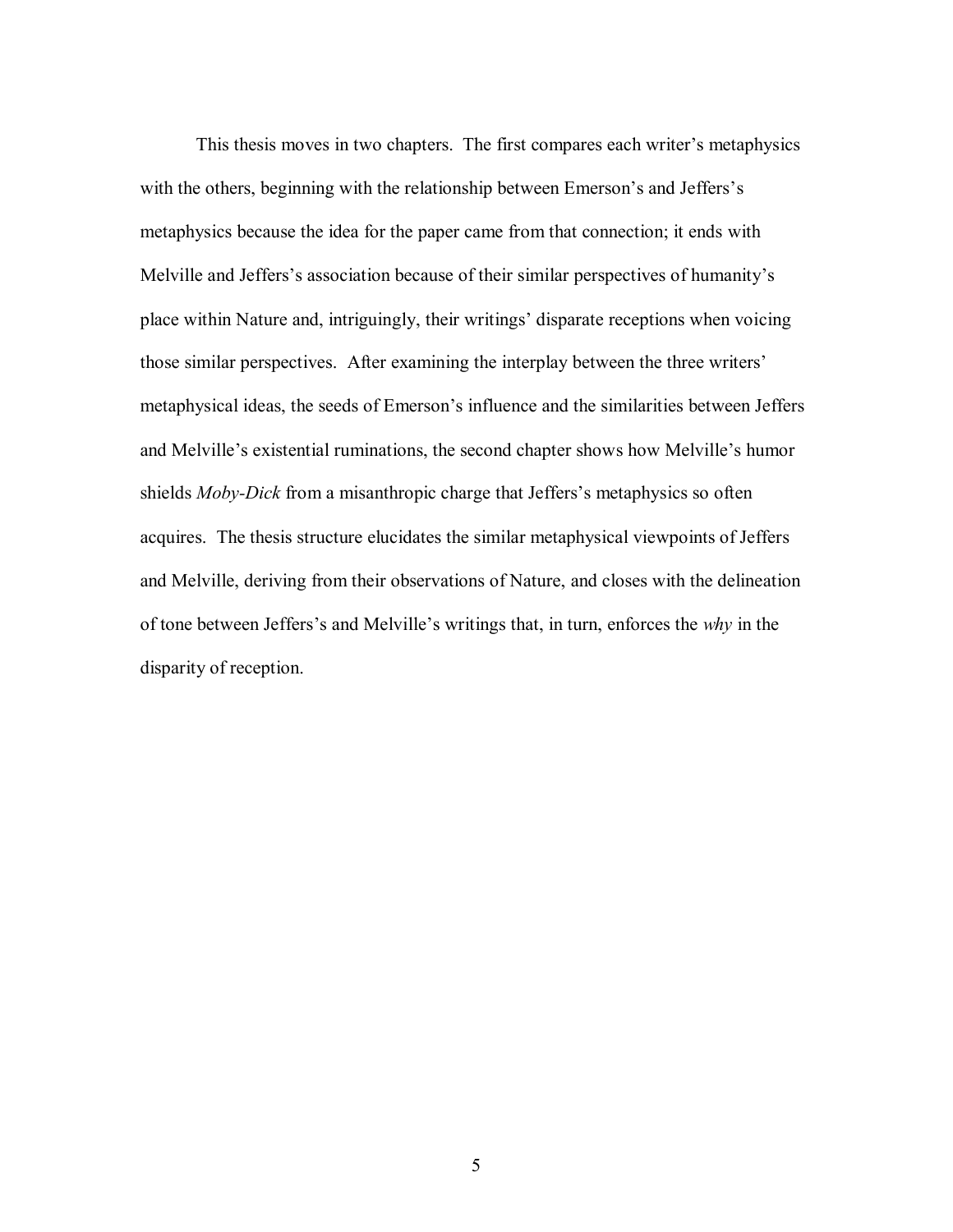This thesis moves in two chapters. The first compares each writer's metaphysics with the others, beginning with the relationship between Emerson's and Jeffers's metaphysics because the idea for the paper came from that connection; it ends with Melville and Jeffers's association because of their similar perspectives of humanity's place within Nature and, intriguingly, their writings' disparate receptions when voicing those similar perspectives. After examining the interplay between the three writers' metaphysical ideas, the seeds of Emerson's influence and the similarities between Jeffers and Melville's existential ruminations, the second chapter shows how Melville's humor shields *Moby-Dick* from a misanthropic charge that Jeffers's metaphysics so often acquires. The thesis structure elucidates the similar metaphysical viewpoints of Jeffers and Melville, deriving from their observations of Nature, and closes with the delineation of tone between Jeffers's and Melville's writings that, in turn, enforces the *why* in the disparity of reception.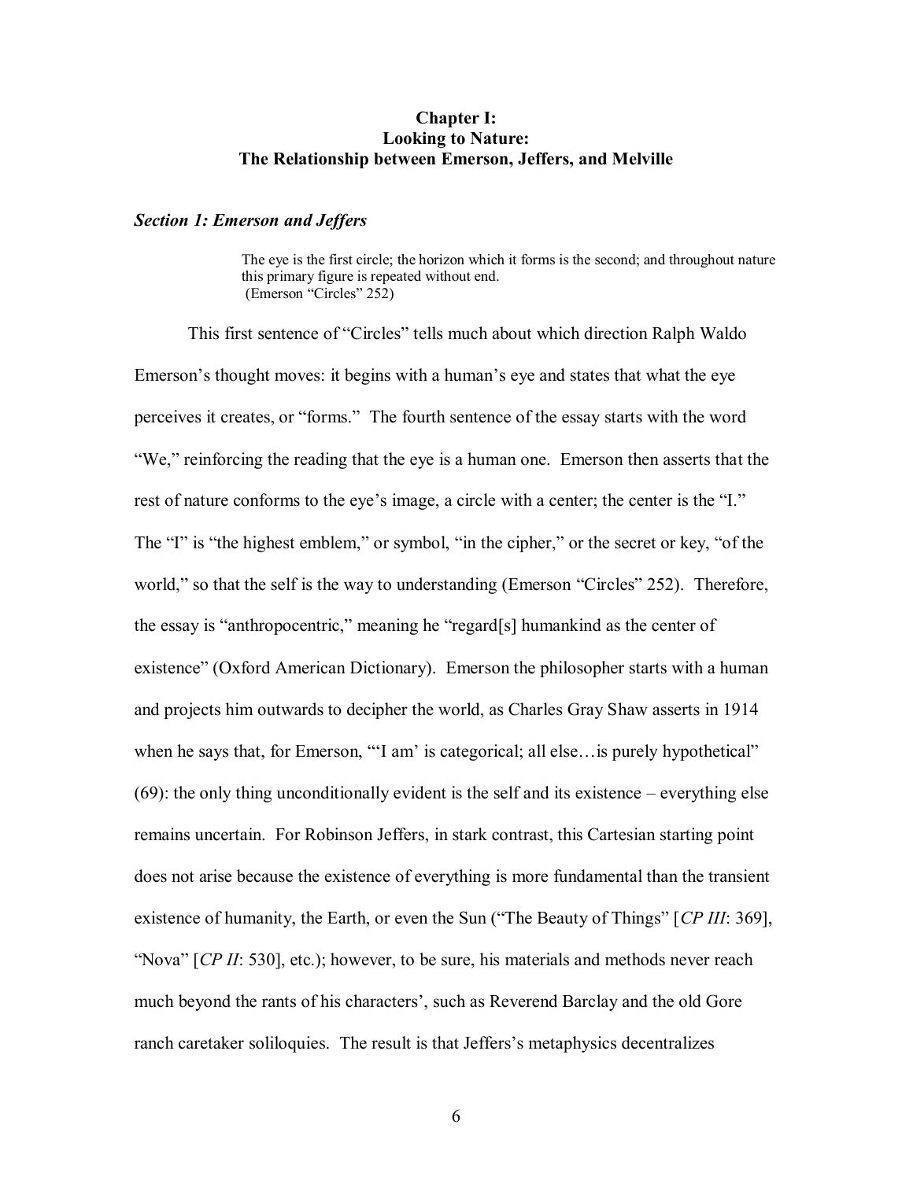## Chapter I:
## Looking to Nature:
## The Relationship between Emerson, Jeffers, and Melville

### *Section 1: Emerson and Jeffers*

> The eye is the first circle; the horizon which it forms is the second; and throughout nature this primary figure is repeated without end.
> (Emerson "Circles" 252)

This first sentence of "Circles" tells much about which direction Ralph Waldo Emerson's thought moves: it begins with a human's eye and states that what the eye perceives it creates, or "forms." The fourth sentence of the essay starts with the word "We," reinforcing the reading that the eye is a human one. Emerson then asserts that the rest of nature conforms to the eye's image, a circle with a center; the center is the "I." The "I" is "the highest emblem," or symbol, "in the cipher," or the secret or key, "of the world," so that the self is the way to understanding (Emerson "Circles" 252). Therefore, the essay is "anthropocentric," meaning he "regard[s] humankind as the center of existence" (Oxford American Dictionary). Emerson the philosopher starts with a human and projects him outwards to decipher the world, as Charles Gray Shaw asserts in 1914 when he says that, for Emerson, "'I am' is categorical; all else…is purely hypothetical" (69): the only thing unconditionally evident is the self and its existence – everything else remains uncertain. For Robinson Jeffers, in stark contrast, this Cartesian starting point does not arise because the existence of everything is more fundamental than the transient existence of humanity, the Earth, or even the Sun ("The Beauty of Things" [*CP III*: 369], "Nova" [*CP II*: 530], etc.); however, to be sure, his materials and methods never reach much beyond the rants of his characters', such as Reverend Barclay and the old Gore ranch caretaker soliloquies. The result is that Jeffers's metaphysics decentralizes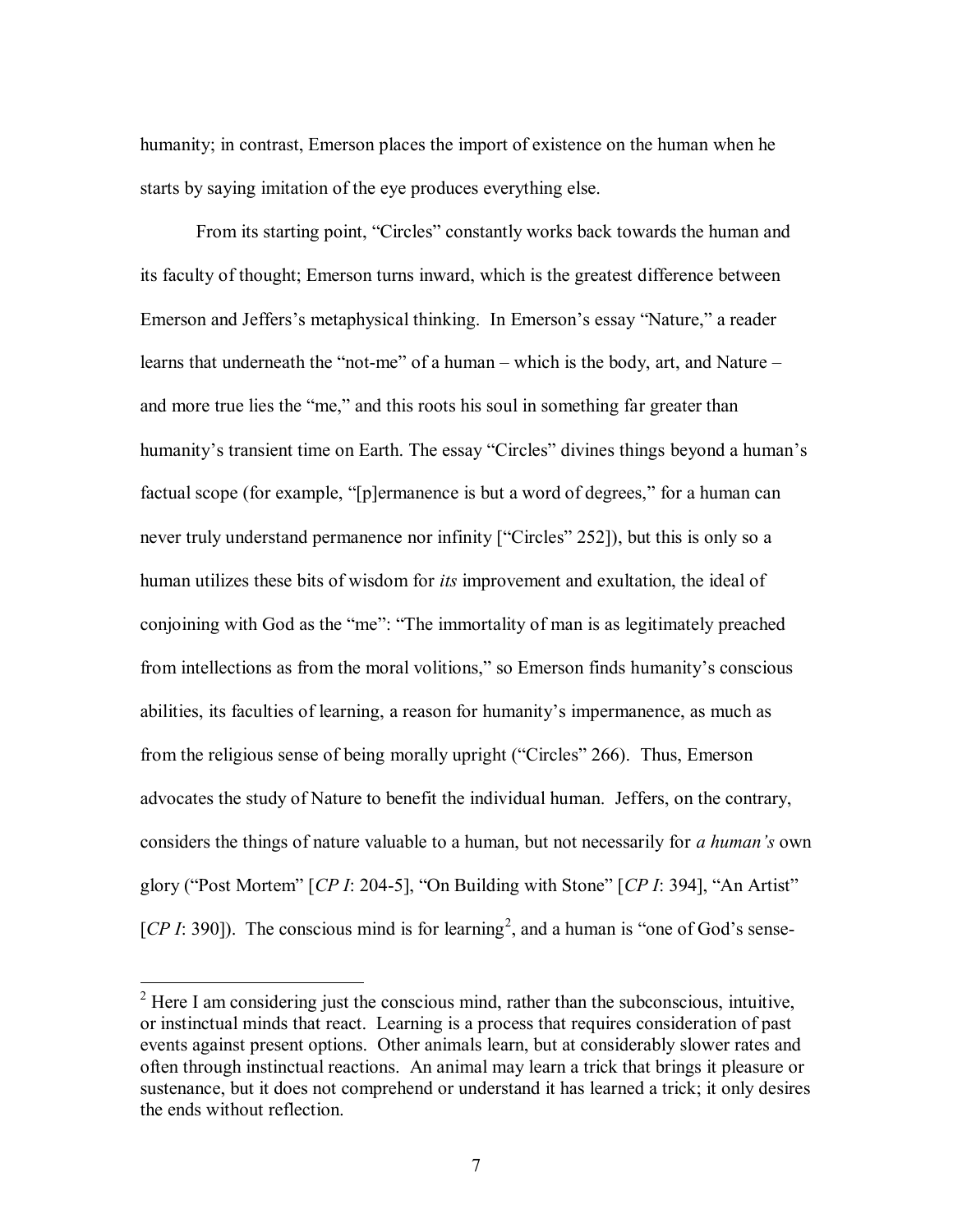humanity; in contrast, Emerson places the import of existence on the human when he starts by saying imitation of the eye produces everything else.

From its starting point, "Circles" constantly works back towards the human and its faculty of thought; Emerson turns inward, which is the greatest difference between Emerson and Jeffers's metaphysical thinking. In Emerson's essay "Nature," a reader learns that underneath the "not-me" of a human – which is the body, art, and Nature – and more true lies the "me," and this roots his soul in something far greater than humanity's transient time on Earth. The essay "Circles" divines things beyond a human's factual scope (for example, "[p]ermanence is but a word of degrees," for a human can never truly understand permanence nor infinity ["Circles" 252]), but this is only so a human utilizes these bits of wisdom for *its* improvement and exultation, the ideal of conjoining with God as the "me": "The immortality of man is as legitimately preached from intellections as from the moral volitions," so Emerson finds humanity's conscious abilities, its faculties of learning, a reason for humanity's impermanence, as much as from the religious sense of being morally upright ("Circles" 266). Thus, Emerson advocates the study of Nature to benefit the individual human. Jeffers, on the contrary, considers the things of nature valuable to a human, but not necessarily for *a human's* own glory ("Post Mortem" [*CP I*: 204-5], "On Building with Stone" [*CP I*: 394], "An Artist" [*CP I*: 390]). The conscious mind is for learning[2], and a human is "one of God's sense-

[2] Here I am considering just the conscious mind, rather than the subconscious, intuitive, or instinctual minds that react. Learning is a process that requires consideration of past events against present options. Other animals learn, but at considerably slower rates and often through instinctual reactions. An animal may learn a trick that brings it pleasure or sustenance, but it does not comprehend or understand it has learned a trick; it only desires the ends without reflection.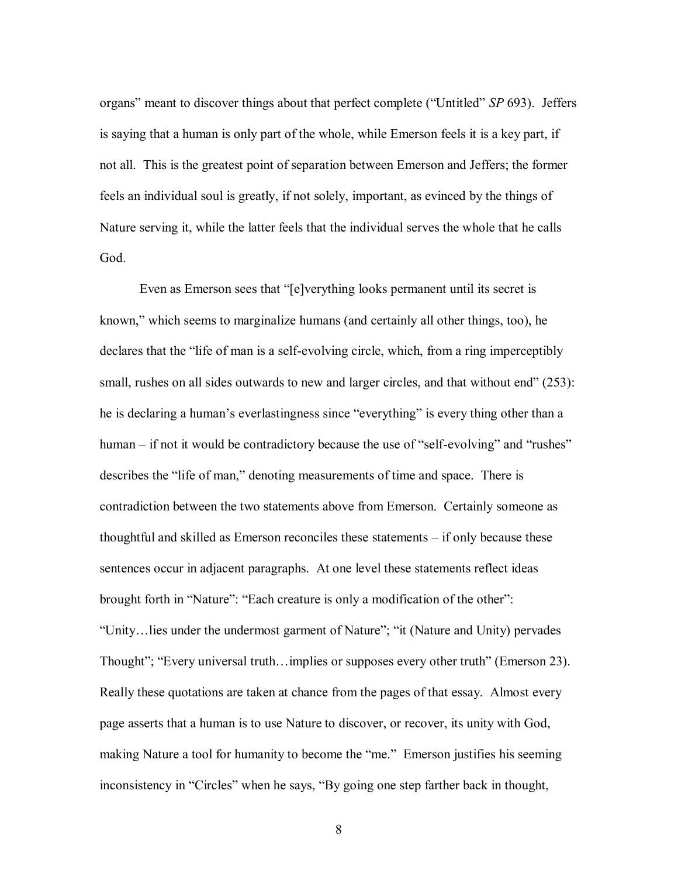organs" meant to discover things about that perfect complete ("Untitled" *SP* 693). Jeffers is saying that a human is only part of the whole, while Emerson feels it is a key part, if not all. This is the greatest point of separation between Emerson and Jeffers; the former feels an individual soul is greatly, if not solely, important, as evinced by the things of Nature serving it, while the latter feels that the individual serves the whole that he calls God.

Even as Emerson sees that "[e]verything looks permanent until its secret is known," which seems to marginalize humans (and certainly all other things, too), he declares that the "life of man is a self-evolving circle, which, from a ring imperceptibly small, rushes on all sides outwards to new and larger circles, and that without end" (253): he is declaring a human's everlastingness since "everything" is every thing other than a human – if not it would be contradictory because the use of "self-evolving" and "rushes" describes the "life of man," denoting measurements of time and space. There is contradiction between the two statements above from Emerson. Certainly someone as thoughtful and skilled as Emerson reconciles these statements – if only because these sentences occur in adjacent paragraphs. At one level these statements reflect ideas brought forth in "Nature": "Each creature is only a modification of the other": "Unity…lies under the undermost garment of Nature"; "it (Nature and Unity) pervades Thought"; "Every universal truth…implies or supposes every other truth" (Emerson 23). Really these quotations are taken at chance from the pages of that essay. Almost every page asserts that a human is to use Nature to discover, or recover, its unity with God, making Nature a tool for humanity to become the "me." Emerson justifies his seeming inconsistency in "Circles" when he says, "By going one step farther back in thought,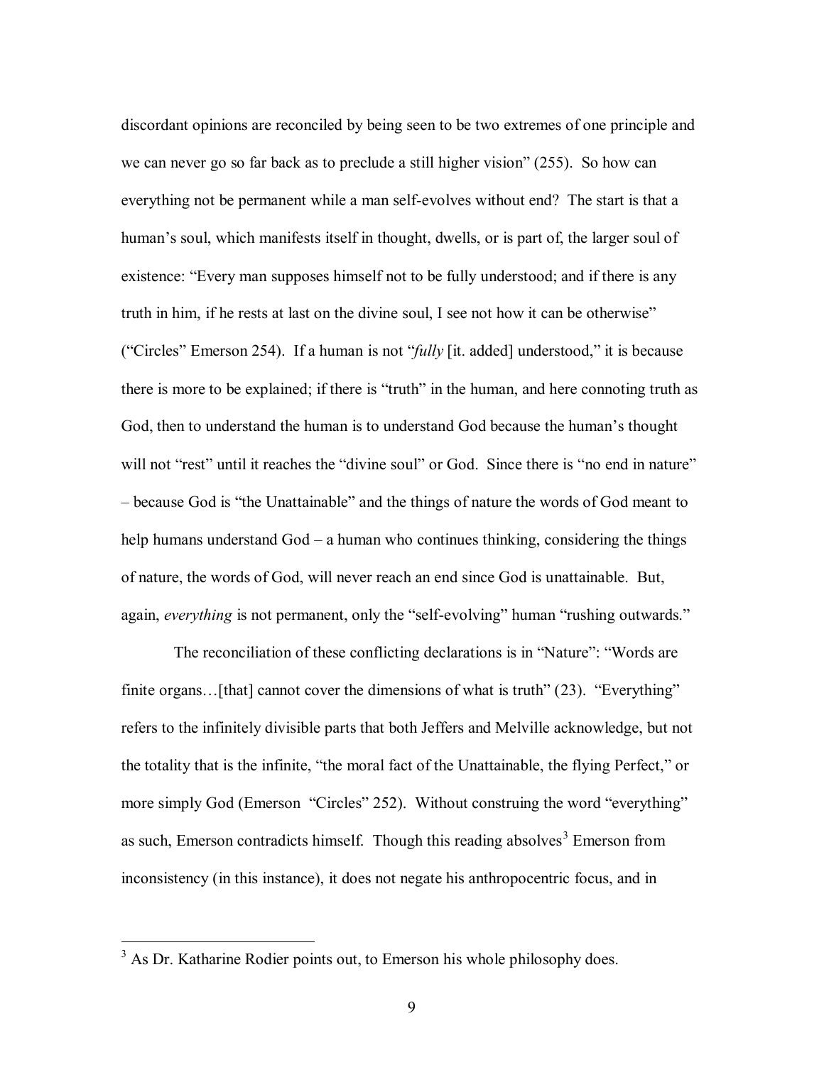discordant opinions are reconciled by being seen to be two extremes of one principle and we can never go so far back as to preclude a still higher vision" (255). So how can everything not be permanent while a man self-evolves without end? The start is that a human's soul, which manifests itself in thought, dwells, or is part of, the larger soul of existence: "Every man supposes himself not to be fully understood; and if there is any truth in him, if he rests at last on the divine soul, I see not how it can be otherwise" ("Circles" Emerson 254). If a human is not "*fully* [it. added] understood," it is because there is more to be explained; if there is "truth" in the human, and here connoting truth as God, then to understand the human is to understand God because the human's thought will not "rest" until it reaches the "divine soul" or God. Since there is "no end in nature" – because God is "the Unattainable" and the things of nature the words of God meant to help humans understand God – a human who continues thinking, considering the things of nature, the words of God, will never reach an end since God is unattainable. But, again, *everything* is not permanent, only the "self-evolving" human "rushing outwards."

The reconciliation of these conflicting declarations is in "Nature": "Words are finite organs…[that] cannot cover the dimensions of what is truth" (23). "Everything" refers to the infinitely divisible parts that both Jeffers and Melville acknowledge, but not the totality that is the infinite, "the moral fact of the Unattainable, the flying Perfect," or more simply God (Emerson "Circles" 252). Without construing the word "everything" as such, Emerson contradicts himself. Though this reading absolves[3] Emerson from inconsistency (in this instance), it does not negate his anthropocentric focus, and in

[3] As Dr. Katharine Rodier points out, to Emerson his whole philosophy does.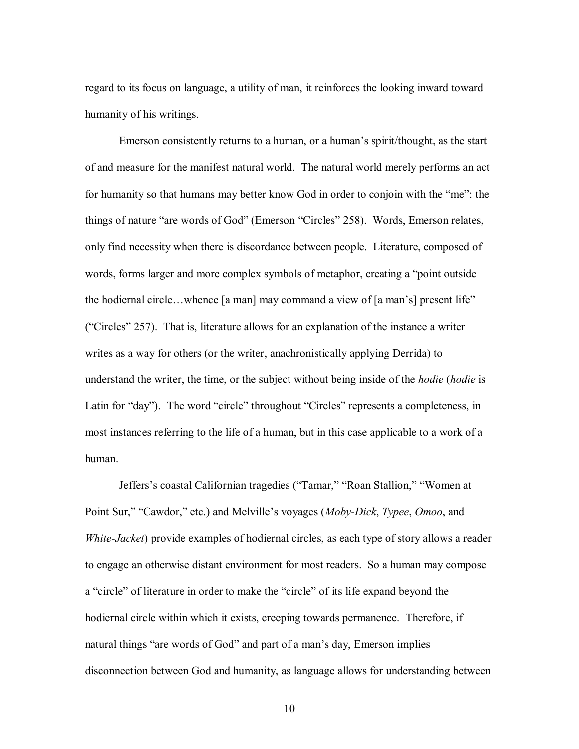regard to its focus on language, a utility of man, it reinforces the looking inward toward humanity of his writings.

Emerson consistently returns to a human, or a human's spirit/thought, as the start of and measure for the manifest natural world. The natural world merely performs an act for humanity so that humans may better know God in order to conjoin with the "me": the things of nature "are words of God" (Emerson "Circles" 258). Words, Emerson relates, only find necessity when there is discordance between people. Literature, composed of words, forms larger and more complex symbols of metaphor, creating a "point outside the hodiernal circle…whence [a man] may command a view of [a man's] present life" ("Circles" 257). That is, literature allows for an explanation of the instance a writer writes as a way for others (or the writer, anachronistically applying Derrida) to understand the writer, the time, or the subject without being inside of the *hodie* (*hodie* is Latin for "day"). The word "circle" throughout "Circles" represents a completeness, in most instances referring to the life of a human, but in this case applicable to a work of a human.

Jeffers's coastal Californian tragedies ("Tamar," "Roan Stallion," "Women at Point Sur," "Cawdor," etc.) and Melville's voyages (*Moby-Dick*, *Typee*, *Omoo*, and *White-Jacket*) provide examples of hodiernal circles, as each type of story allows a reader to engage an otherwise distant environment for most readers. So a human may compose a "circle" of literature in order to make the "circle" of its life expand beyond the hodiernal circle within which it exists, creeping towards permanence. Therefore, if natural things "are words of God" and part of a man's day, Emerson implies disconnection between God and humanity, as language allows for understanding between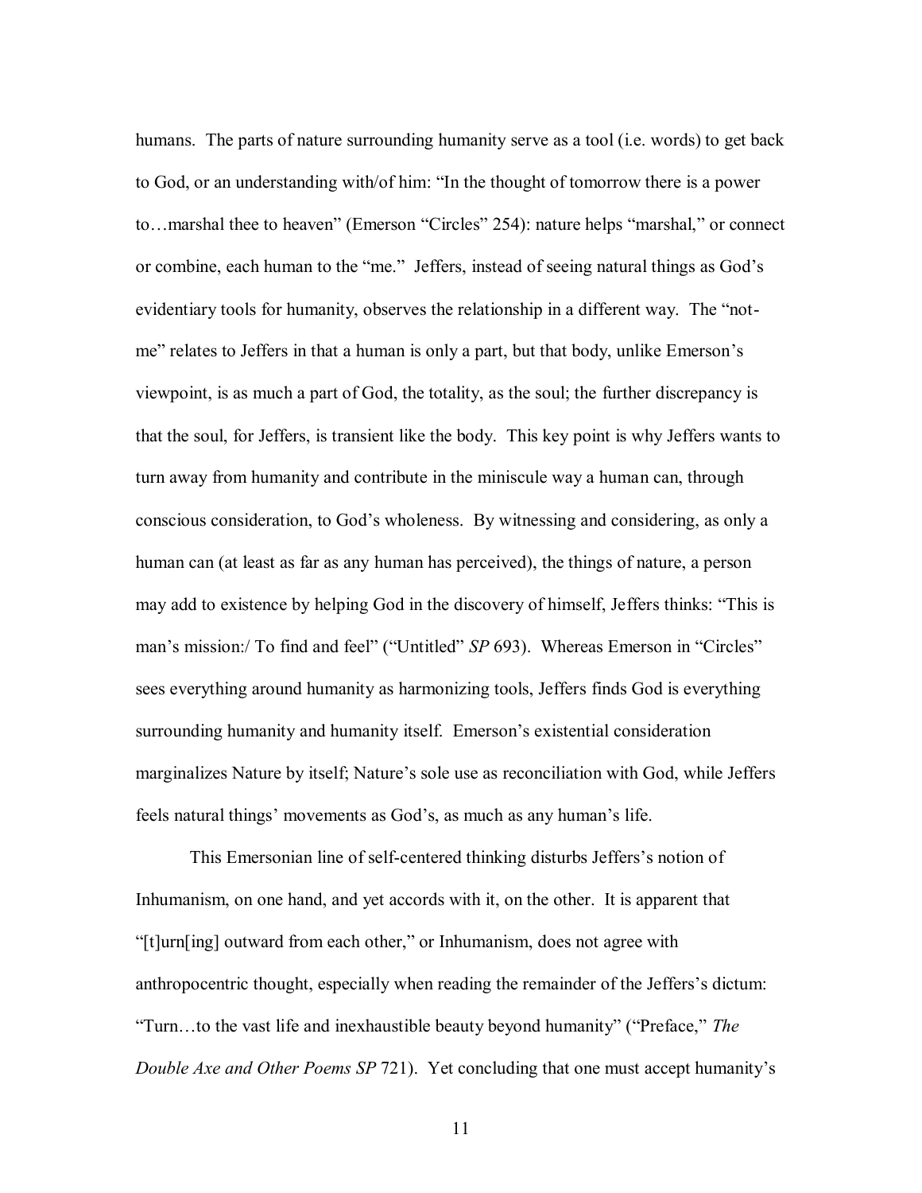humans. The parts of nature surrounding humanity serve as a tool (i.e. words) to get back to God, or an understanding with/of him: "In the thought of tomorrow there is a power to…marshal thee to heaven" (Emerson "Circles" 254): nature helps "marshal," or connect or combine, each human to the "me." Jeffers, instead of seeing natural things as God's evidentiary tools for humanity, observes the relationship in a different way. The "not-me" relates to Jeffers in that a human is only a part, but that body, unlike Emerson's viewpoint, is as much a part of God, the totality, as the soul; the further discrepancy is that the soul, for Jeffers, is transient like the body. This key point is why Jeffers wants to turn away from humanity and contribute in the miniscule way a human can, through conscious consideration, to God's wholeness. By witnessing and considering, as only a human can (at least as far as any human has perceived), the things of nature, a person may add to existence by helping God in the discovery of himself, Jeffers thinks: "This is man's mission:/ To find and feel" ("Untitled" *SP* 693). Whereas Emerson in "Circles" sees everything around humanity as harmonizing tools, Jeffers finds God is everything surrounding humanity and humanity itself. Emerson's existential consideration marginalizes Nature by itself; Nature's sole use as reconciliation with God, while Jeffers feels natural things' movements as God's, as much as any human's life.

This Emersonian line of self-centered thinking disturbs Jeffers's notion of Inhumanism, on one hand, and yet accords with it, on the other. It is apparent that "[t]urn[ing] outward from each other," or Inhumanism, does not agree with anthropocentric thought, especially when reading the remainder of the Jeffers's dictum: "Turn…to the vast life and inexhaustible beauty beyond humanity" ("Preface," *The Double Axe and Other Poems SP* 721). Yet concluding that one must accept humanity's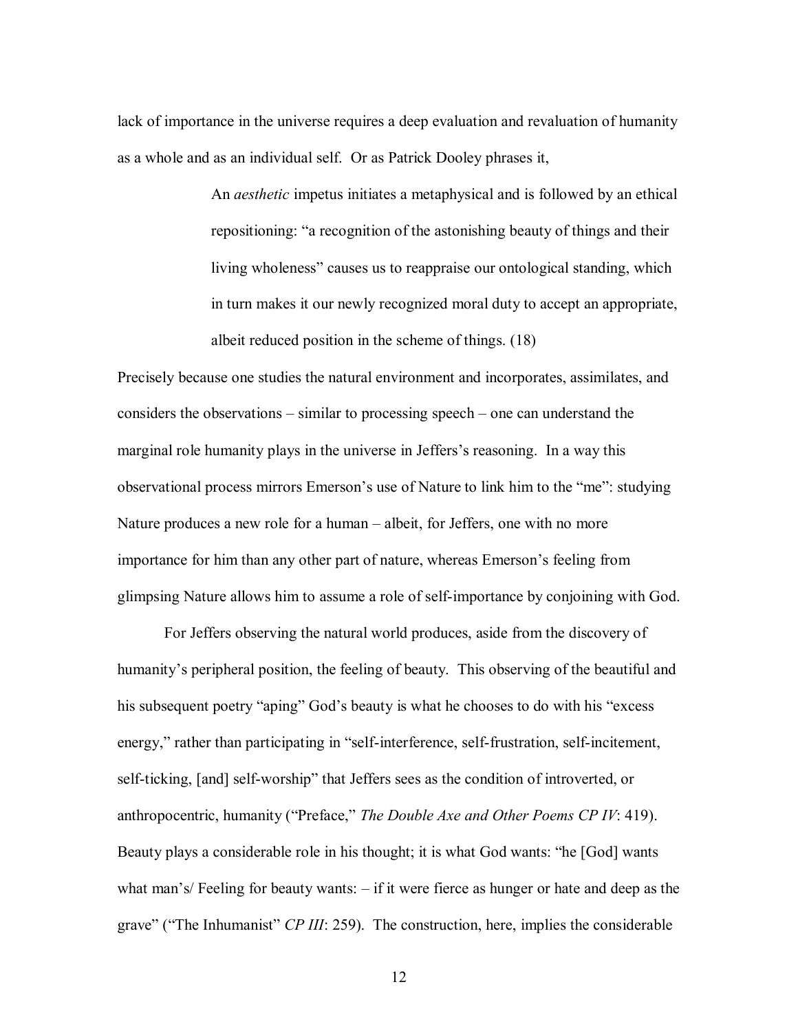lack of importance in the universe requires a deep evaluation and revaluation of humanity as a whole and as an individual self. Or as Patrick Dooley phrases it,

> An *aesthetic* impetus initiates a metaphysical and is followed by an ethical repositioning: "a recognition of the astonishing beauty of things and their living wholeness" causes us to reappraise our ontological standing, which in turn makes it our newly recognized moral duty to accept an appropriate, albeit reduced position in the scheme of things. (18)

Precisely because one studies the natural environment and incorporates, assimilates, and considers the observations – similar to processing speech – one can understand the marginal role humanity plays in the universe in Jeffers's reasoning. In a way this observational process mirrors Emerson's use of Nature to link him to the "me": studying Nature produces a new role for a human – albeit, for Jeffers, one with no more importance for him than any other part of nature, whereas Emerson's feeling from glimpsing Nature allows him to assume a role of self-importance by conjoining with God.

For Jeffers observing the natural world produces, aside from the discovery of humanity's peripheral position, the feeling of beauty. This observing of the beautiful and his subsequent poetry "aping" God's beauty is what he chooses to do with his "excess energy," rather than participating in "self-interference, self-frustration, self-incitement, self-ticking, [and] self-worship" that Jeffers sees as the condition of introverted, or anthropocentric, humanity ("Preface," *The Double Axe and Other Poems CP IV*: 419). Beauty plays a considerable role in his thought; it is what God wants: "he [God] wants what man's/ Feeling for beauty wants: – if it were fierce as hunger or hate and deep as the grave" ("The Inhumanist" *CP III*: 259). The construction, here, implies the considerable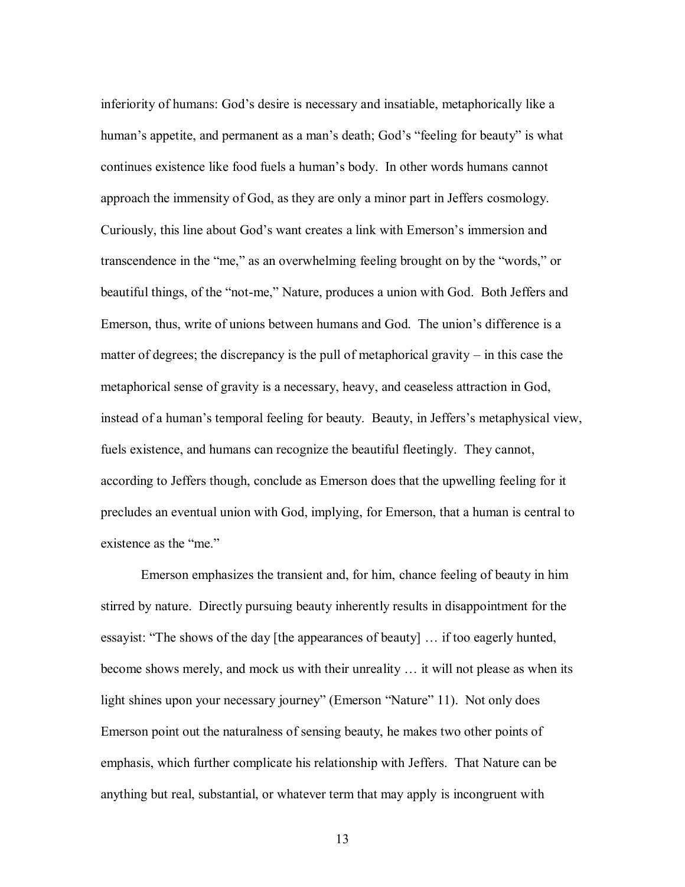inferiority of humans: God's desire is necessary and insatiable, metaphorically like a human's appetite, and permanent as a man's death; God's "feeling for beauty" is what continues existence like food fuels a human's body. In other words humans cannot approach the immensity of God, as they are only a minor part in Jeffers cosmology. Curiously, this line about God's want creates a link with Emerson's immersion and transcendence in the "me," as an overwhelming feeling brought on by the "words," or beautiful things, of the "not-me," Nature, produces a union with God. Both Jeffers and Emerson, thus, write of unions between humans and God. The union's difference is a matter of degrees; the discrepancy is the pull of metaphorical gravity – in this case the metaphorical sense of gravity is a necessary, heavy, and ceaseless attraction in God, instead of a human's temporal feeling for beauty. Beauty, in Jeffers's metaphysical view, fuels existence, and humans can recognize the beautiful fleetingly. They cannot, according to Jeffers though, conclude as Emerson does that the upwelling feeling for it precludes an eventual union with God, implying, for Emerson, that a human is central to existence as the "me."

Emerson emphasizes the transient and, for him, chance feeling of beauty in him stirred by nature. Directly pursuing beauty inherently results in disappointment for the essayist: "The shows of the day [the appearances of beauty] … if too eagerly hunted, become shows merely, and mock us with their unreality … it will not please as when its light shines upon your necessary journey" (Emerson "Nature" 11). Not only does Emerson point out the naturalness of sensing beauty, he makes two other points of emphasis, which further complicate his relationship with Jeffers. That Nature can be anything but real, substantial, or whatever term that may apply is incongruent with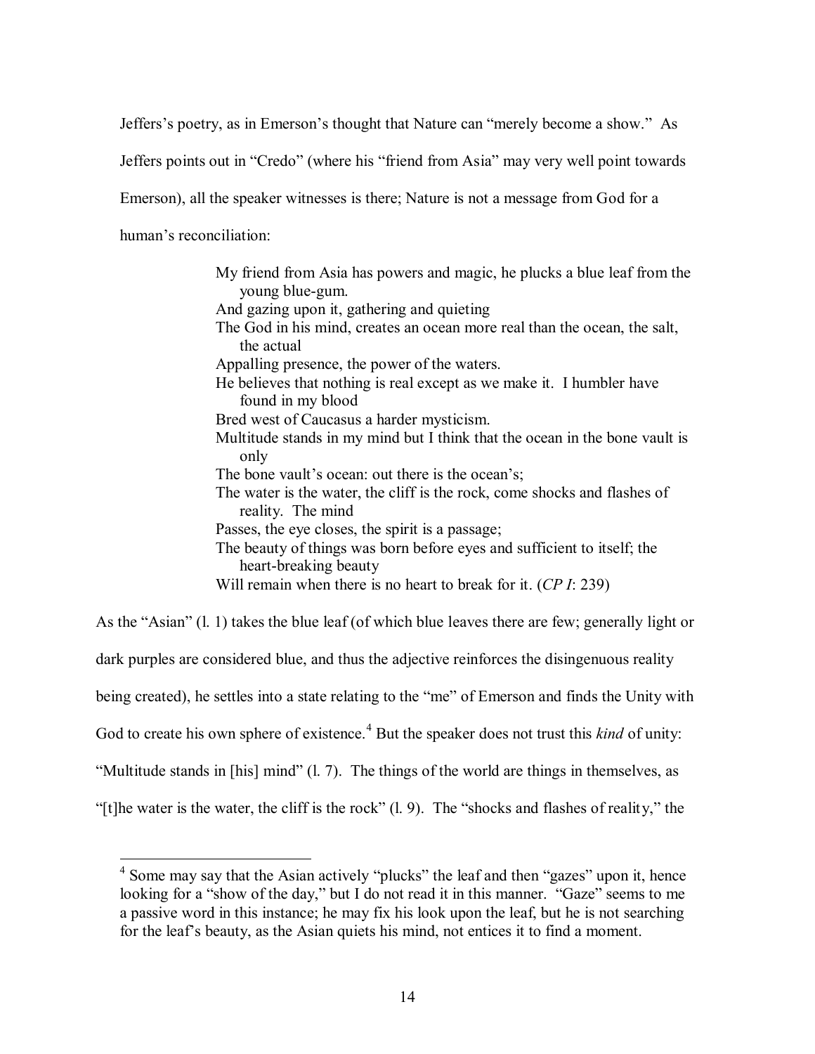Jeffers's poetry, as in Emerson's thought that Nature can "merely become a show." As Jeffers points out in "Credo" (where his "friend from Asia" may very well point towards Emerson), all the speaker witnesses is there; Nature is not a message from God for a human's reconciliation:

> My friend from Asia has powers and magic, he plucks a blue leaf from the young blue-gum.
> And gazing upon it, gathering and quieting
> The God in his mind, creates an ocean more real than the ocean, the salt, the actual
> Appalling presence, the power of the waters.
> He believes that nothing is real except as we make it. I humbler have found in my blood
> Bred west of Caucasus a harder mysticism.
> Multitude stands in my mind but I think that the ocean in the bone vault is only
> The bone vault's ocean: out there is the ocean's;
> The water is the water, the cliff is the rock, come shocks and flashes of reality. The mind
> Passes, the eye closes, the spirit is a passage;
> The beauty of things was born before eyes and sufficient to itself; the heart-breaking beauty
> Will remain when there is no heart to break for it. (*CP I*: 239)

As the "Asian" (l. 1) takes the blue leaf (of which blue leaves there are few; generally light or dark purples are considered blue, and thus the adjective reinforces the disingenuous reality being created), he settles into a state relating to the "me" of Emerson and finds the Unity with God to create his own sphere of existence.[4] But the speaker does not trust this *kind* of unity: "Multitude stands in [his] mind" (l. 7). The things of the world are things in themselves, as "[t]he water is the water, the cliff is the rock" (l. 9). The "shocks and flashes of reality," the

---

[4] Some may say that the Asian actively "plucks" the leaf and then "gazes" upon it, hence looking for a "show of the day," but I do not read it in this manner. "Gaze" seems to me a passive word in this instance; he may fix his look upon the leaf, but he is not searching for the leaf's beauty, as the Asian quiets his mind, not entices it to find a moment.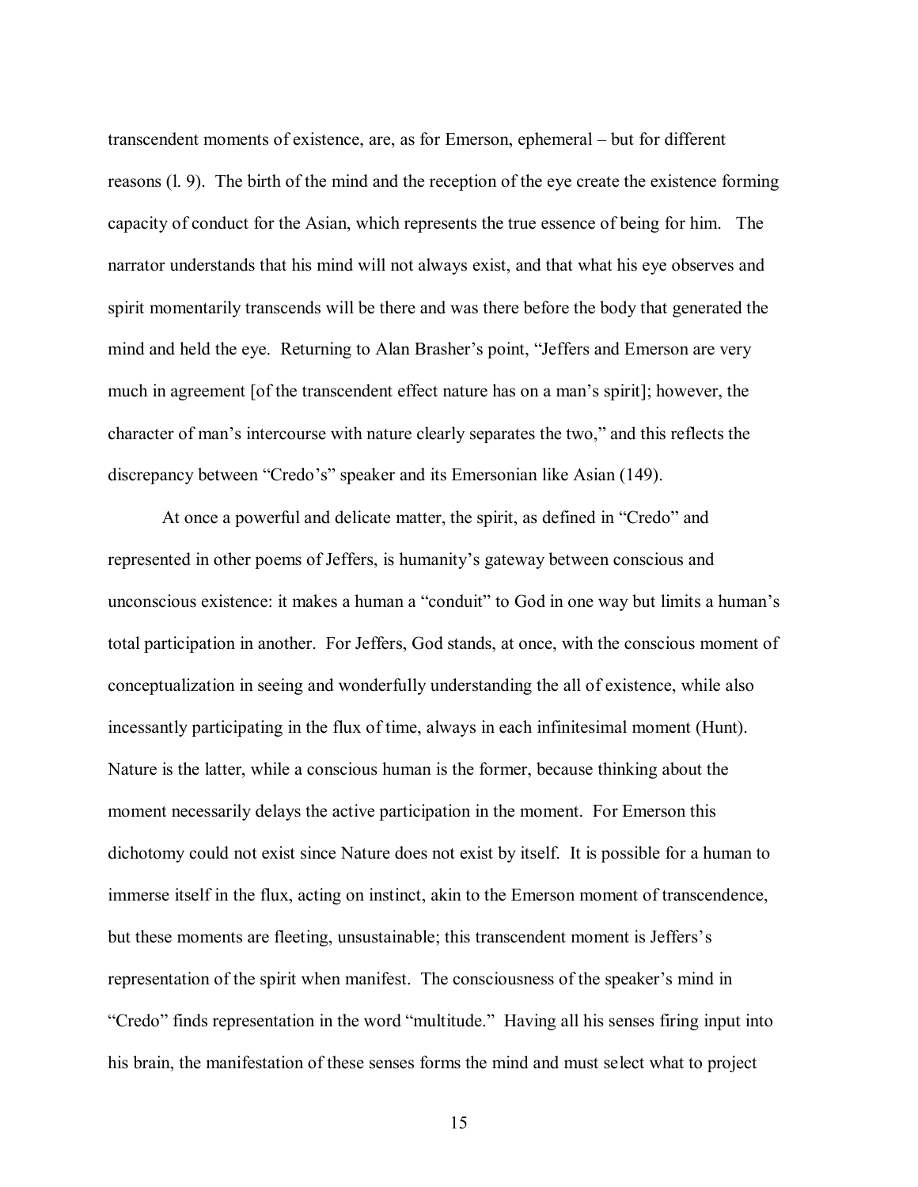transcendent moments of existence, are, as for Emerson, ephemeral – but for different reasons (l. 9). The birth of the mind and the reception of the eye create the existence forming capacity of conduct for the Asian, which represents the true essence of being for him. The narrator understands that his mind will not always exist, and that what his eye observes and spirit momentarily transcends will be there and was there before the body that generated the mind and held the eye. Returning to Alan Brasher's point, "Jeffers and Emerson are very much in agreement [of the transcendent effect nature has on a man's spirit]; however, the character of man's intercourse with nature clearly separates the two," and this reflects the discrepancy between "Credo's" speaker and its Emersonian like Asian (149).

At once a powerful and delicate matter, the spirit, as defined in "Credo" and represented in other poems of Jeffers, is humanity's gateway between conscious and unconscious existence: it makes a human a "conduit" to God in one way but limits a human's total participation in another. For Jeffers, God stands, at once, with the conscious moment of conceptualization in seeing and wonderfully understanding the all of existence, while also incessantly participating in the flux of time, always in each infinitesimal moment (Hunt). Nature is the latter, while a conscious human is the former, because thinking about the moment necessarily delays the active participation in the moment. For Emerson this dichotomy could not exist since Nature does not exist by itself. It is possible for a human to immerse itself in the flux, acting on instinct, akin to the Emerson moment of transcendence, but these moments are fleeting, unsustainable; this transcendent moment is Jeffers's representation of the spirit when manifest. The consciousness of the speaker's mind in "Credo" finds representation in the word "multitude." Having all his senses firing input into his brain, the manifestation of these senses forms the mind and must select what to project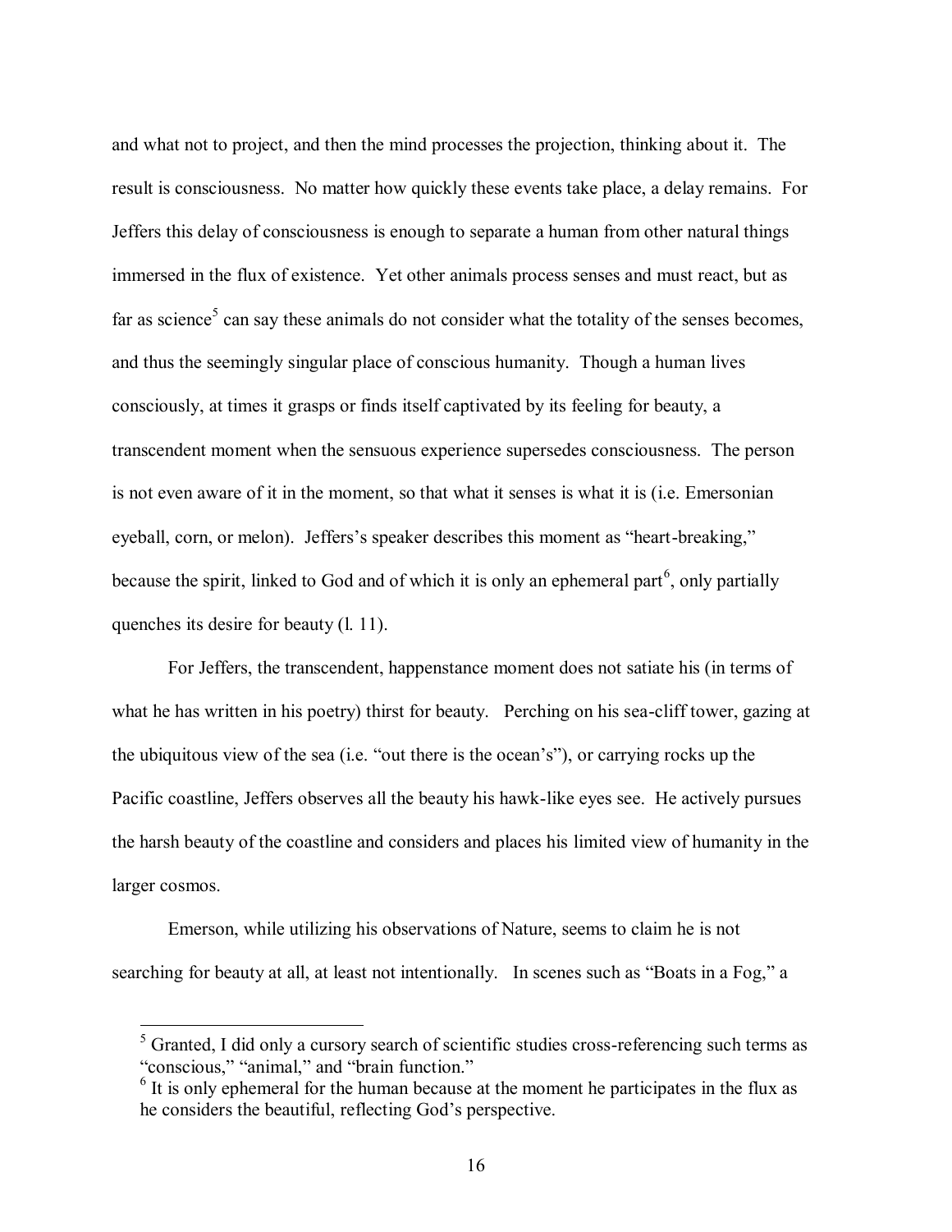and what not to project, and then the mind processes the projection, thinking about it. The result is consciousness. No matter how quickly these events take place, a delay remains. For Jeffers this delay of consciousness is enough to separate a human from other natural things immersed in the flux of existence. Yet other animals process senses and must react, but as far as science[5] can say these animals do not consider what the totality of the senses becomes, and thus the seemingly singular place of conscious humanity. Though a human lives consciously, at times it grasps or finds itself captivated by its feeling for beauty, a transcendent moment when the sensuous experience supersedes consciousness. The person is not even aware of it in the moment, so that what it senses is what it is (i.e. Emersonian eyeball, corn, or melon). Jeffers's speaker describes this moment as "heart-breaking," because the spirit, linked to God and of which it is only an ephemeral part[6], only partially quenches its desire for beauty (l. 11).

For Jeffers, the transcendent, happenstance moment does not satiate his (in terms of what he has written in his poetry) thirst for beauty. Perching on his sea-cliff tower, gazing at the ubiquitous view of the sea (i.e. "out there is the ocean's"), or carrying rocks up the Pacific coastline, Jeffers observes all the beauty his hawk-like eyes see. He actively pursues the harsh beauty of the coastline and considers and places his limited view of humanity in the larger cosmos.

Emerson, while utilizing his observations of Nature, seems to claim he is not searching for beauty at all, at least not intentionally. In scenes such as "Boats in a Fog," a

---

[5] Granted, I did only a cursory search of scientific studies cross-referencing such terms as "conscious," "animal," and "brain function."

[6] It is only ephemeral for the human because at the moment he participates in the flux as he considers the beautiful, reflecting God's perspective.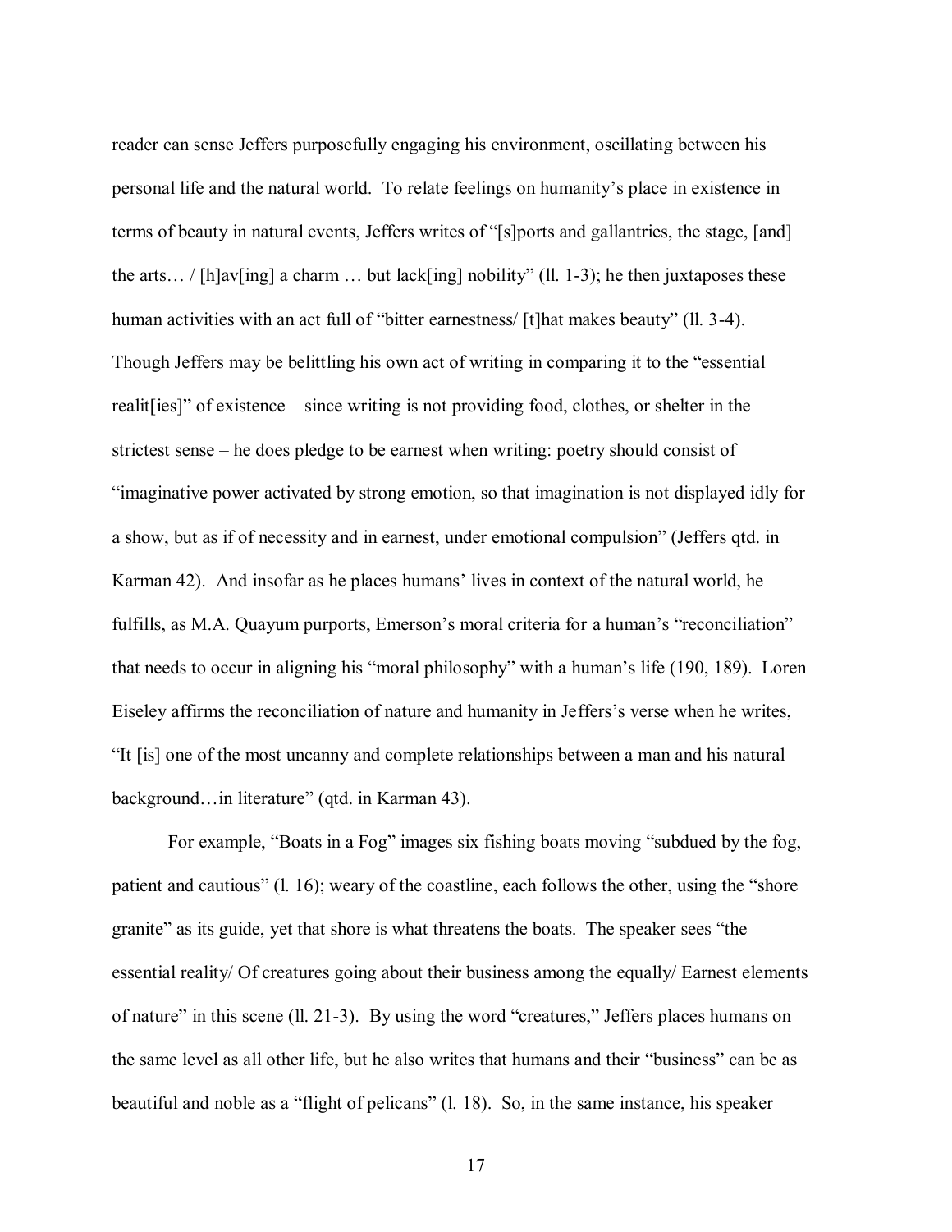reader can sense Jeffers purposefully engaging his environment, oscillating between his personal life and the natural world. To relate feelings on humanity's place in existence in terms of beauty in natural events, Jeffers writes of "[s]ports and gallantries, the stage, [and] the arts… / [h]av[ing] a charm … but lack[ing] nobility" (ll. 1-3); he then juxtaposes these human activities with an act full of "bitter earnestness/ [t]hat makes beauty" (ll. 3-4). Though Jeffers may be belittling his own act of writing in comparing it to the "essential realit[ies]" of existence – since writing is not providing food, clothes, or shelter in the strictest sense – he does pledge to be earnest when writing: poetry should consist of "imaginative power activated by strong emotion, so that imagination is not displayed idly for a show, but as if of necessity and in earnest, under emotional compulsion" (Jeffers qtd. in Karman 42). And insofar as he places humans' lives in context of the natural world, he fulfills, as M.A. Quayum purports, Emerson's moral criteria for a human's "reconciliation" that needs to occur in aligning his "moral philosophy" with a human's life (190, 189). Loren Eiseley affirms the reconciliation of nature and humanity in Jeffers's verse when he writes, "It [is] one of the most uncanny and complete relationships between a man and his natural background…in literature" (qtd. in Karman 43).

For example, "Boats in a Fog" images six fishing boats moving "subdued by the fog, patient and cautious" (l. 16); weary of the coastline, each follows the other, using the "shore granite" as its guide, yet that shore is what threatens the boats. The speaker sees "the essential reality/ Of creatures going about their business among the equally/ Earnest elements of nature" in this scene (ll. 21-3). By using the word "creatures," Jeffers places humans on the same level as all other life, but he also writes that humans and their "business" can be as beautiful and noble as a "flight of pelicans" (l. 18). So, in the same instance, his speaker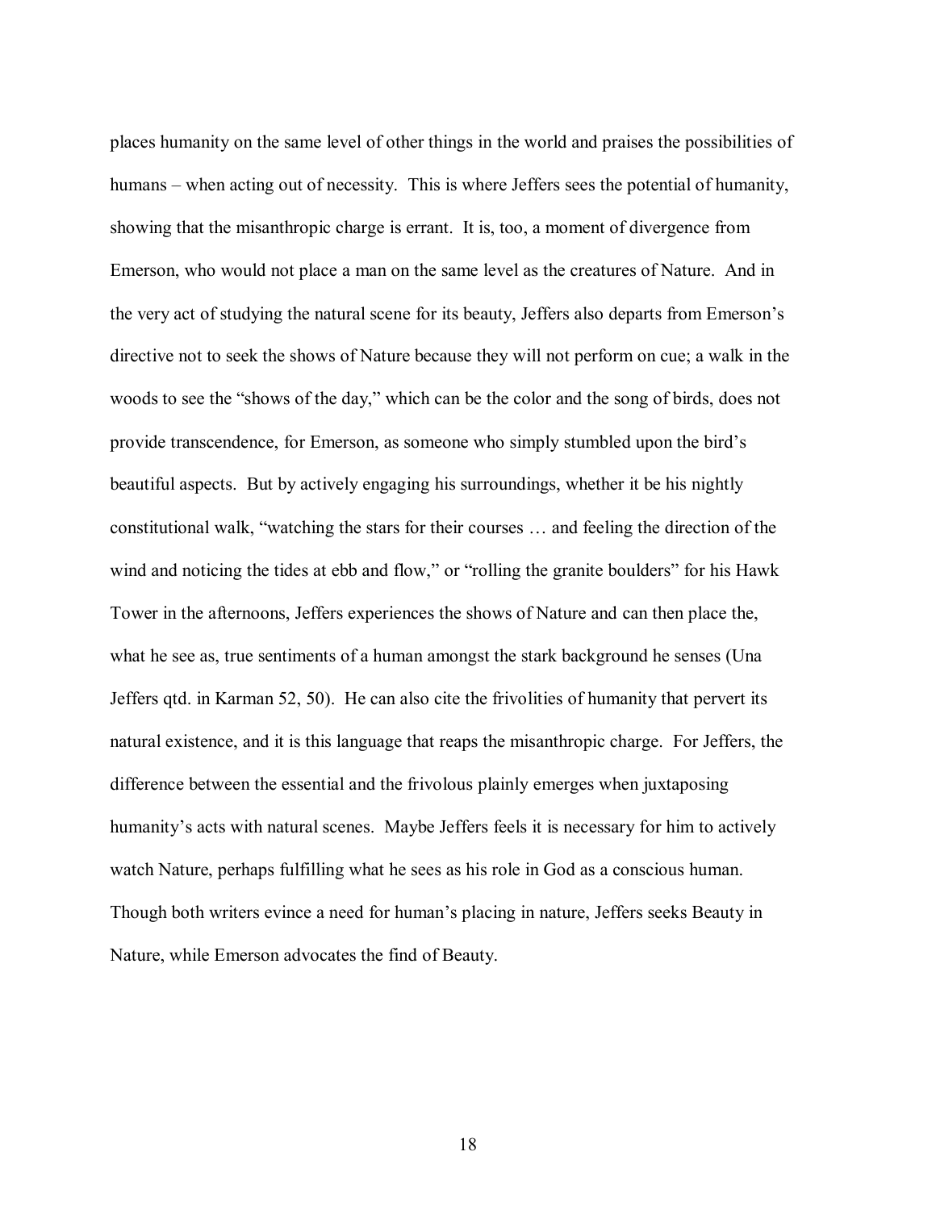places humanity on the same level of other things in the world and praises the possibilities of humans – when acting out of necessity. This is where Jeffers sees the potential of humanity, showing that the misanthropic charge is errant. It is, too, a moment of divergence from Emerson, who would not place a man on the same level as the creatures of Nature. And in the very act of studying the natural scene for its beauty, Jeffers also departs from Emerson's directive not to seek the shows of Nature because they will not perform on cue; a walk in the woods to see the "shows of the day," which can be the color and the song of birds, does not provide transcendence, for Emerson, as someone who simply stumbled upon the bird's beautiful aspects. But by actively engaging his surroundings, whether it be his nightly constitutional walk, "watching the stars for their courses … and feeling the direction of the wind and noticing the tides at ebb and flow," or "rolling the granite boulders" for his Hawk Tower in the afternoons, Jeffers experiences the shows of Nature and can then place the, what he see as, true sentiments of a human amongst the stark background he senses (Una Jeffers qtd. in Karman 52, 50). He can also cite the frivolities of humanity that pervert its natural existence, and it is this language that reaps the misanthropic charge. For Jeffers, the difference between the essential and the frivolous plainly emerges when juxtaposing humanity's acts with natural scenes. Maybe Jeffers feels it is necessary for him to actively watch Nature, perhaps fulfilling what he sees as his role in God as a conscious human. Though both writers evince a need for human's placing in nature, Jeffers seeks Beauty in Nature, while Emerson advocates the find of Beauty.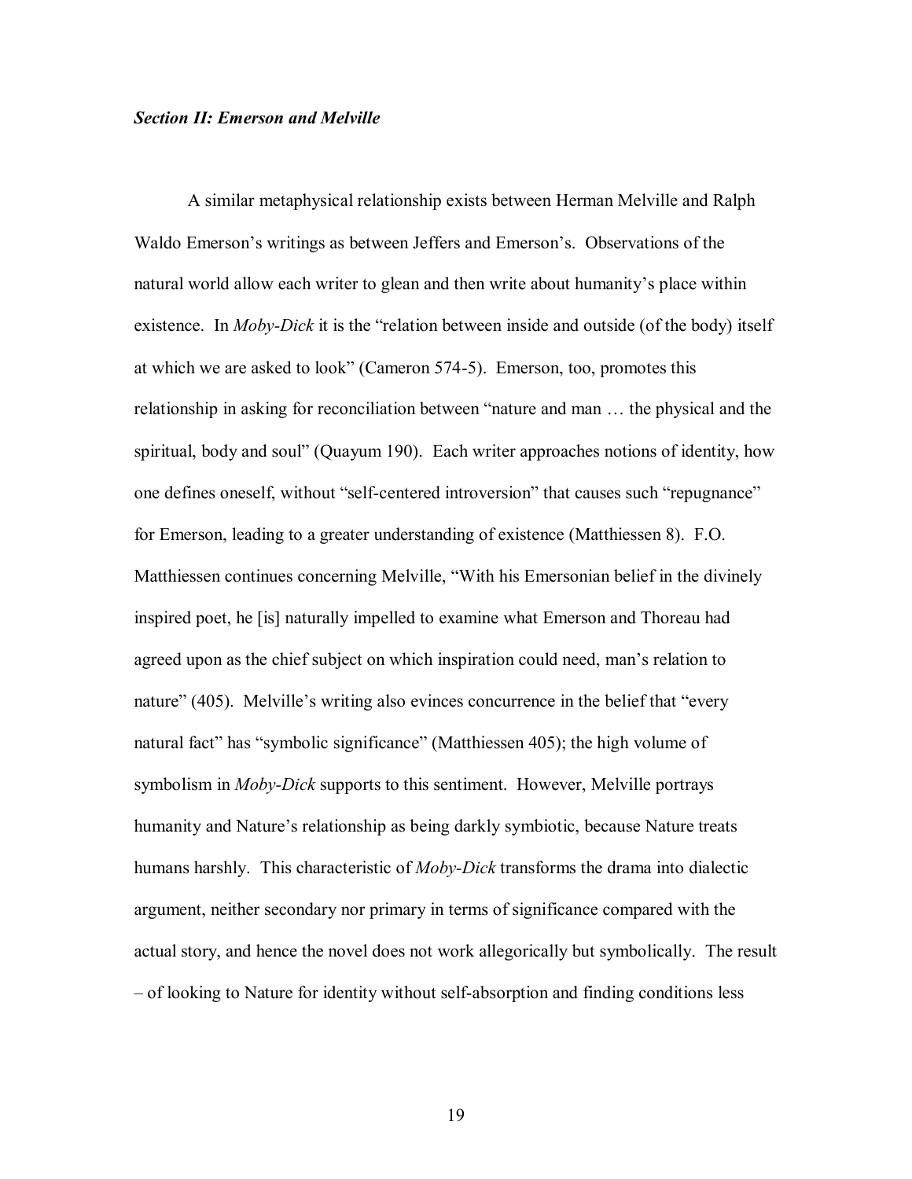### *Section II: Emerson and Melville*

A similar metaphysical relationship exists between Herman Melville and Ralph Waldo Emerson's writings as between Jeffers and Emerson's. Observations of the natural world allow each writer to glean and then write about humanity's place within existence. In *Moby-Dick* it is the "relation between inside and outside (of the body) itself at which we are asked to look" (Cameron 574-5). Emerson, too, promotes this relationship in asking for reconciliation between "nature and man … the physical and the spiritual, body and soul" (Quayum 190). Each writer approaches notions of identity, how one defines oneself, without "self-centered introversion" that causes such "repugnance" for Emerson, leading to a greater understanding of existence (Matthiessen 8). F.O. Matthiessen continues concerning Melville, "With his Emersonian belief in the divinely inspired poet, he [is] naturally impelled to examine what Emerson and Thoreau had agreed upon as the chief subject on which inspiration could need, man's relation to nature" (405). Melville's writing also evinces concurrence in the belief that "every natural fact" has "symbolic significance" (Matthiessen 405); the high volume of symbolism in *Moby-Dick* supports to this sentiment. However, Melville portrays humanity and Nature's relationship as being darkly symbiotic, because Nature treats humans harshly. This characteristic of *Moby-Dick* transforms the drama into dialectic argument, neither secondary nor primary in terms of significance compared with the actual story, and hence the novel does not work allegorically but symbolically. The result – of looking to Nature for identity without self-absorption and finding conditions less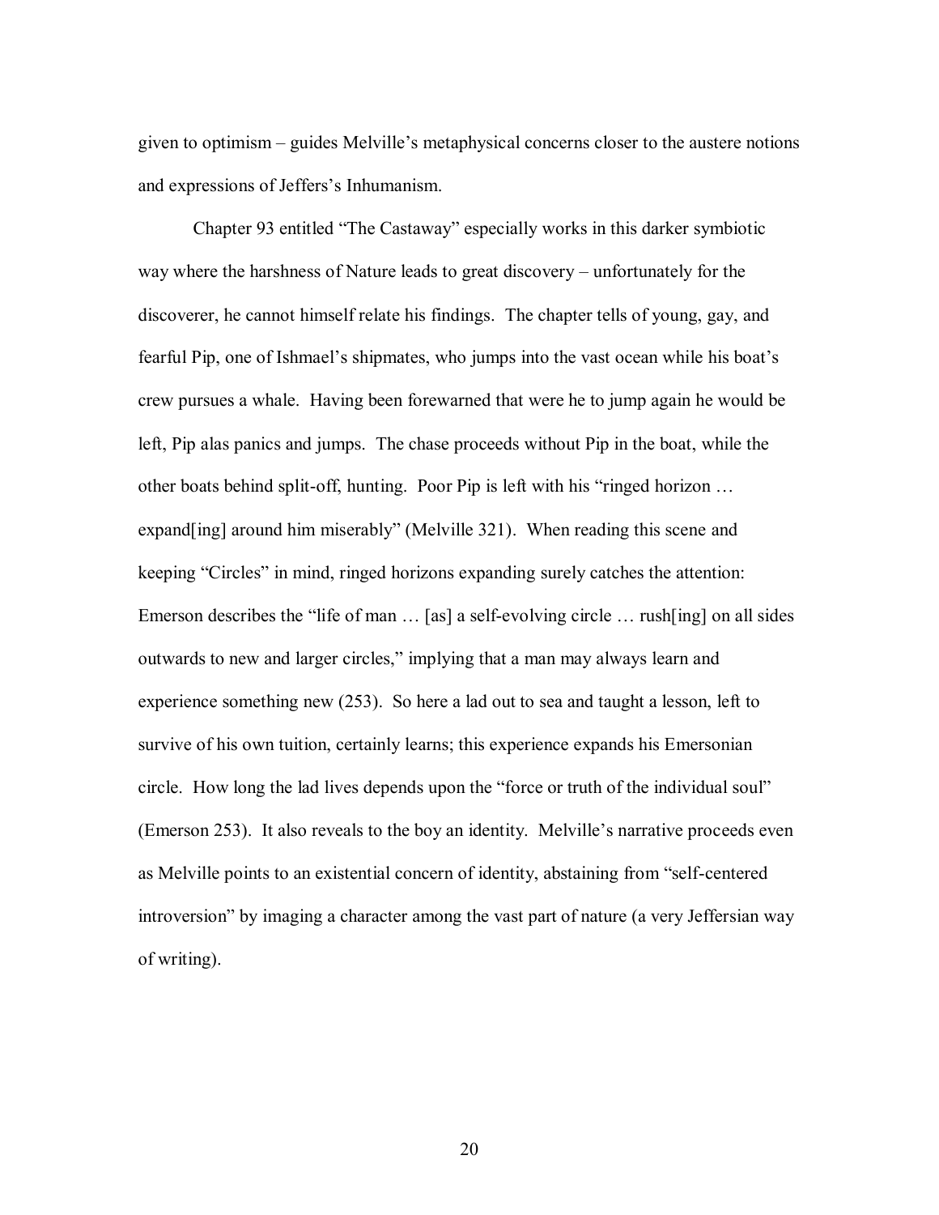given to optimism – guides Melville's metaphysical concerns closer to the austere notions and expressions of Jeffers's Inhumanism.

Chapter 93 entitled "The Castaway" especially works in this darker symbiotic way where the harshness of Nature leads to great discovery – unfortunately for the discoverer, he cannot himself relate his findings. The chapter tells of young, gay, and fearful Pip, one of Ishmael's shipmates, who jumps into the vast ocean while his boat's crew pursues a whale. Having been forewarned that were he to jump again he would be left, Pip alas panics and jumps. The chase proceeds without Pip in the boat, while the other boats behind split-off, hunting. Poor Pip is left with his "ringed horizon … expand[ing] around him miserably" (Melville 321). When reading this scene and keeping "Circles" in mind, ringed horizons expanding surely catches the attention: Emerson describes the "life of man … [as] a self-evolving circle … rush[ing] on all sides outwards to new and larger circles," implying that a man may always learn and experience something new (253). So here a lad out to sea and taught a lesson, left to survive of his own tuition, certainly learns; this experience expands his Emersonian circle. How long the lad lives depends upon the "force or truth of the individual soul" (Emerson 253). It also reveals to the boy an identity. Melville's narrative proceeds even as Melville points to an existential concern of identity, abstaining from "self-centered introversion" by imaging a character among the vast part of nature (a very Jeffersian way of writing).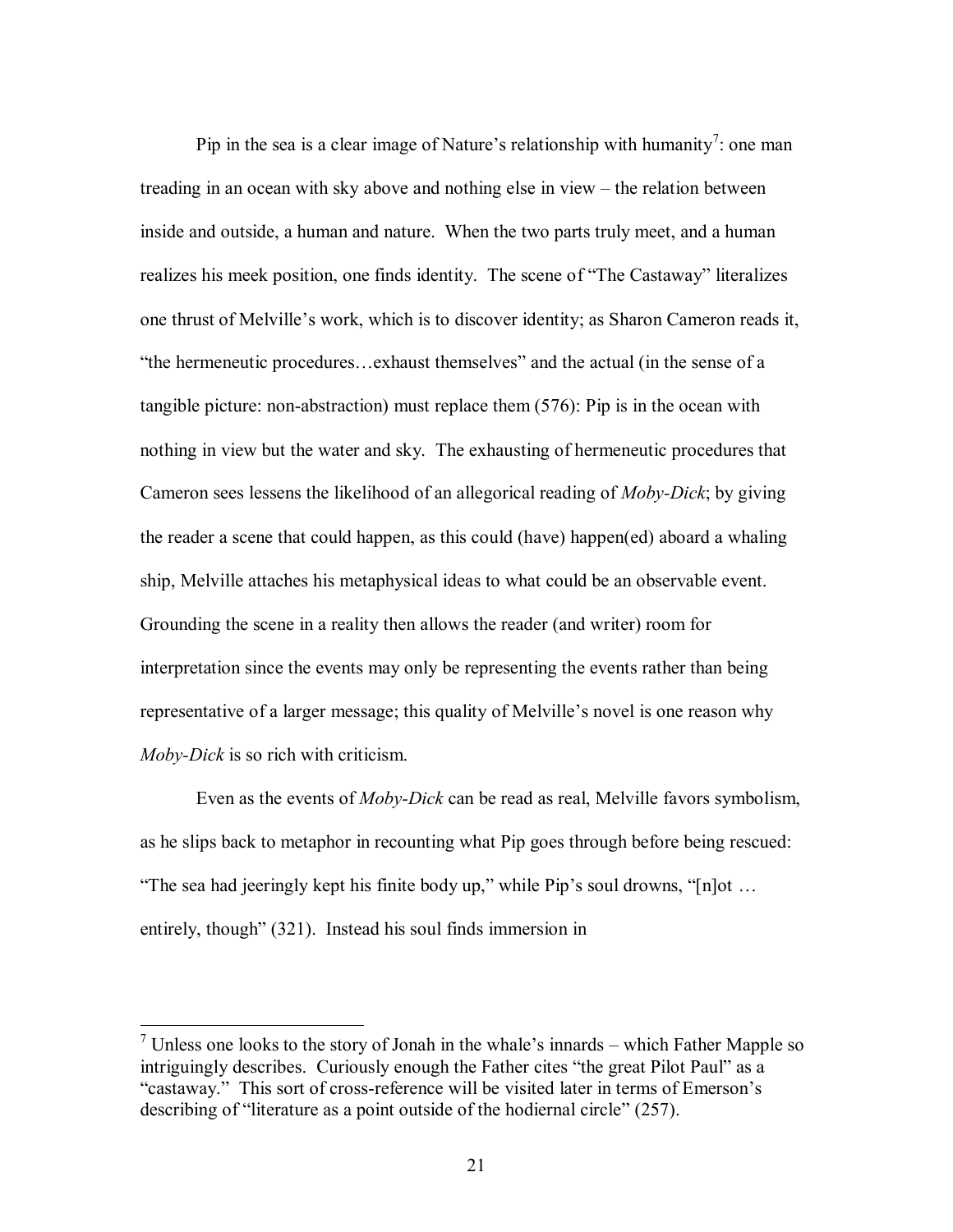Pip in the sea is a clear image of Nature's relationship with humanity[7]: one man treading in an ocean with sky above and nothing else in view – the relation between inside and outside, a human and nature. When the two parts truly meet, and a human realizes his meek position, one finds identity. The scene of "The Castaway" literalizes one thrust of Melville's work, which is to discover identity; as Sharon Cameron reads it, "the hermeneutic procedures…exhaust themselves" and the actual (in the sense of a tangible picture: non-abstraction) must replace them (576): Pip is in the ocean with nothing in view but the water and sky. The exhausting of hermeneutic procedures that Cameron sees lessens the likelihood of an allegorical reading of *Moby-Dick*; by giving the reader a scene that could happen, as this could (have) happen(ed) aboard a whaling ship, Melville attaches his metaphysical ideas to what could be an observable event. Grounding the scene in a reality then allows the reader (and writer) room for interpretation since the events may only be representing the events rather than being representative of a larger message; this quality of Melville's novel is one reason why *Moby-Dick* is so rich with criticism.

Even as the events of *Moby-Dick* can be read as real, Melville favors symbolism, as he slips back to metaphor in recounting what Pip goes through before being rescued: "The sea had jeeringly kept his finite body up," while Pip's soul drowns, "[n]ot … entirely, though" (321). Instead his soul finds immersion in

---

[7] Unless one looks to the story of Jonah in the whale's innards – which Father Mapple so intriguingly describes. Curiously enough the Father cites "the great Pilot Paul" as a "castaway." This sort of cross-reference will be visited later in terms of Emerson's describing of "literature as a point outside of the hodiernal circle" (257).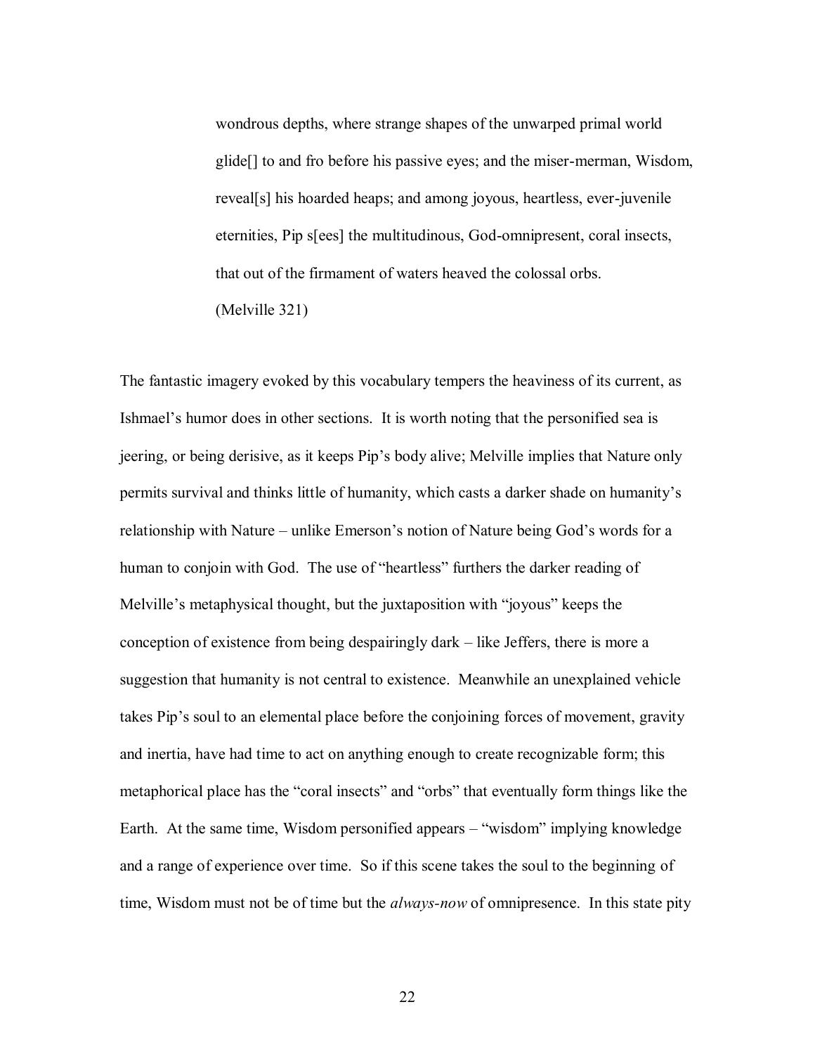> wondrous depths, where strange shapes of the unwarped primal world glide[] to and fro before his passive eyes; and the miser-merman, Wisdom, reveal[s] his hoarded heaps; and among joyous, heartless, ever-juvenile eternities, Pip s[ees] the multitudinous, God-omnipresent, coral insects, that out of the firmament of waters heaved the colossal orbs.
> (Melville 321)

The fantastic imagery evoked by this vocabulary tempers the heaviness of its current, as Ishmael's humor does in other sections. It is worth noting that the personified sea is jeering, or being derisive, as it keeps Pip's body alive; Melville implies that Nature only permits survival and thinks little of humanity, which casts a darker shade on humanity's relationship with Nature – unlike Emerson's notion of Nature being God's words for a human to conjoin with God. The use of "heartless" furthers the darker reading of Melville's metaphysical thought, but the juxtaposition with "joyous" keeps the conception of existence from being despairingly dark – like Jeffers, there is more a suggestion that humanity is not central to existence. Meanwhile an unexplained vehicle takes Pip's soul to an elemental place before the conjoining forces of movement, gravity and inertia, have had time to act on anything enough to create recognizable form; this metaphorical place has the "coral insects" and "orbs" that eventually form things like the Earth. At the same time, Wisdom personified appears – "wisdom" implying knowledge and a range of experience over time. So if this scene takes the soul to the beginning of time, Wisdom must not be of time but the *always-now* of omnipresence. In this state pity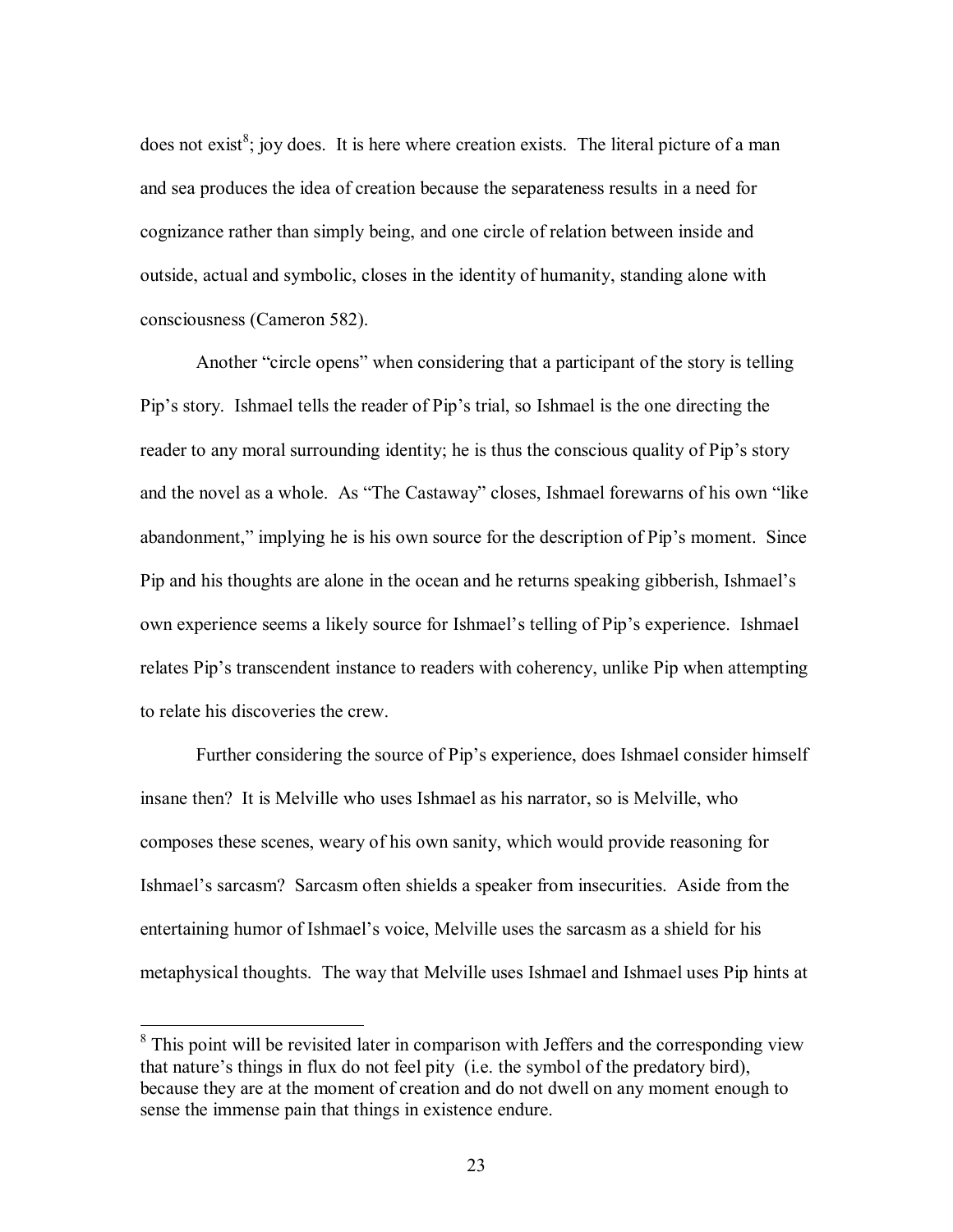does not exist[8]; joy does. It is here where creation exists. The literal picture of a man and sea produces the idea of creation because the separateness results in a need for cognizance rather than simply being, and one circle of relation between inside and outside, actual and symbolic, closes in the identity of humanity, standing alone with consciousness (Cameron 582).

Another "circle opens" when considering that a participant of the story is telling Pip's story. Ishmael tells the reader of Pip's trial, so Ishmael is the one directing the reader to any moral surrounding identity; he is thus the conscious quality of Pip's story and the novel as a whole. As "The Castaway" closes, Ishmael forewarns of his own "like abandonment," implying he is his own source for the description of Pip's moment. Since Pip and his thoughts are alone in the ocean and he returns speaking gibberish, Ishmael's own experience seems a likely source for Ishmael's telling of Pip's experience. Ishmael relates Pip's transcendent instance to readers with coherency, unlike Pip when attempting to relate his discoveries the crew.

Further considering the source of Pip's experience, does Ishmael consider himself insane then? It is Melville who uses Ishmael as his narrator, so is Melville, who composes these scenes, weary of his own sanity, which would provide reasoning for Ishmael's sarcasm? Sarcasm often shields a speaker from insecurities. Aside from the entertaining humor of Ishmael's voice, Melville uses the sarcasm as a shield for his metaphysical thoughts. The way that Melville uses Ishmael and Ishmael uses Pip hints at

[8] This point will be revisited later in comparison with Jeffers and the corresponding view that nature's things in flux do not feel pity (i.e. the symbol of the predatory bird), because they are at the moment of creation and do not dwell on any moment enough to sense the immense pain that things in existence endure.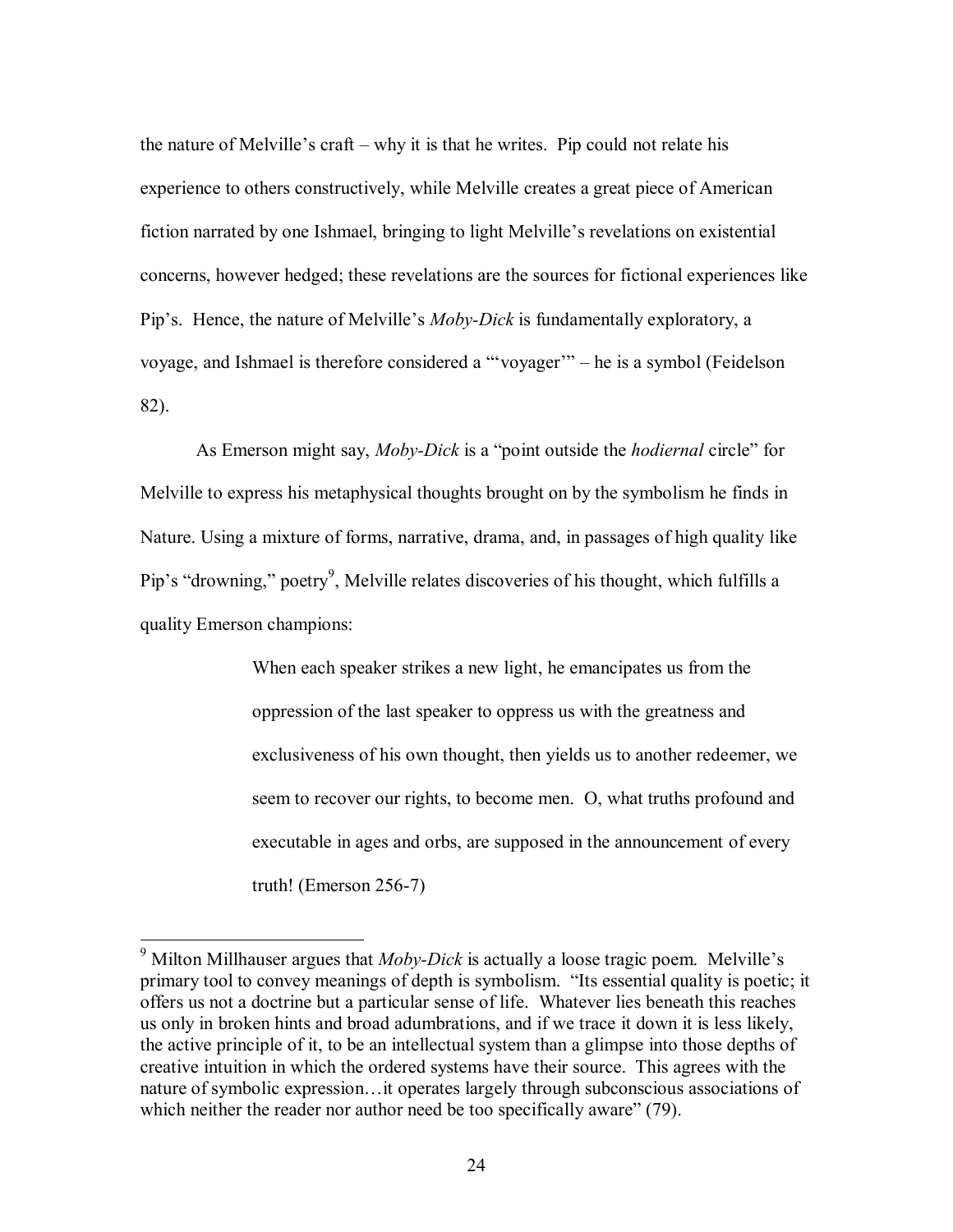the nature of Melville's craft – why it is that he writes. Pip could not relate his experience to others constructively, while Melville creates a great piece of American fiction narrated by one Ishmael, bringing to light Melville's revelations on existential concerns, however hedged; these revelations are the sources for fictional experiences like Pip's. Hence, the nature of Melville's *Moby-Dick* is fundamentally exploratory, a voyage, and Ishmael is therefore considered a "'voyager'" – he is a symbol (Feidelson 82).

As Emerson might say, *Moby-Dick* is a "point outside the *hodiernal* circle" for Melville to express his metaphysical thoughts brought on by the symbolism he finds in Nature. Using a mixture of forms, narrative, drama, and, in passages of high quality like Pip's "drowning," poetry[9], Melville relates discoveries of his thought, which fulfills a quality Emerson champions:

> When each speaker strikes a new light, he emancipates us from the oppression of the last speaker to oppress us with the greatness and exclusiveness of his own thought, then yields us to another redeemer, we seem to recover our rights, to become men. O, what truths profound and executable in ages and orbs, are supposed in the announcement of every truth! (Emerson 256-7)

---

[9] Milton Millhauser argues that *Moby-Dick* is actually a loose tragic poem. Melville's primary tool to convey meanings of depth is symbolism. "Its essential quality is poetic; it offers us not a doctrine but a particular sense of life. Whatever lies beneath this reaches us only in broken hints and broad adumbrations, and if we trace it down it is less likely, the active principle of it, to be an intellectual system than a glimpse into those depths of creative intuition in which the ordered systems have their source. This agrees with the nature of symbolic expression…it operates largely through subconscious associations of which neither the reader nor author need be too specifically aware" (79).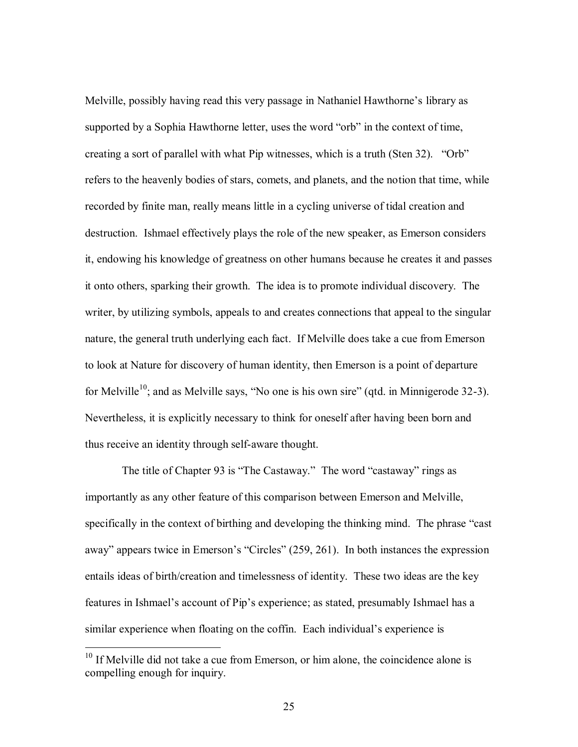Melville, possibly having read this very passage in Nathaniel Hawthorne's library as supported by a Sophia Hawthorne letter, uses the word "orb" in the context of time, creating a sort of parallel with what Pip witnesses, which is a truth (Sten 32). "Orb" refers to the heavenly bodies of stars, comets, and planets, and the notion that time, while recorded by finite man, really means little in a cycling universe of tidal creation and destruction. Ishmael effectively plays the role of the new speaker, as Emerson considers it, endowing his knowledge of greatness on other humans because he creates it and passes it onto others, sparking their growth. The idea is to promote individual discovery. The writer, by utilizing symbols, appeals to and creates connections that appeal to the singular nature, the general truth underlying each fact. If Melville does take a cue from Emerson to look at Nature for discovery of human identity, then Emerson is a point of departure for Melville[10]; and as Melville says, "No one is his own sire" (qtd. in Minnigerode 32-3). Nevertheless, it is explicitly necessary to think for oneself after having been born and thus receive an identity through self-aware thought.

The title of Chapter 93 is "The Castaway." The word "castaway" rings as importantly as any other feature of this comparison between Emerson and Melville, specifically in the context of birthing and developing the thinking mind. The phrase "cast away" appears twice in Emerson's "Circles" (259, 261). In both instances the expression entails ideas of birth/creation and timelessness of identity. These two ideas are the key features in Ishmael's account of Pip's experience; as stated, presumably Ishmael has a similar experience when floating on the coffin. Each individual's experience is

---

[10] If Melville did not take a cue from Emerson, or him alone, the coincidence alone is compelling enough for inquiry.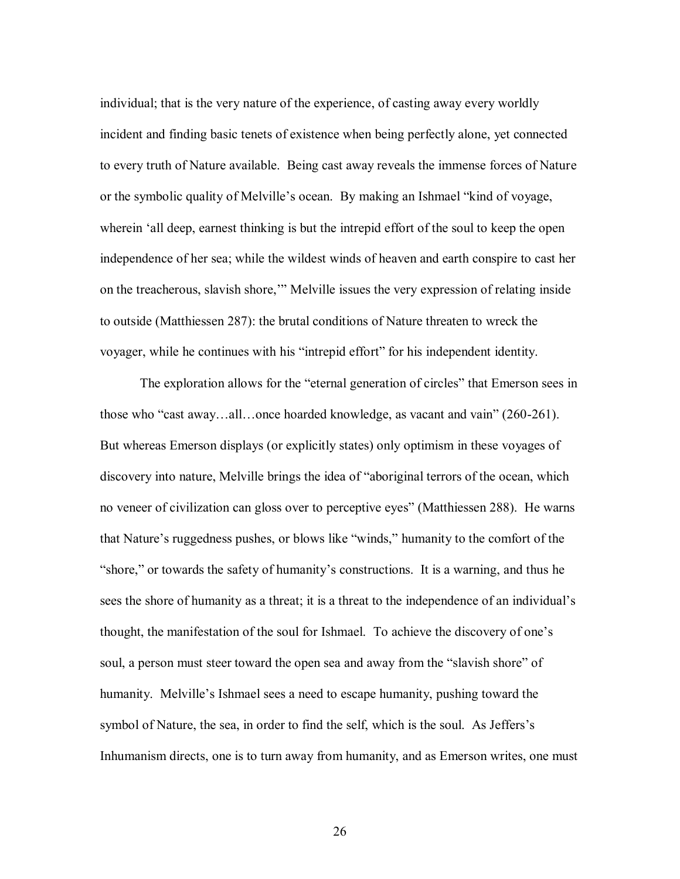individual; that is the very nature of the experience, of casting away every worldly incident and finding basic tenets of existence when being perfectly alone, yet connected to every truth of Nature available. Being cast away reveals the immense forces of Nature or the symbolic quality of Melville's ocean. By making an Ishmael "kind of voyage, wherein 'all deep, earnest thinking is but the intrepid effort of the soul to keep the open independence of her sea; while the wildest winds of heaven and earth conspire to cast her on the treacherous, slavish shore,'" Melville issues the very expression of relating inside to outside (Matthiessen 287): the brutal conditions of Nature threaten to wreck the voyager, while he continues with his "intrepid effort" for his independent identity.

The exploration allows for the "eternal generation of circles" that Emerson sees in those who "cast away…all…once hoarded knowledge, as vacant and vain" (260-261). But whereas Emerson displays (or explicitly states) only optimism in these voyages of discovery into nature, Melville brings the idea of "aboriginal terrors of the ocean, which no veneer of civilization can gloss over to perceptive eyes" (Matthiessen 288). He warns that Nature's ruggedness pushes, or blows like "winds," humanity to the comfort of the "shore," or towards the safety of humanity's constructions. It is a warning, and thus he sees the shore of humanity as a threat; it is a threat to the independence of an individual's thought, the manifestation of the soul for Ishmael. To achieve the discovery of one's soul, a person must steer toward the open sea and away from the "slavish shore" of humanity. Melville's Ishmael sees a need to escape humanity, pushing toward the symbol of Nature, the sea, in order to find the self, which is the soul. As Jeffers's Inhumanism directs, one is to turn away from humanity, and as Emerson writes, one must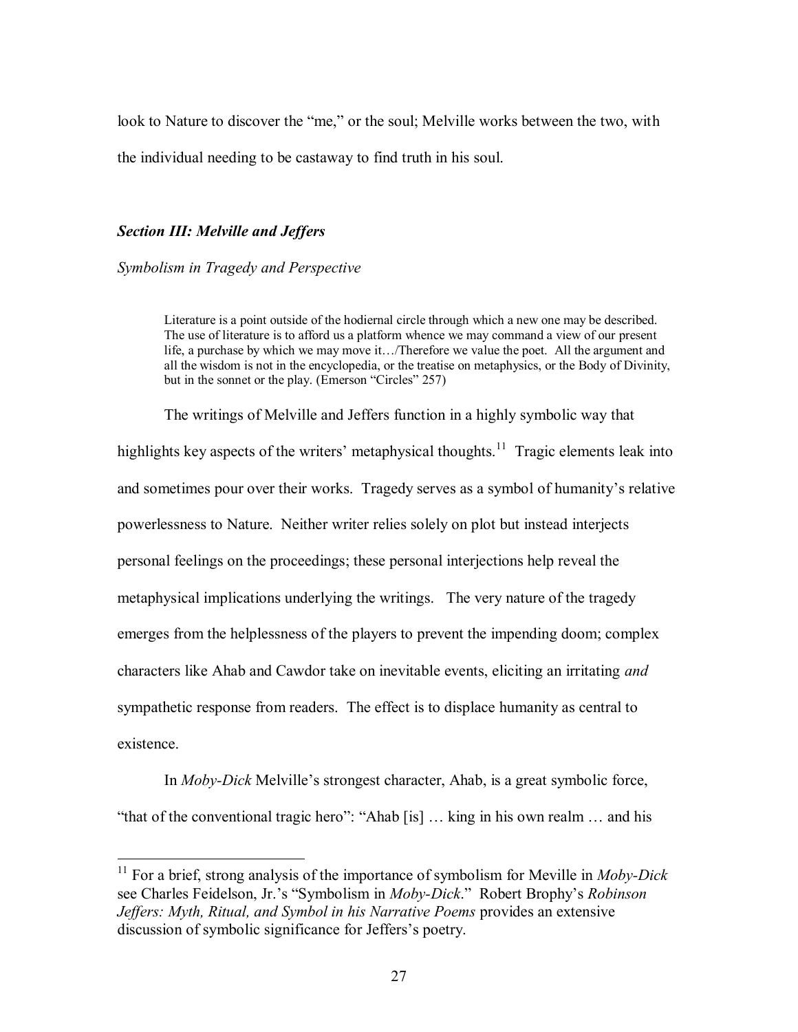look to Nature to discover the "me," or the soul; Melville works between the two, with the individual needing to be castaway to find truth in his soul.

### *Section III: Melville and Jeffers*

*Symbolism in Tragedy and Perspective*

> Literature is a point outside of the hodiernal circle through which a new one may be described. The use of literature is to afford us a platform whence we may command a view of our present life, a purchase by which we may move it…/Therefore we value the poet. All the argument and all the wisdom is not in the encyclopedia, or the treatise on metaphysics, or the Body of Divinity, but in the sonnet or the play. (Emerson "Circles" 257)

The writings of Melville and Jeffers function in a highly symbolic way that highlights key aspects of the writers' metaphysical thoughts.[11] Tragic elements leak into and sometimes pour over their works. Tragedy serves as a symbol of humanity's relative powerlessness to Nature. Neither writer relies solely on plot but instead interjects personal feelings on the proceedings; these personal interjections help reveal the metaphysical implications underlying the writings. The very nature of the tragedy emerges from the helplessness of the players to prevent the impending doom; complex characters like Ahab and Cawdor take on inevitable events, eliciting an irritating *and* sympathetic response from readers. The effect is to displace humanity as central to existence.

In *Moby-Dick* Melville's strongest character, Ahab, is a great symbolic force, "that of the conventional tragic hero": "Ahab [is] … king in his own realm … and his

[11] For a brief, strong analysis of the importance of symbolism for Meville in *Moby-Dick* see Charles Feidelson, Jr.'s "Symbolism in *Moby-Dick*." Robert Brophy's *Robinson Jeffers: Myth, Ritual, and Symbol in his Narrative Poems* provides an extensive discussion of symbolic significance for Jeffers's poetry.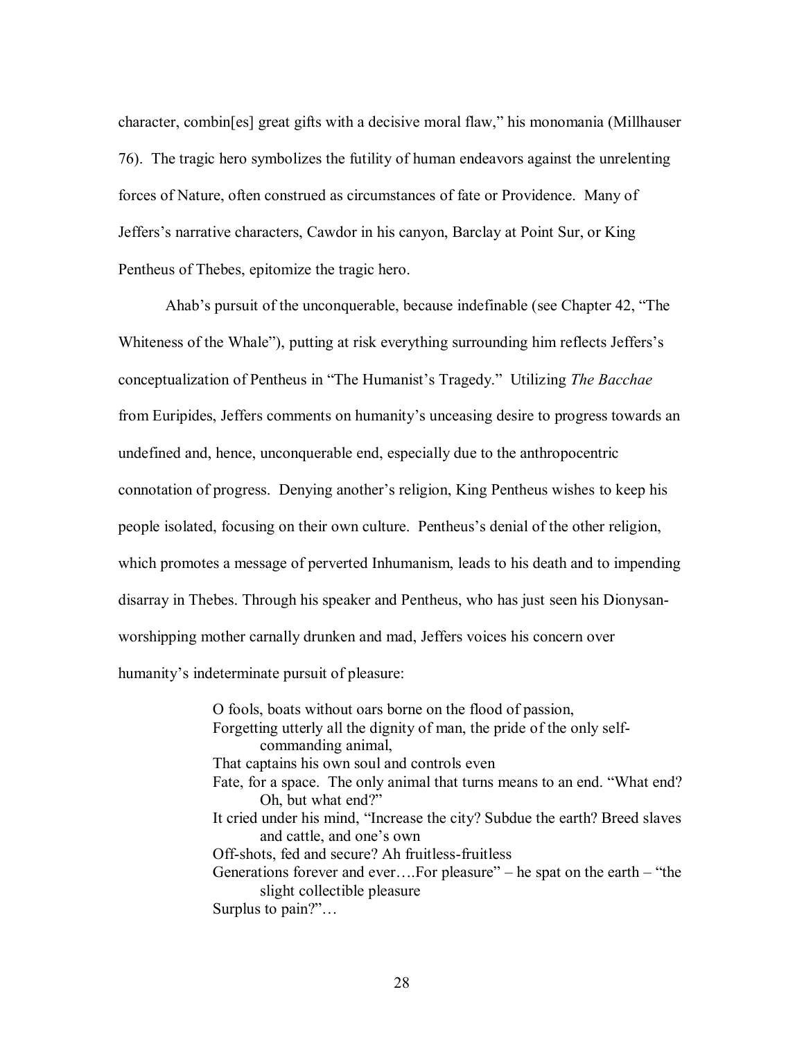character, combin[es] great gifts with a decisive moral flaw," his monomania (Millhauser 76). The tragic hero symbolizes the futility of human endeavors against the unrelenting forces of Nature, often construed as circumstances of fate or Providence. Many of Jeffers's narrative characters, Cawdor in his canyon, Barclay at Point Sur, or King Pentheus of Thebes, epitomize the tragic hero.

Ahab's pursuit of the unconquerable, because indefinable (see Chapter 42, "The Whiteness of the Whale"), putting at risk everything surrounding him reflects Jeffers's conceptualization of Pentheus in "The Humanist's Tragedy." Utilizing *The Bacchae* from Euripides, Jeffers comments on humanity's unceasing desire to progress towards an undefined and, hence, unconquerable end, especially due to the anthropocentric connotation of progress. Denying another's religion, King Pentheus wishes to keep his people isolated, focusing on their own culture. Pentheus's denial of the other religion, which promotes a message of perverted Inhumanism, leads to his death and to impending disarray in Thebes. Through his speaker and Pentheus, who has just seen his Dionysan-worshipping mother carnally drunken and mad, Jeffers voices his concern over humanity's indeterminate pursuit of pleasure:

> O fools, boats without oars borne on the flood of passion,
> Forgetting utterly all the dignity of man, the pride of the only self-
> commanding animal,
> That captains his own soul and controls even
> Fate, for a space. The only animal that turns means to an end. "What end?
> Oh, but what end?"
> It cried under his mind, "Increase the city? Subdue the earth? Breed slaves
> and cattle, and one's own
> Off-shots, fed and secure? Ah fruitless-fruitless
> Generations forever and ever….For pleasure" – he spat on the earth – "the
> slight collectible pleasure
> Surplus to pain?"…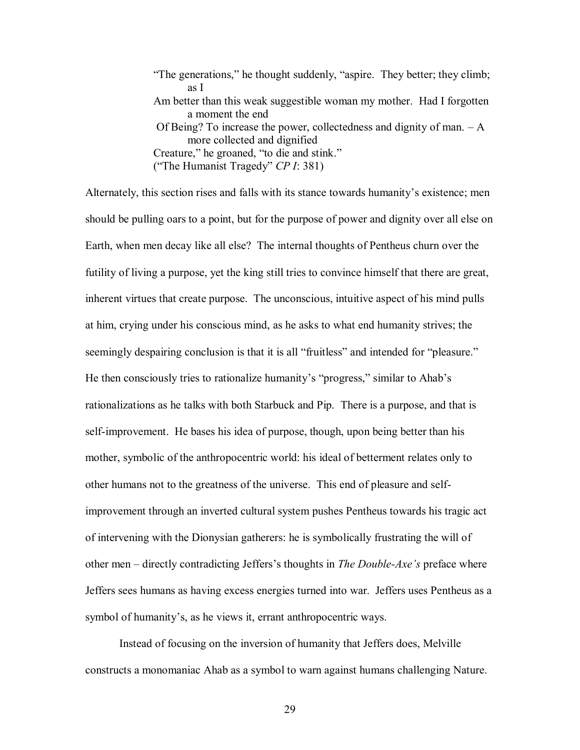> "The generations," he thought suddenly, "aspire. They better; they climb; as I
> Am better than this weak suggestible woman my mother. Had I forgotten a moment the end
> Of Being? To increase the power, collectedness and dignity of man. – A more collected and dignified
> Creature," he groaned, "to die and stink."
> ("The Humanist Tragedy" *CP I*: 381)

Alternately, this section rises and falls with its stance towards humanity's existence; men should be pulling oars to a point, but for the purpose of power and dignity over all else on Earth, when men decay like all else? The internal thoughts of Pentheus churn over the futility of living a purpose, yet the king still tries to convince himself that there are great, inherent virtues that create purpose. The unconscious, intuitive aspect of his mind pulls at him, crying under his conscious mind, as he asks to what end humanity strives; the seemingly despairing conclusion is that it is all "fruitless" and intended for "pleasure." He then consciously tries to rationalize humanity's "progress," similar to Ahab's rationalizations as he talks with both Starbuck and Pip. There is a purpose, and that is self-improvement. He bases his idea of purpose, though, upon being better than his mother, symbolic of the anthropocentric world: his ideal of betterment relates only to other humans not to the greatness of the universe. This end of pleasure and self-improvement through an inverted cultural system pushes Pentheus towards his tragic act of intervening with the Dionysian gatherers: he is symbolically frustrating the will of other men – directly contradicting Jeffers's thoughts in *The Double-Axe's* preface where Jeffers sees humans as having excess energies turned into war. Jeffers uses Pentheus as a symbol of humanity's, as he views it, errant anthropocentric ways.

Instead of focusing on the inversion of humanity that Jeffers does, Melville constructs a monomaniac Ahab as a symbol to warn against humans challenging Nature.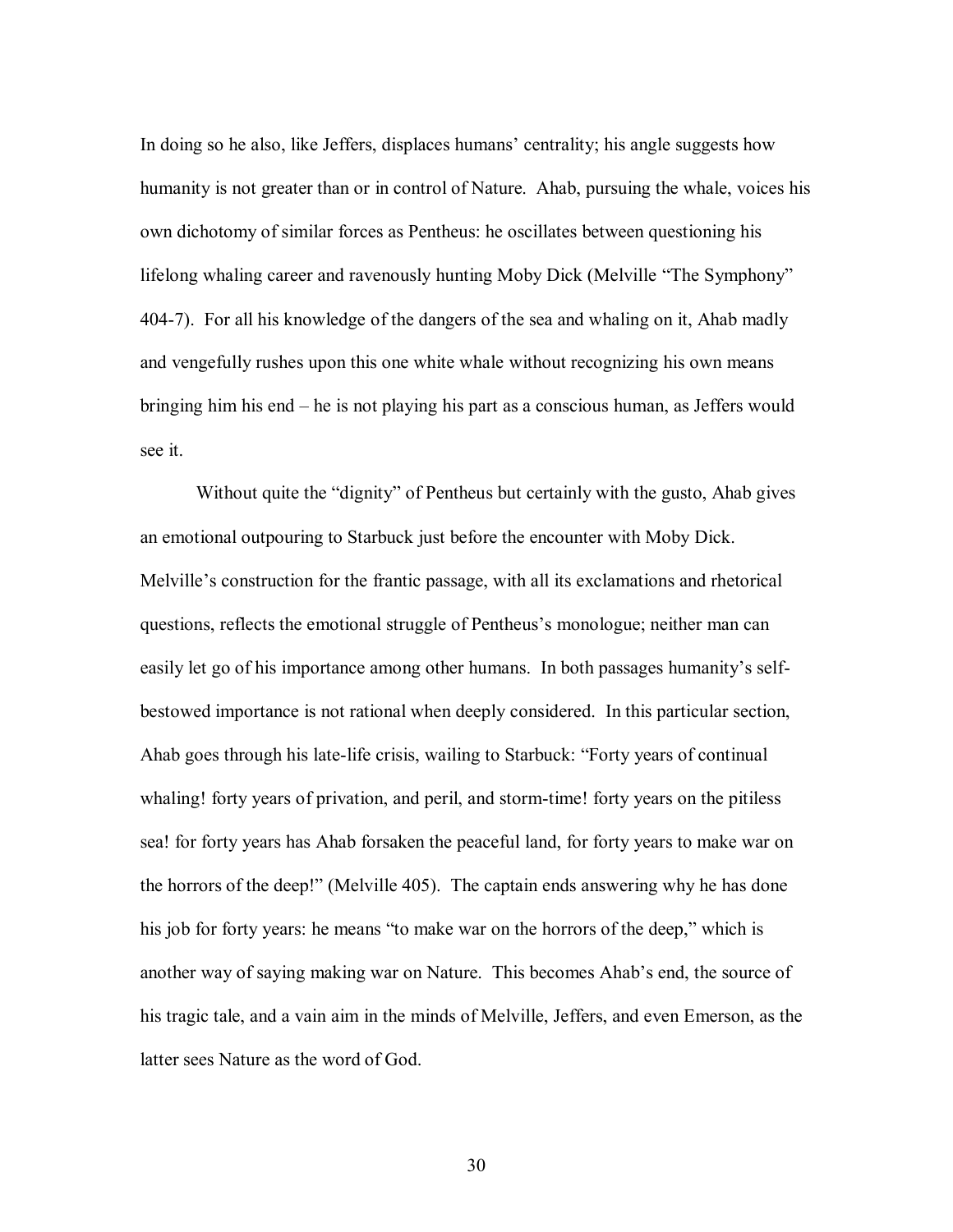In doing so he also, like Jeffers, displaces humans' centrality; his angle suggests how humanity is not greater than or in control of Nature. Ahab, pursuing the whale, voices his own dichotomy of similar forces as Pentheus: he oscillates between questioning his lifelong whaling career and ravenously hunting Moby Dick (Melville "The Symphony" 404-7). For all his knowledge of the dangers of the sea and whaling on it, Ahab madly and vengefully rushes upon this one white whale without recognizing his own means bringing him his end – he is not playing his part as a conscious human, as Jeffers would see it.

Without quite the "dignity" of Pentheus but certainly with the gusto, Ahab gives an emotional outpouring to Starbuck just before the encounter with Moby Dick. Melville's construction for the frantic passage, with all its exclamations and rhetorical questions, reflects the emotional struggle of Pentheus's monologue; neither man can easily let go of his importance among other humans. In both passages humanity's self-bestowed importance is not rational when deeply considered. In this particular section, Ahab goes through his late-life crisis, wailing to Starbuck: "Forty years of continual whaling! forty years of privation, and peril, and storm-time! forty years on the pitiless sea! for forty years has Ahab forsaken the peaceful land, for forty years to make war on the horrors of the deep!" (Melville 405). The captain ends answering why he has done his job for forty years: he means "to make war on the horrors of the deep," which is another way of saying making war on Nature. This becomes Ahab's end, the source of his tragic tale, and a vain aim in the minds of Melville, Jeffers, and even Emerson, as the latter sees Nature as the word of God.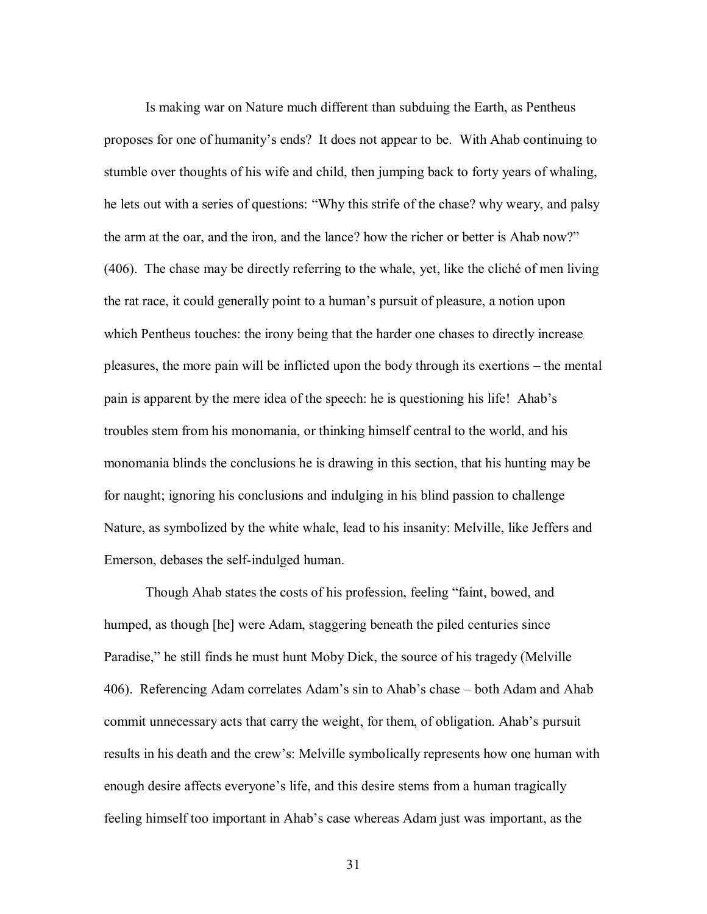Is making war on Nature much different than subduing the Earth, as Pentheus proposes for one of humanity's ends? It does not appear to be. With Ahab continuing to stumble over thoughts of his wife and child, then jumping back to forty years of whaling, he lets out with a series of questions: "Why this strife of the chase? why weary, and palsy the arm at the oar, and the iron, and the lance? how the richer or better is Ahab now?" (406). The chase may be directly referring to the whale, yet, like the cliché of men living the rat race, it could generally point to a human's pursuit of pleasure, a notion upon which Pentheus touches: the irony being that the harder one chases to directly increase pleasures, the more pain will be inflicted upon the body through its exertions – the mental pain is apparent by the mere idea of the speech: he is questioning his life! Ahab's troubles stem from his monomania, or thinking himself central to the world, and his monomania blinds the conclusions he is drawing in this section, that his hunting may be for naught; ignoring his conclusions and indulging in his blind passion to challenge Nature, as symbolized by the white whale, lead to his insanity: Melville, like Jeffers and Emerson, debases the self-indulged human.

Though Ahab states the costs of his profession, feeling "faint, bowed, and humped, as though [he] were Adam, staggering beneath the piled centuries since Paradise," he still finds he must hunt Moby Dick, the source of his tragedy (Melville 406). Referencing Adam correlates Adam's sin to Ahab's chase – both Adam and Ahab commit unnecessary acts that carry the weight, for them, of obligation. Ahab's pursuit results in his death and the crew's: Melville symbolically represents how one human with enough desire affects everyone's life, and this desire stems from a human tragically feeling himself too important in Ahab's case whereas Adam just was important, as the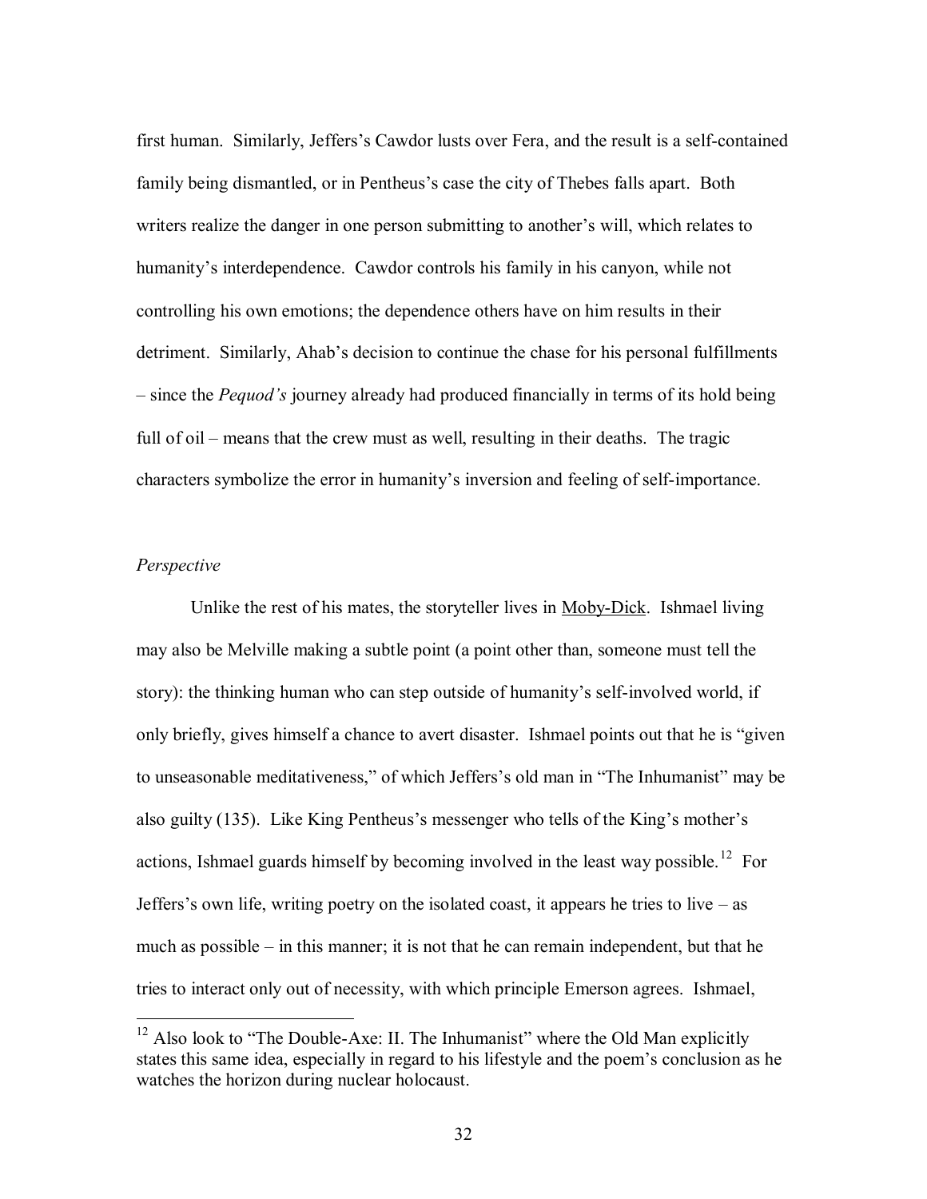first human. Similarly, Jeffers's Cawdor lusts over Fera, and the result is a self-contained family being dismantled, or in Pentheus's case the city of Thebes falls apart. Both writers realize the danger in one person submitting to another's will, which relates to humanity's interdependence. Cawdor controls his family in his canyon, while not controlling his own emotions; the dependence others have on him results in their detriment. Similarly, Ahab's decision to continue the chase for his personal fulfillments – since the *Pequod's* journey already had produced financially in terms of its hold being full of oil – means that the crew must as well, resulting in their deaths. The tragic characters symbolize the error in humanity's inversion and feeling of self-importance.

### *Perspective*

Unlike the rest of his mates, the storyteller lives in Moby-Dick. Ishmael living may also be Melville making a subtle point (a point other than, someone must tell the story): the thinking human who can step outside of humanity's self-involved world, if only briefly, gives himself a chance to avert disaster. Ishmael points out that he is "given to unseasonable meditativeness," of which Jeffers's old man in "The Inhumanist" may be also guilty (135). Like King Pentheus's messenger who tells of the King's mother's actions, Ishmael guards himself by becoming involved in the least way possible.[12] For Jeffers's own life, writing poetry on the isolated coast, it appears he tries to live – as much as possible – in this manner; it is not that he can remain independent, but that he tries to interact only out of necessity, with which principle Emerson agrees. Ishmael,

[12] Also look to "The Double-Axe: II. The Inhumanist" where the Old Man explicitly states this same idea, especially in regard to his lifestyle and the poem's conclusion as he watches the horizon during nuclear holocaust.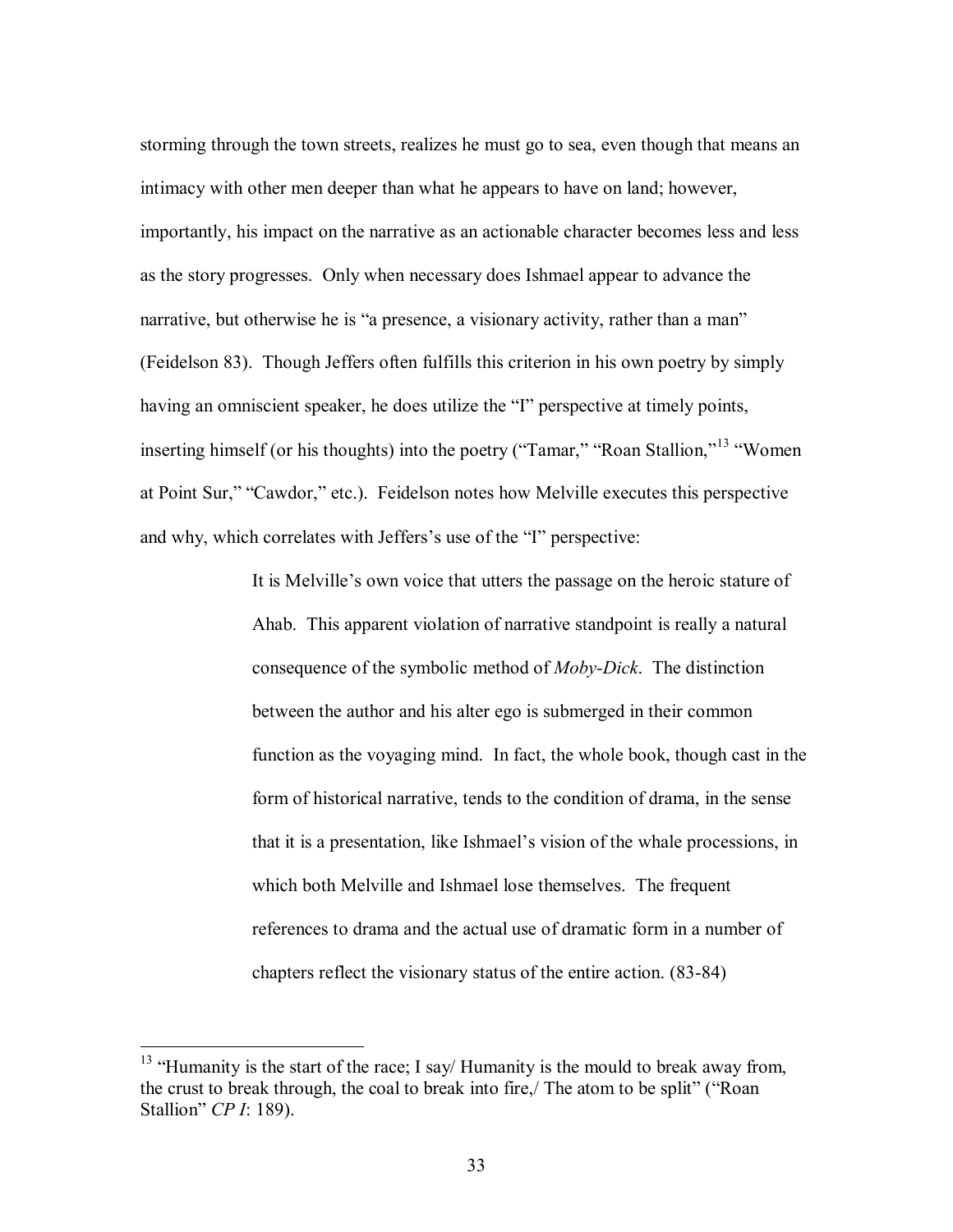storming through the town streets, realizes he must go to sea, even though that means an intimacy with other men deeper than what he appears to have on land; however, importantly, his impact on the narrative as an actionable character becomes less and less as the story progresses. Only when necessary does Ishmael appear to advance the narrative, but otherwise he is "a presence, a visionary activity, rather than a man" (Feidelson 83). Though Jeffers often fulfills this criterion in his own poetry by simply having an omniscient speaker, he does utilize the "I" perspective at timely points, inserting himself (or his thoughts) into the poetry ("Tamar," "Roan Stallion,"[13] "Women at Point Sur," "Cawdor," etc.). Feidelson notes how Melville executes this perspective and why, which correlates with Jeffers's use of the "I" perspective:

> It is Melville's own voice that utters the passage on the heroic stature of Ahab. This apparent violation of narrative standpoint is really a natural consequence of the symbolic method of *Moby-Dick*. The distinction between the author and his alter ego is submerged in their common function as the voyaging mind. In fact, the whole book, though cast in the form of historical narrative, tends to the condition of drama, in the sense that it is a presentation, like Ishmael's vision of the whale processions, in which both Melville and Ishmael lose themselves. The frequent references to drama and the actual use of dramatic form in a number of chapters reflect the visionary status of the entire action. (83-84)

---

[13] "Humanity is the start of the race; I say/ Humanity is the mould to break away from, the crust to break through, the coal to break into fire,/ The atom to be split" ("Roan Stallion" *CP I*: 189).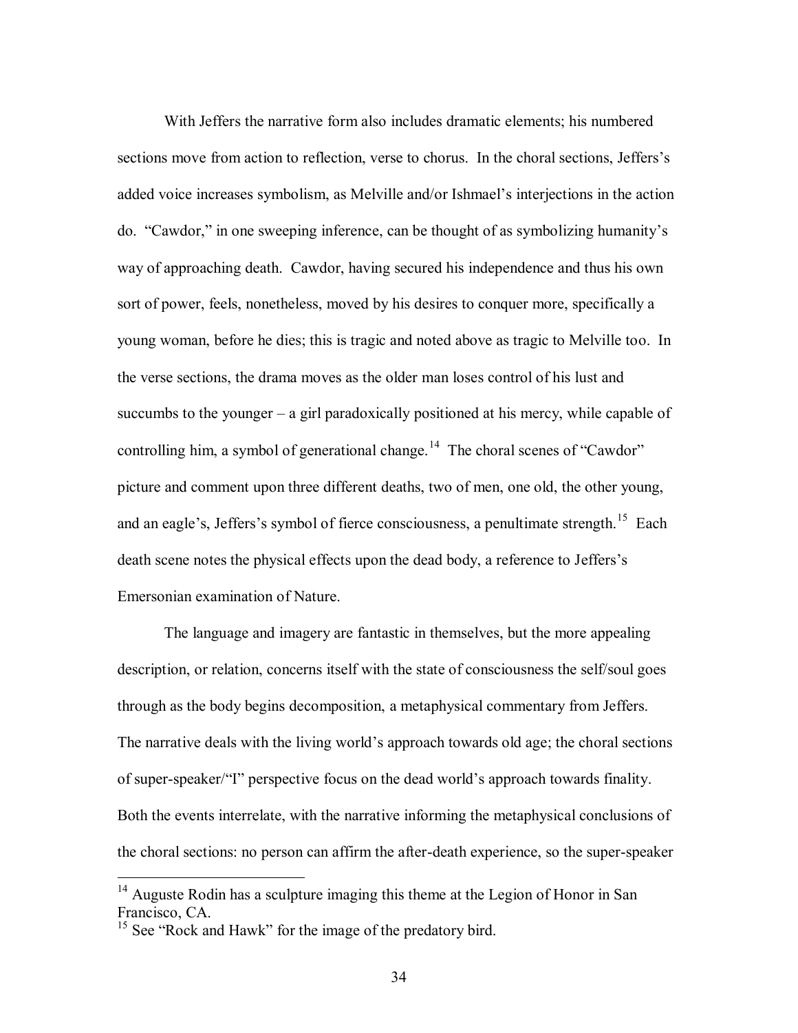With Jeffers the narrative form also includes dramatic elements; his numbered sections move from action to reflection, verse to chorus. In the choral sections, Jeffers's added voice increases symbolism, as Melville and/or Ishmael's interjections in the action do. "Cawdor," in one sweeping inference, can be thought of as symbolizing humanity's way of approaching death. Cawdor, having secured his independence and thus his own sort of power, feels, nonetheless, moved by his desires to conquer more, specifically a young woman, before he dies; this is tragic and noted above as tragic to Melville too. In the verse sections, the drama moves as the older man loses control of his lust and succumbs to the younger – a girl paradoxically positioned at his mercy, while capable of controlling him, a symbol of generational change.[14] The choral scenes of "Cawdor" picture and comment upon three different deaths, two of men, one old, the other young, and an eagle's, Jeffers's symbol of fierce consciousness, a penultimate strength.[15] Each death scene notes the physical effects upon the dead body, a reference to Jeffers's Emersonian examination of Nature.

The language and imagery are fantastic in themselves, but the more appealing description, or relation, concerns itself with the state of consciousness the self/soul goes through as the body begins decomposition, a metaphysical commentary from Jeffers. The narrative deals with the living world's approach towards old age; the choral sections of super-speaker/"I" perspective focus on the dead world's approach towards finality. Both the events interrelate, with the narrative informing the metaphysical conclusions of the choral sections: no person can affirm the after-death experience, so the super-speaker

---

[14] Auguste Rodin has a sculpture imaging this theme at the Legion of Honor in San Francisco, CA.

[15] See "Rock and Hawk" for the image of the predatory bird.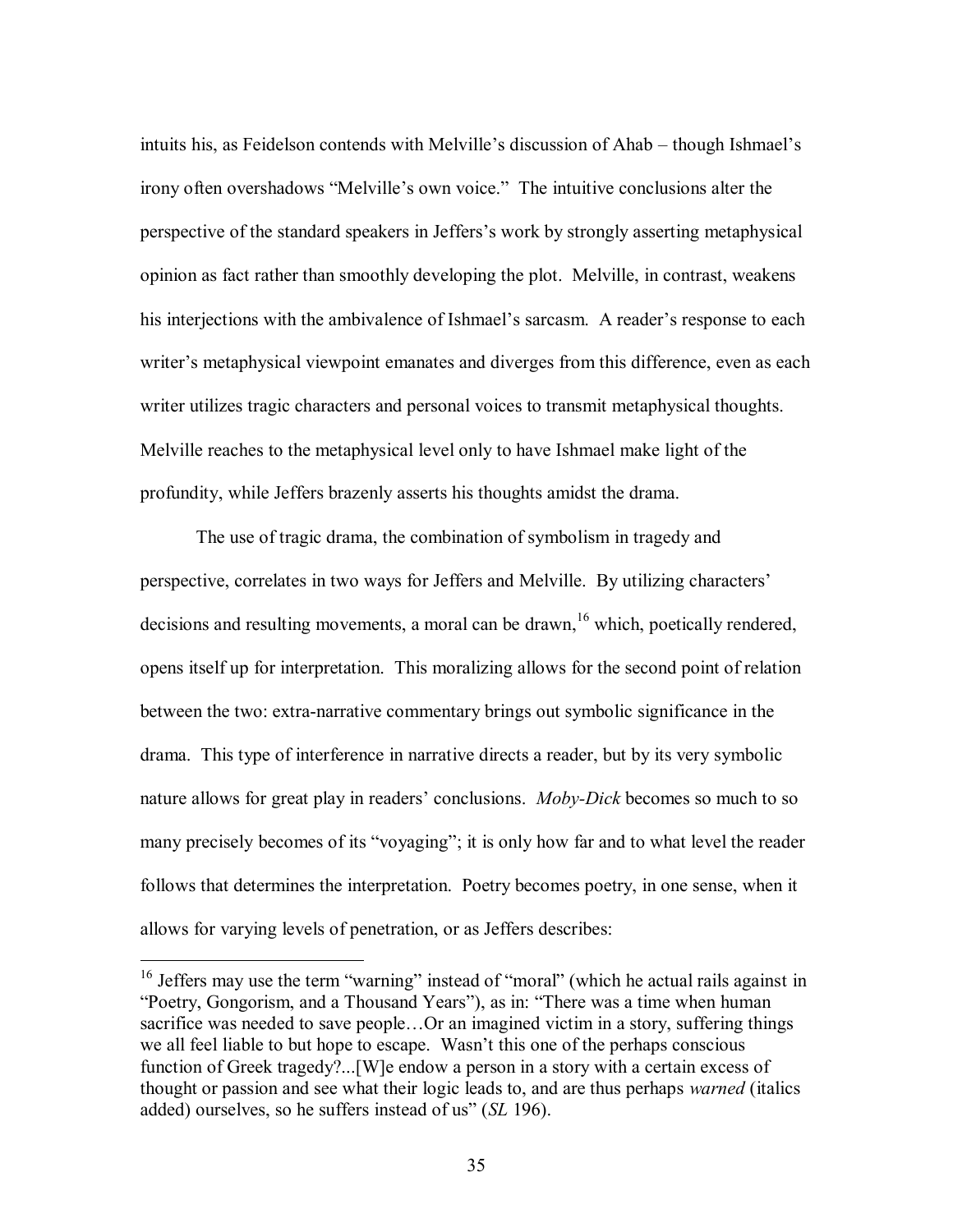intuits his, as Feidelson contends with Melville's discussion of Ahab – though Ishmael's irony often overshadows "Melville's own voice." The intuitive conclusions alter the perspective of the standard speakers in Jeffers's work by strongly asserting metaphysical opinion as fact rather than smoothly developing the plot. Melville, in contrast, weakens his interjections with the ambivalence of Ishmael's sarcasm. A reader's response to each writer's metaphysical viewpoint emanates and diverges from this difference, even as each writer utilizes tragic characters and personal voices to transmit metaphysical thoughts. Melville reaches to the metaphysical level only to have Ishmael make light of the profundity, while Jeffers brazenly asserts his thoughts amidst the drama.

The use of tragic drama, the combination of symbolism in tragedy and perspective, correlates in two ways for Jeffers and Melville. By utilizing characters' decisions and resulting movements, a moral can be drawn,[16] which, poetically rendered, opens itself up for interpretation. This moralizing allows for the second point of relation between the two: extra-narrative commentary brings out symbolic significance in the drama. This type of interference in narrative directs a reader, but by its very symbolic nature allows for great play in readers' conclusions. *Moby-Dick* becomes so much to so many precisely becomes of its "voyaging"; it is only how far and to what level the reader follows that determines the interpretation. Poetry becomes poetry, in one sense, when it allows for varying levels of penetration, or as Jeffers describes:

---

[16] Jeffers may use the term "warning" instead of "moral" (which he actual rails against in "Poetry, Gongorism, and a Thousand Years"), as in: "There was a time when human sacrifice was needed to save people…Or an imagined victim in a story, suffering things we all feel liable to but hope to escape. Wasn't this one of the perhaps conscious function of Greek tragedy?...[W]e endow a person in a story with a certain excess of thought or passion and see what their logic leads to, and are thus perhaps *warned* (italics added) ourselves, so he suffers instead of us" (*SL* 196).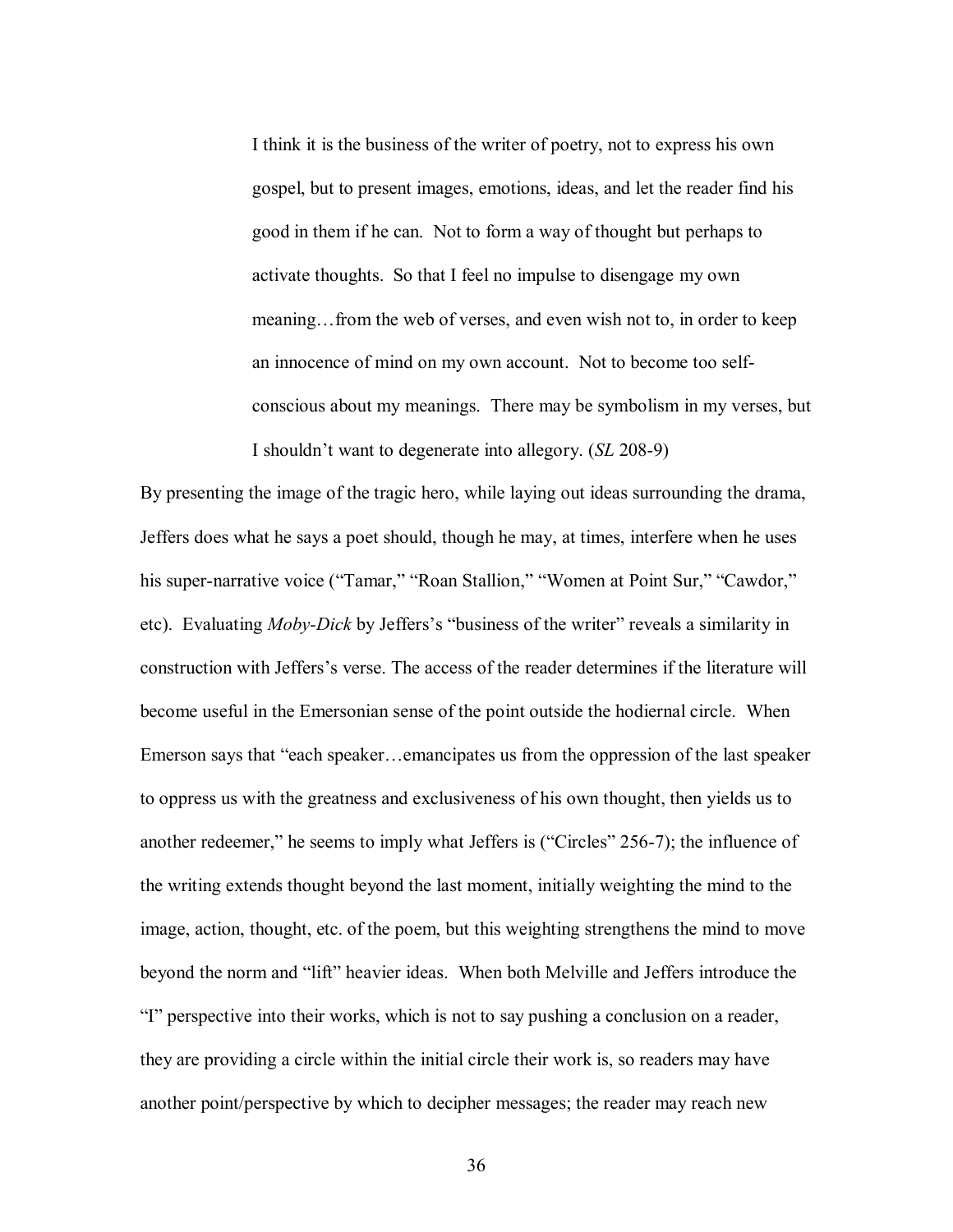> I think it is the business of the writer of poetry, not to express his own gospel, but to present images, emotions, ideas, and let the reader find his good in them if he can. Not to form a way of thought but perhaps to activate thoughts. So that I feel no impulse to disengage my own meaning…from the web of verses, and even wish not to, in order to keep an innocence of mind on my own account. Not to become too self-conscious about my meanings. There may be symbolism in my verses, but I shouldn't want to degenerate into allegory. (*SL* 208-9)

By presenting the image of the tragic hero, while laying out ideas surrounding the drama, Jeffers does what he says a poet should, though he may, at times, interfere when he uses his super-narrative voice ("Tamar," "Roan Stallion," "Women at Point Sur," "Cawdor," etc). Evaluating *Moby-Dick* by Jeffers's "business of the writer" reveals a similarity in construction with Jeffers's verse. The access of the reader determines if the literature will become useful in the Emersonian sense of the point outside the hodiernal circle. When Emerson says that "each speaker…emancipates us from the oppression of the last speaker to oppress us with the greatness and exclusiveness of his own thought, then yields us to another redeemer," he seems to imply what Jeffers is ("Circles" 256-7); the influence of the writing extends thought beyond the last moment, initially weighting the mind to the image, action, thought, etc. of the poem, but this weighting strengthens the mind to move beyond the norm and "lift" heavier ideas. When both Melville and Jeffers introduce the "I" perspective into their works, which is not to say pushing a conclusion on a reader, they are providing a circle within the initial circle their work is, so readers may have another point/perspective by which to decipher messages; the reader may reach new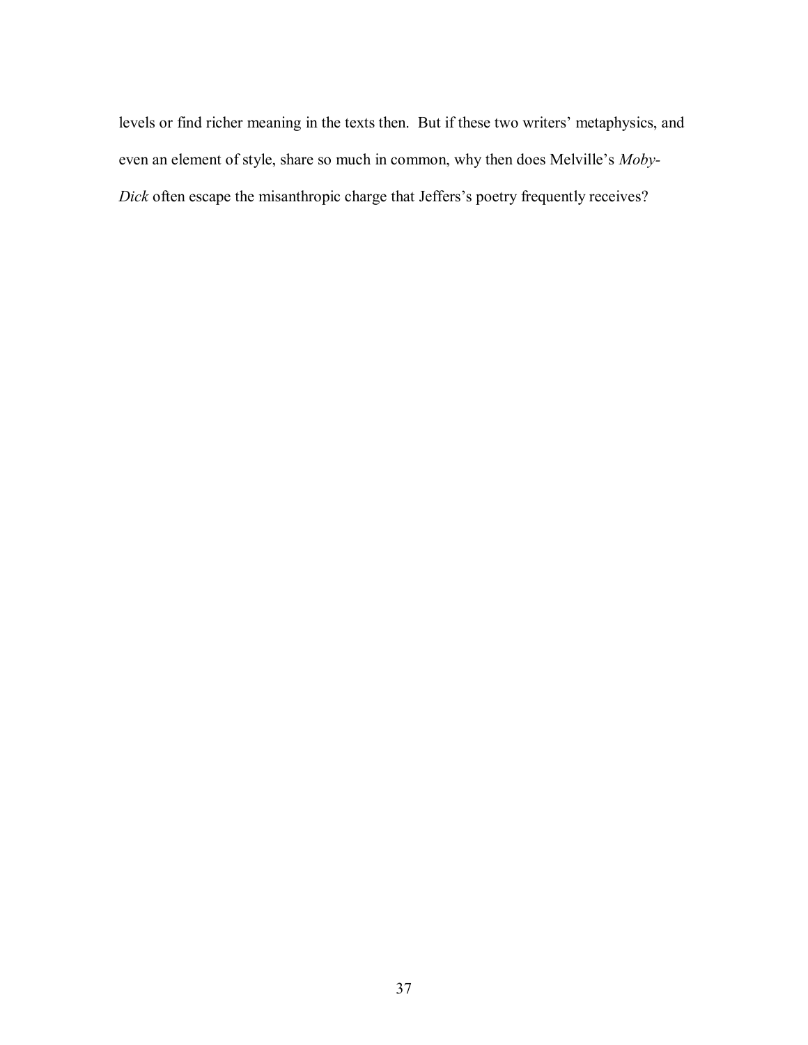levels or find richer meaning in the texts then. But if these two writers' metaphysics, and even an element of style, share so much in common, why then does Melville's *Moby-Dick* often escape the misanthropic charge that Jeffers's poetry frequently receives?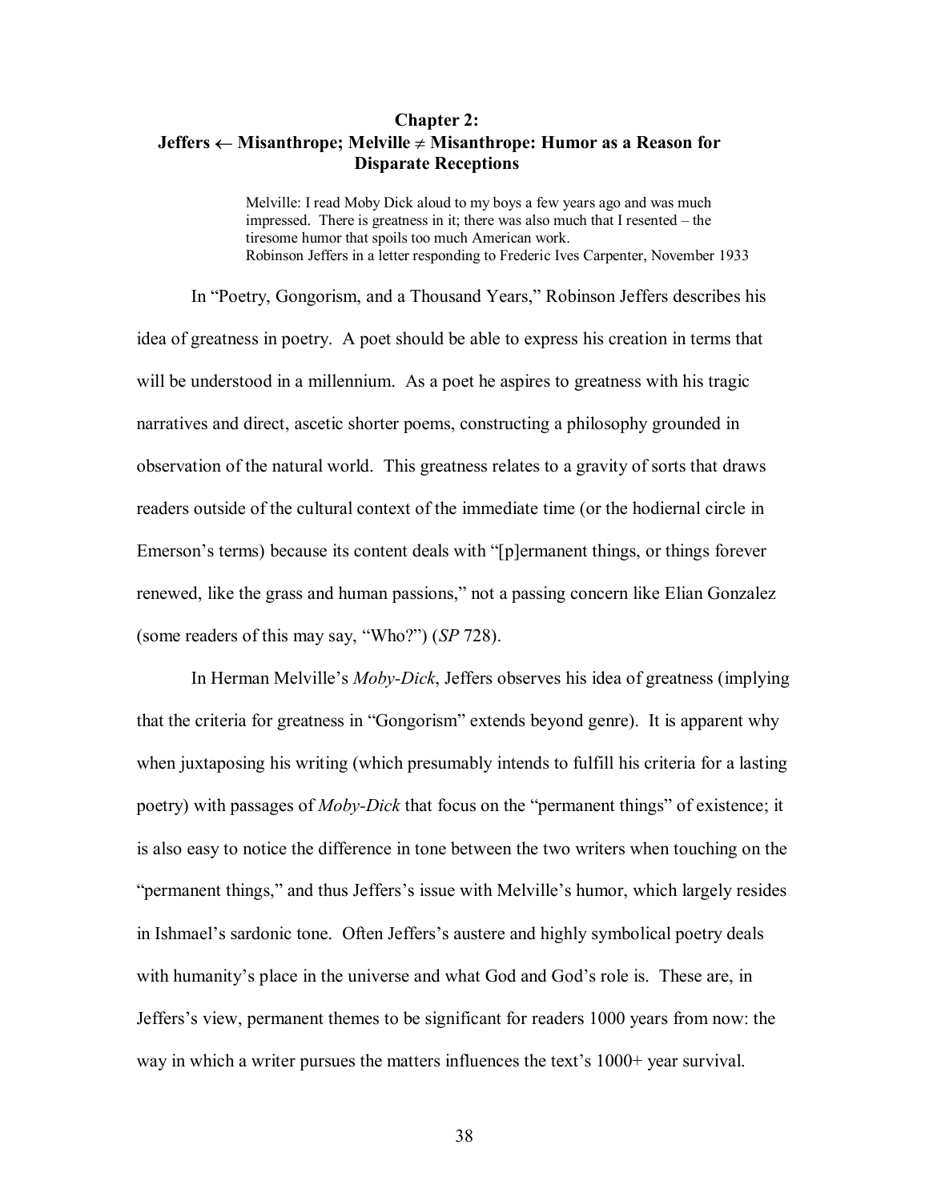## Chapter 2:
## Jeffers ← Misanthrope; Melville ≠ Misanthrope: Humor as a Reason for Disparate Receptions

> Melville: I read Moby Dick aloud to my boys a few years ago and was much impressed. There is greatness in it; there was also much that I resented – the tiresome humor that spoils too much American work.
> Robinson Jeffers in a letter responding to Frederic Ives Carpenter, November 1933

In "Poetry, Gongorism, and a Thousand Years," Robinson Jeffers describes his idea of greatness in poetry. A poet should be able to express his creation in terms that will be understood in a millennium. As a poet he aspires to greatness with his tragic narratives and direct, ascetic shorter poems, constructing a philosophy grounded in observation of the natural world. This greatness relates to a gravity of sorts that draws readers outside of the cultural context of the immediate time (or the hodiernal circle in Emerson's terms) because its content deals with "[p]ermanent things, or things forever renewed, like the grass and human passions," not a passing concern like Elian Gonzalez (some readers of this may say, "Who?") (*SP* 728).

In Herman Melville's *Moby-Dick*, Jeffers observes his idea of greatness (implying that the criteria for greatness in "Gongorism" extends beyond genre). It is apparent why when juxtaposing his writing (which presumably intends to fulfill his criteria for a lasting poetry) with passages of *Moby-Dick* that focus on the "permanent things" of existence; it is also easy to notice the difference in tone between the two writers when touching on the "permanent things," and thus Jeffers's issue with Melville's humor, which largely resides in Ishmael's sardonic tone. Often Jeffers's austere and highly symbolical poetry deals with humanity's place in the universe and what God and God's role is. These are, in Jeffers's view, permanent themes to be significant for readers 1000 years from now: the way in which a writer pursues the matters influences the text's 1000+ year survival.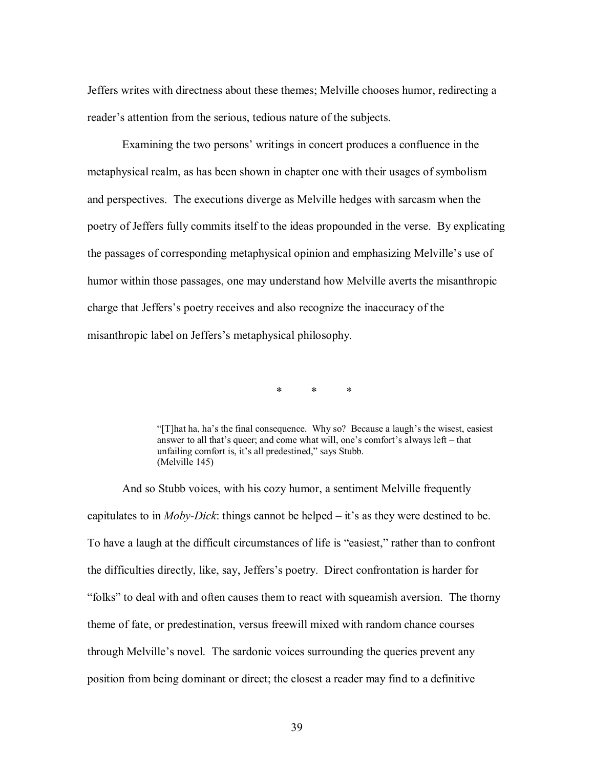Jeffers writes with directness about these themes; Melville chooses humor, redirecting a reader's attention from the serious, tedious nature of the subjects.

Examining the two persons' writings in concert produces a confluence in the metaphysical realm, as has been shown in chapter one with their usages of symbolism and perspectives. The executions diverge as Melville hedges with sarcasm when the poetry of Jeffers fully commits itself to the ideas propounded in the verse. By explicating the passages of corresponding metaphysical opinion and emphasizing Melville's use of humor within those passages, one may understand how Melville averts the misanthropic charge that Jeffers's poetry receives and also recognize the inaccuracy of the misanthropic label on Jeffers's metaphysical philosophy.

\*   \*   \*

> "[T]hat ha, ha's the final consequence. Why so? Because a laugh's the wisest, easiest answer to all that's queer; and come what will, one's comfort's always left – that unfailing comfort is, it's all predestined," says Stubb.
> (Melville 145)

And so Stubb voices, with his cozy humor, a sentiment Melville frequently capitulates to in *Moby-Dick*: things cannot be helped – it's as they were destined to be. To have a laugh at the difficult circumstances of life is "easiest," rather than to confront the difficulties directly, like, say, Jeffers's poetry. Direct confrontation is harder for "folks" to deal with and often causes them to react with squeamish aversion. The thorny theme of fate, or predestination, versus freewill mixed with random chance courses through Melville's novel. The sardonic voices surrounding the queries prevent any position from being dominant or direct; the closest a reader may find to a definitive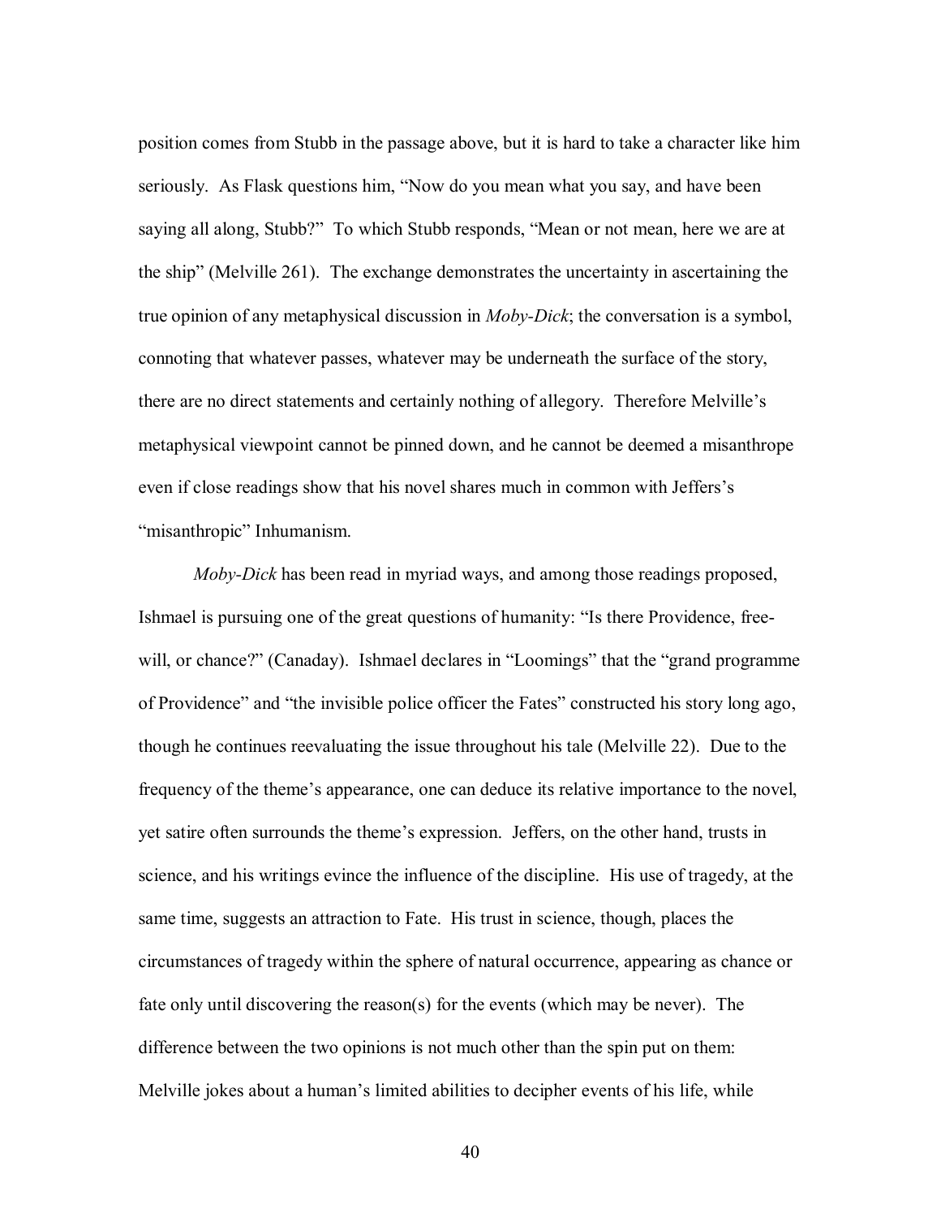position comes from Stubb in the passage above, but it is hard to take a character like him seriously. As Flask questions him, "Now do you mean what you say, and have been saying all along, Stubb?" To which Stubb responds, "Mean or not mean, here we are at the ship" (Melville 261). The exchange demonstrates the uncertainty in ascertaining the true opinion of any metaphysical discussion in *Moby-Dick*; the conversation is a symbol, connoting that whatever passes, whatever may be underneath the surface of the story, there are no direct statements and certainly nothing of allegory. Therefore Melville's metaphysical viewpoint cannot be pinned down, and he cannot be deemed a misanthrope even if close readings show that his novel shares much in common with Jeffers's "misanthropic" Inhumanism.

*Moby-Dick* has been read in myriad ways, and among those readings proposed, Ishmael is pursuing one of the great questions of humanity: "Is there Providence, free-will, or chance?" (Canaday). Ishmael declares in "Loomings" that the "grand programme of Providence" and "the invisible police officer the Fates" constructed his story long ago, though he continues reevaluating the issue throughout his tale (Melville 22). Due to the frequency of the theme's appearance, one can deduce its relative importance to the novel, yet satire often surrounds the theme's expression. Jeffers, on the other hand, trusts in science, and his writings evince the influence of the discipline. His use of tragedy, at the same time, suggests an attraction to Fate. His trust in science, though, places the circumstances of tragedy within the sphere of natural occurrence, appearing as chance or fate only until discovering the reason(s) for the events (which may be never). The difference between the two opinions is not much other than the spin put on them: Melville jokes about a human's limited abilities to decipher events of his life, while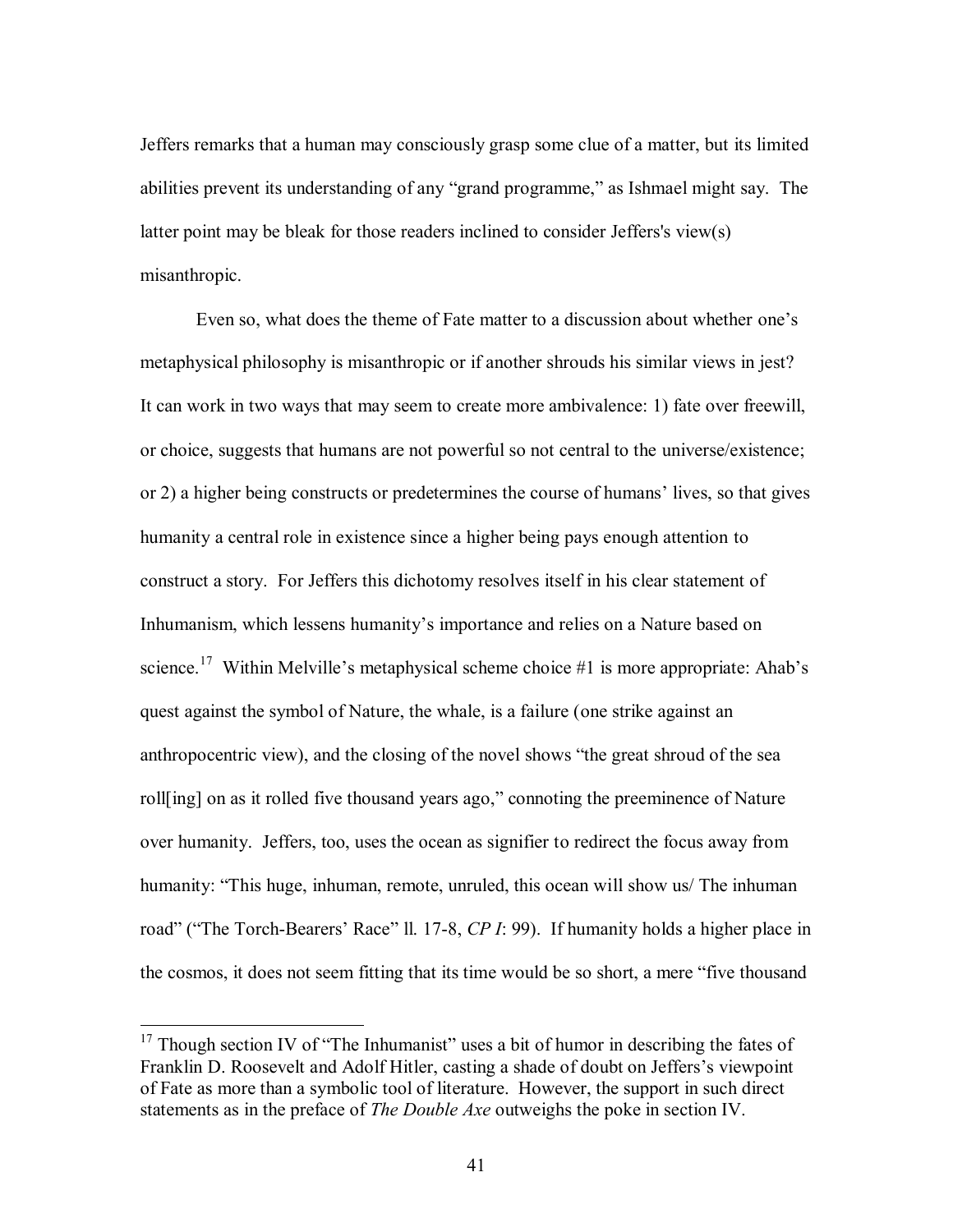Jeffers remarks that a human may consciously grasp some clue of a matter, but its limited abilities prevent its understanding of any "grand programme," as Ishmael might say. The latter point may be bleak for those readers inclined to consider Jeffers's view(s) misanthropic.

Even so, what does the theme of Fate matter to a discussion about whether one's metaphysical philosophy is misanthropic or if another shrouds his similar views in jest? It can work in two ways that may seem to create more ambivalence: 1) fate over freewill, or choice, suggests that humans are not powerful so not central to the universe/existence; or 2) a higher being constructs or predetermines the course of humans' lives, so that gives humanity a central role in existence since a higher being pays enough attention to construct a story. For Jeffers this dichotomy resolves itself in his clear statement of Inhumanism, which lessens humanity's importance and relies on a Nature based on science.[17] Within Melville's metaphysical scheme choice #1 is more appropriate: Ahab's quest against the symbol of Nature, the whale, is a failure (one strike against an anthropocentric view), and the closing of the novel shows "the great shroud of the sea roll[ing] on as it rolled five thousand years ago," connoting the preeminence of Nature over humanity. Jeffers, too, uses the ocean as signifier to redirect the focus away from humanity: "This huge, inhuman, remote, unruled, this ocean will show us/ The inhuman road" ("The Torch-Bearers' Race" ll. 17-8, *CP I*: 99). If humanity holds a higher place in the cosmos, it does not seem fitting that its time would be so short, a mere "five thousand

[17] Though section IV of "The Inhumanist" uses a bit of humor in describing the fates of Franklin D. Roosevelt and Adolf Hitler, casting a shade of doubt on Jeffers's viewpoint of Fate as more than a symbolic tool of literature. However, the support in such direct statements as in the preface of *The Double Axe* outweighs the poke in section IV.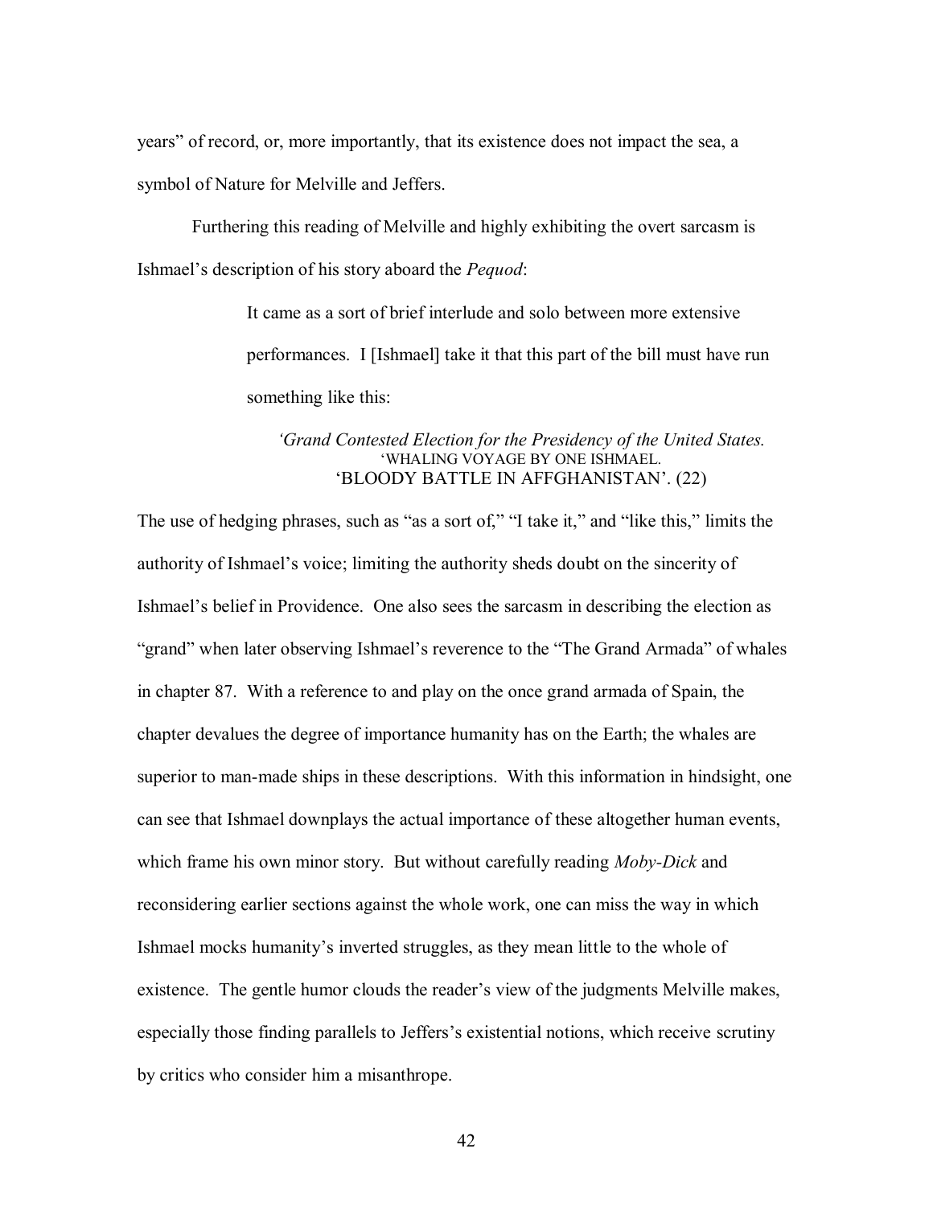years" of record, or, more importantly, that its existence does not impact the sea, a symbol of Nature for Melville and Jeffers.

Furthering this reading of Melville and highly exhibiting the overt sarcasm is Ishmael's description of his story aboard the *Pequod*:

> It came as a sort of brief interlude and solo between more extensive performances. I [Ishmael] take it that this part of the bill must have run something like this:
>
> *'Grand Contested Election for the Presidency of the United States.*
> 'WHALING VOYAGE BY ONE ISHMAEL.
> 'BLOODY BATTLE IN AFFGHANISTAN'. (22)

The use of hedging phrases, such as "as a sort of," "I take it," and "like this," limits the authority of Ishmael's voice; limiting the authority sheds doubt on the sincerity of Ishmael's belief in Providence. One also sees the sarcasm in describing the election as "grand" when later observing Ishmael's reverence to the "The Grand Armada" of whales in chapter 87. With a reference to and play on the once grand armada of Spain, the chapter devalues the degree of importance humanity has on the Earth; the whales are superior to man-made ships in these descriptions. With this information in hindsight, one can see that Ishmael downplays the actual importance of these altogether human events, which frame his own minor story. But without carefully reading *Moby-Dick* and reconsidering earlier sections against the whole work, one can miss the way in which Ishmael mocks humanity's inverted struggles, as they mean little to the whole of existence. The gentle humor clouds the reader's view of the judgments Melville makes, especially those finding parallels to Jeffers's existential notions, which receive scrutiny by critics who consider him a misanthrope.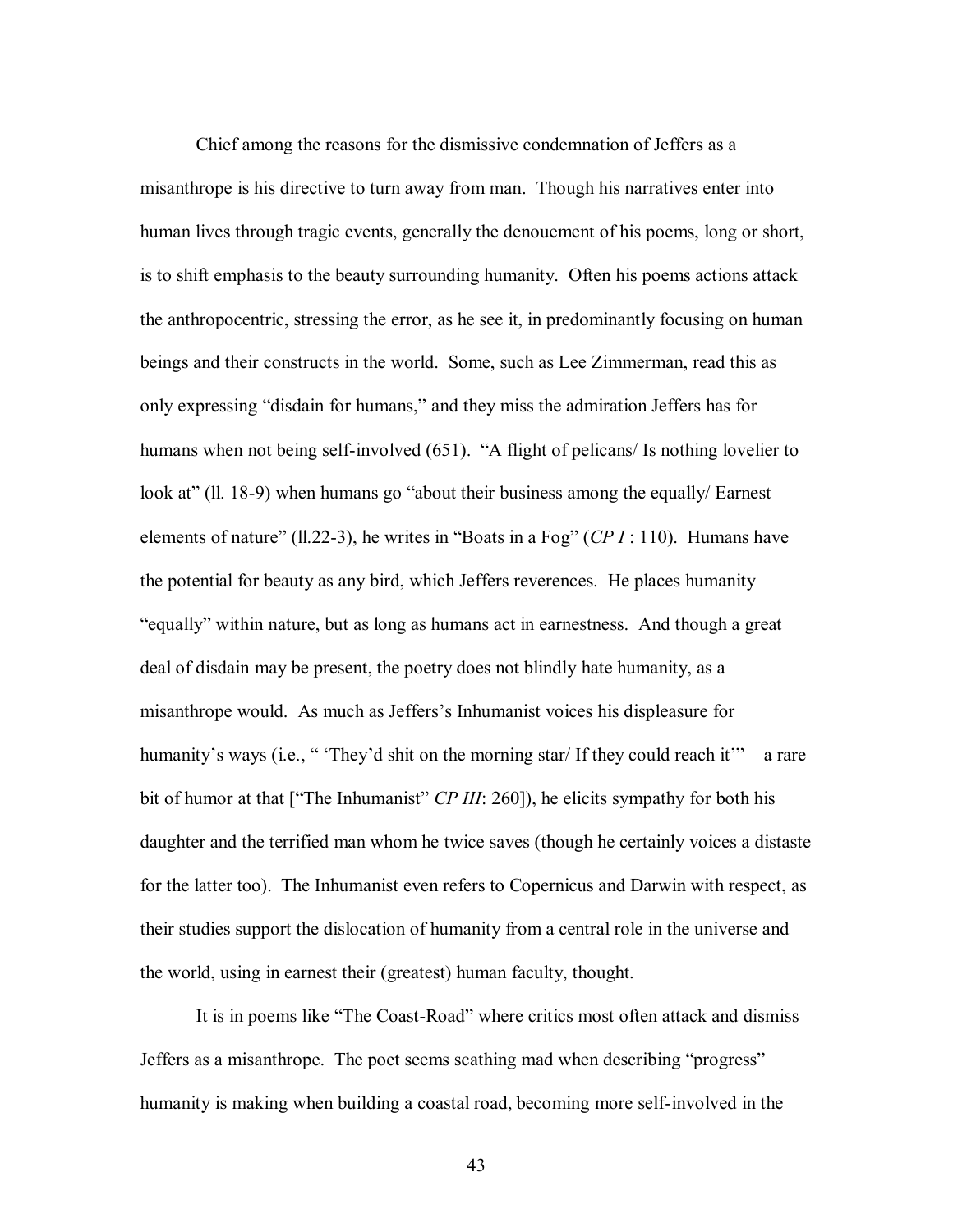Chief among the reasons for the dismissive condemnation of Jeffers as a misanthrope is his directive to turn away from man. Though his narratives enter into human lives through tragic events, generally the denouement of his poems, long or short, is to shift emphasis to the beauty surrounding humanity. Often his poems actions attack the anthropocentric, stressing the error, as he see it, in predominantly focusing on human beings and their constructs in the world. Some, such as Lee Zimmerman, read this as only expressing "disdain for humans," and they miss the admiration Jeffers has for humans when not being self-involved (651). "A flight of pelicans/ Is nothing lovelier to look at" (ll. 18-9) when humans go "about their business among the equally/ Earnest elements of nature" (ll.22-3), he writes in "Boats in a Fog" (*CP I* : 110). Humans have the potential for beauty as any bird, which Jeffers reverences. He places humanity "equally" within nature, but as long as humans act in earnestness. And though a great deal of disdain may be present, the poetry does not blindly hate humanity, as a misanthrope would. As much as Jeffers's Inhumanist voices his displeasure for humanity's ways (i.e., " 'They'd shit on the morning star/ If they could reach it'" – a rare bit of humor at that ["The Inhumanist" *CP III*: 260]), he elicits sympathy for both his daughter and the terrified man whom he twice saves (though he certainly voices a distaste for the latter too). The Inhumanist even refers to Copernicus and Darwin with respect, as their studies support the dislocation of humanity from a central role in the universe and the world, using in earnest their (greatest) human faculty, thought.

It is in poems like "The Coast-Road" where critics most often attack and dismiss Jeffers as a misanthrope. The poet seems scathing mad when describing "progress" humanity is making when building a coastal road, becoming more self-involved in the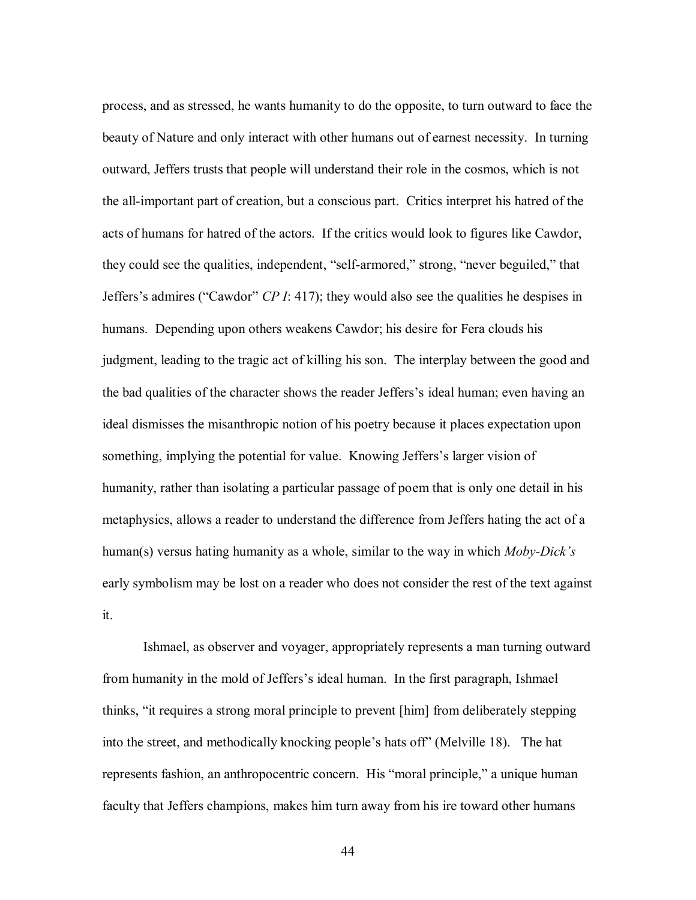process, and as stressed, he wants humanity to do the opposite, to turn outward to face the beauty of Nature and only interact with other humans out of earnest necessity. In turning outward, Jeffers trusts that people will understand their role in the cosmos, which is not the all-important part of creation, but a conscious part. Critics interpret his hatred of the acts of humans for hatred of the actors. If the critics would look to figures like Cawdor, they could see the qualities, independent, "self-armored," strong, "never beguiled," that Jeffers's admires ("Cawdor" *CP I*: 417); they would also see the qualities he despises in humans. Depending upon others weakens Cawdor; his desire for Fera clouds his judgment, leading to the tragic act of killing his son. The interplay between the good and the bad qualities of the character shows the reader Jeffers's ideal human; even having an ideal dismisses the misanthropic notion of his poetry because it places expectation upon something, implying the potential for value. Knowing Jeffers's larger vision of humanity, rather than isolating a particular passage of poem that is only one detail in his metaphysics, allows a reader to understand the difference from Jeffers hating the act of a human(s) versus hating humanity as a whole, similar to the way in which *Moby-Dick's* early symbolism may be lost on a reader who does not consider the rest of the text against it.

Ishmael, as observer and voyager, appropriately represents a man turning outward from humanity in the mold of Jeffers's ideal human. In the first paragraph, Ishmael thinks, "it requires a strong moral principle to prevent [him] from deliberately stepping into the street, and methodically knocking people's hats off" (Melville 18). The hat represents fashion, an anthropocentric concern. His "moral principle," a unique human faculty that Jeffers champions, makes him turn away from his ire toward other humans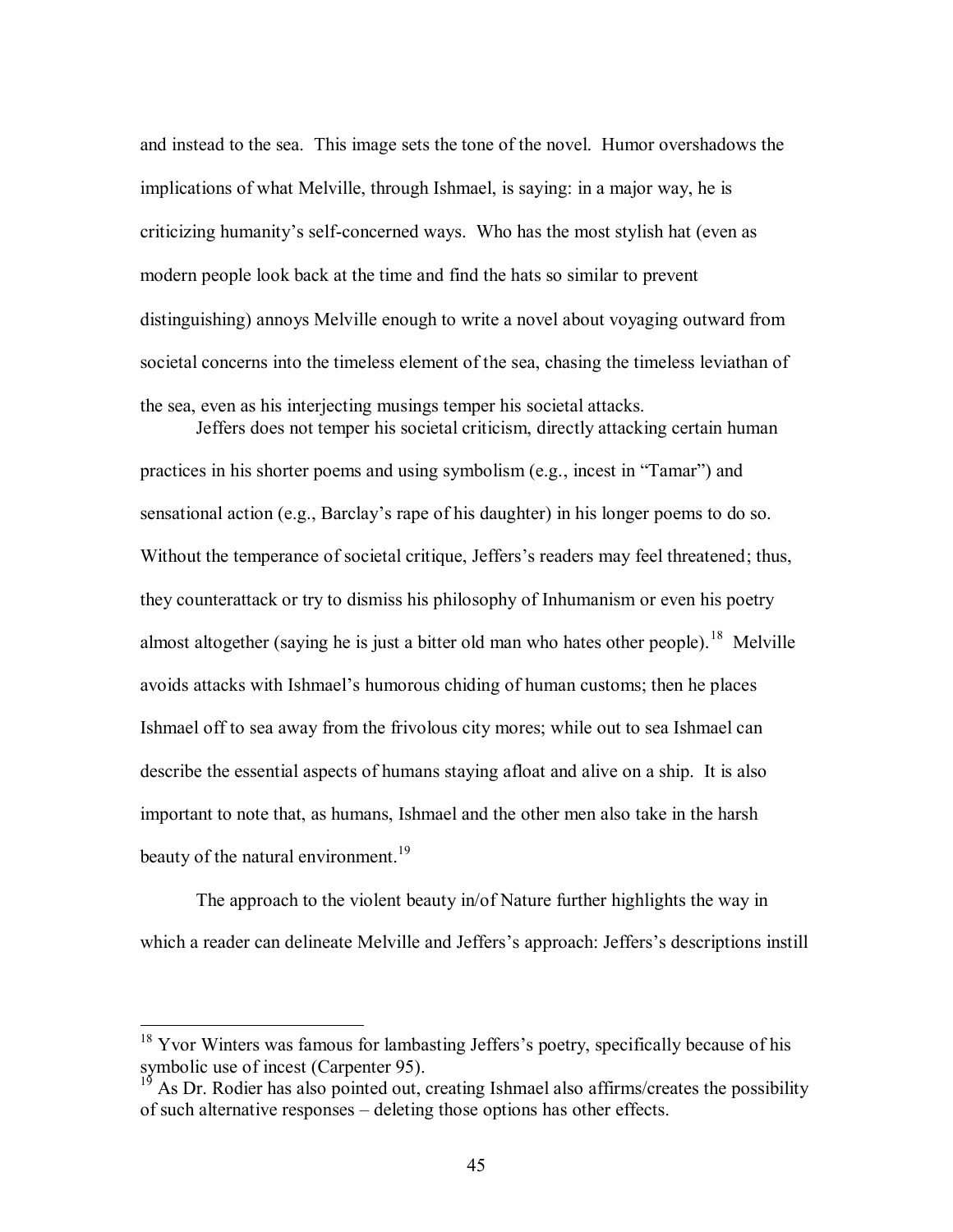and instead to the sea. This image sets the tone of the novel. Humor overshadows the implications of what Melville, through Ishmael, is saying: in a major way, he is criticizing humanity's self-concerned ways. Who has the most stylish hat (even as modern people look back at the time and find the hats so similar to prevent distinguishing) annoys Melville enough to write a novel about voyaging outward from societal concerns into the timeless element of the sea, chasing the timeless leviathan of the sea, even as his interjecting musings temper his societal attacks.

Jeffers does not temper his societal criticism, directly attacking certain human practices in his shorter poems and using symbolism (e.g., incest in "Tamar") and sensational action (e.g., Barclay's rape of his daughter) in his longer poems to do so. Without the temperance of societal critique, Jeffers's readers may feel threatened; thus, they counterattack or try to dismiss his philosophy of Inhumanism or even his poetry almost altogether (saying he is just a bitter old man who hates other people).[18] Melville avoids attacks with Ishmael's humorous chiding of human customs; then he places Ishmael off to sea away from the frivolous city mores; while out to sea Ishmael can describe the essential aspects of humans staying afloat and alive on a ship. It is also important to note that, as humans, Ishmael and the other men also take in the harsh beauty of the natural environment.[19]

The approach to the violent beauty in/of Nature further highlights the way in which a reader can delineate Melville and Jeffers's approach: Jeffers's descriptions instill

---

[18] Yvor Winters was famous for lambasting Jeffers's poetry, specifically because of his symbolic use of incest (Carpenter 95).

[19] As Dr. Rodier has also pointed out, creating Ishmael also affirms/creates the possibility of such alternative responses – deleting those options has other effects.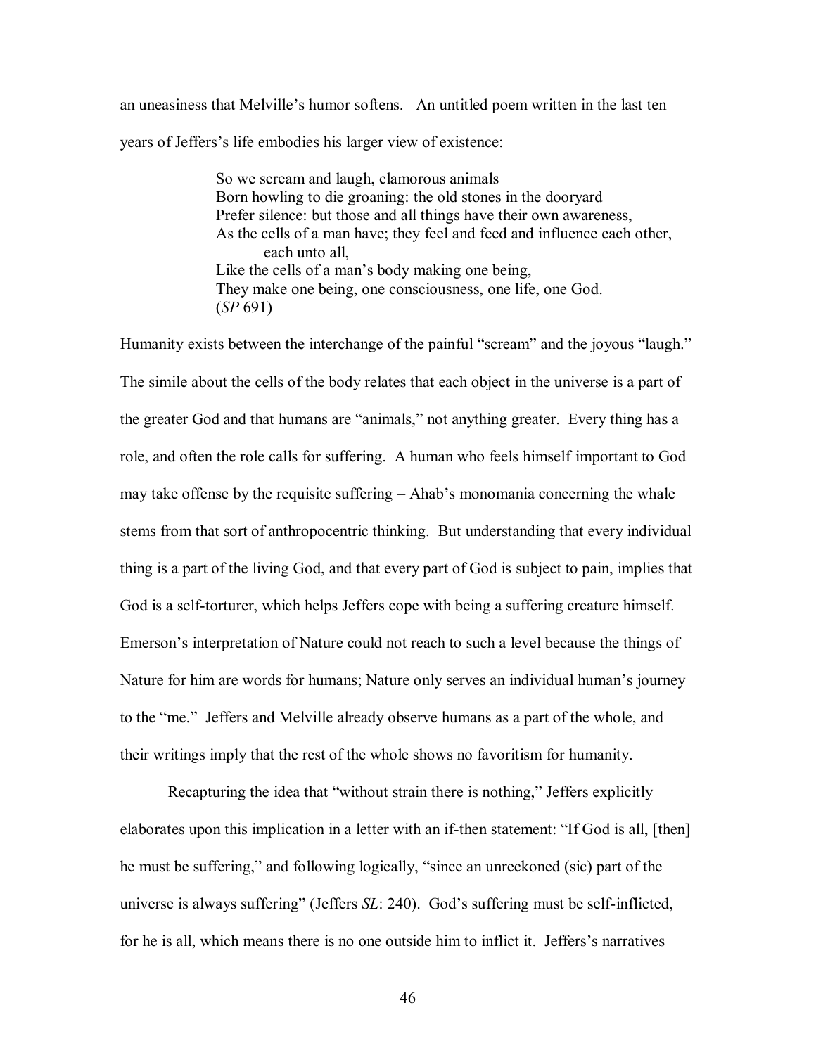an uneasiness that Melville's humor softens. An untitled poem written in the last ten years of Jeffers's life embodies his larger view of existence:

> So we scream and laugh, clamorous animals
> Born howling to die groaning: the old stones in the dooryard
> Prefer silence: but those and all things have their own awareness,
> As the cells of a man have; they feel and feed and influence each other,
>     each unto all,
> Like the cells of a man's body making one being,
> They make one being, one consciousness, one life, one God.
> (*SP* 691)

Humanity exists between the interchange of the painful "scream" and the joyous "laugh." The simile about the cells of the body relates that each object in the universe is a part of the greater God and that humans are "animals," not anything greater. Every thing has a role, and often the role calls for suffering. A human who feels himself important to God may take offense by the requisite suffering – Ahab's monomania concerning the whale stems from that sort of anthropocentric thinking. But understanding that every individual thing is a part of the living God, and that every part of God is subject to pain, implies that God is a self-torturer, which helps Jeffers cope with being a suffering creature himself. Emerson's interpretation of Nature could not reach to such a level because the things of Nature for him are words for humans; Nature only serves an individual human's journey to the "me." Jeffers and Melville already observe humans as a part of the whole, and their writings imply that the rest of the whole shows no favoritism for humanity.

Recapturing the idea that "without strain there is nothing," Jeffers explicitly elaborates upon this implication in a letter with an if-then statement: "If God is all, [then] he must be suffering," and following logically, "since an unreckoned (sic) part of the universe is always suffering" (Jeffers *SL*: 240). God's suffering must be self-inflicted, for he is all, which means there is no one outside him to inflict it. Jeffers's narratives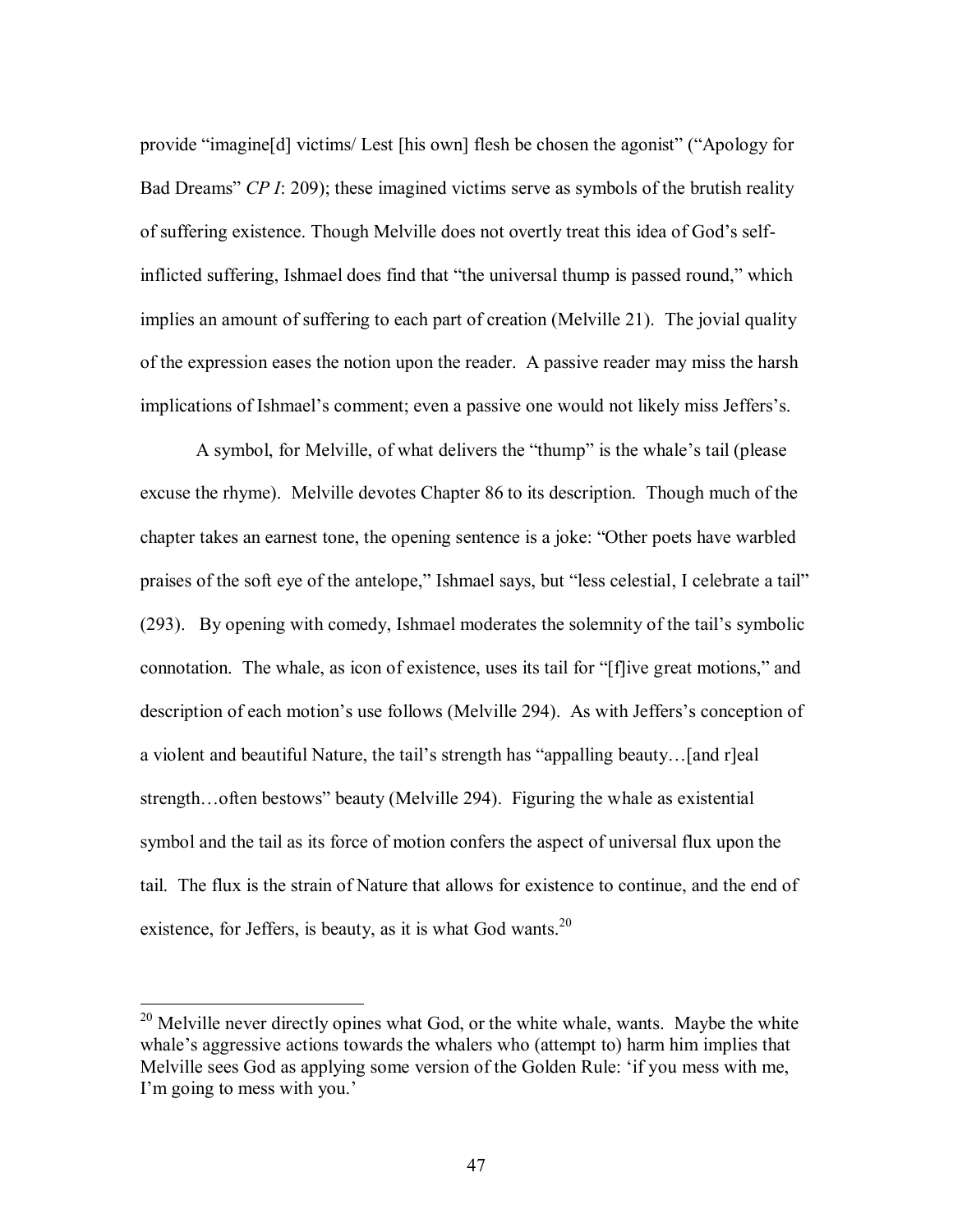provide "imagine[d] victims/ Lest [his own] flesh be chosen the agonist" ("Apology for Bad Dreams" *CP I*: 209); these imagined victims serve as symbols of the brutish reality of suffering existence. Though Melville does not overtly treat this idea of God's self-inflicted suffering, Ishmael does find that "the universal thump is passed round," which implies an amount of suffering to each part of creation (Melville 21). The jovial quality of the expression eases the notion upon the reader. A passive reader may miss the harsh implications of Ishmael's comment; even a passive one would not likely miss Jeffers's.

A symbol, for Melville, of what delivers the "thump" is the whale's tail (please excuse the rhyme). Melville devotes Chapter 86 to its description. Though much of the chapter takes an earnest tone, the opening sentence is a joke: "Other poets have warbled praises of the soft eye of the antelope," Ishmael says, but "less celestial, I celebrate a tail" (293). By opening with comedy, Ishmael moderates the solemnity of the tail's symbolic connotation. The whale, as icon of existence, uses its tail for "[f]ive great motions," and description of each motion's use follows (Melville 294). As with Jeffers's conception of a violent and beautiful Nature, the tail's strength has "appalling beauty…[and r]eal strength…often bestows" beauty (Melville 294). Figuring the whale as existential symbol and the tail as its force of motion confers the aspect of universal flux upon the tail. The flux is the strain of Nature that allows for existence to continue, and the end of existence, for Jeffers, is beauty, as it is what God wants.[20]

---

[20] Melville never directly opines what God, or the white whale, wants. Maybe the white whale's aggressive actions towards the whalers who (attempt to) harm him implies that Melville sees God as applying some version of the Golden Rule: 'if you mess with me, I'm going to mess with you.'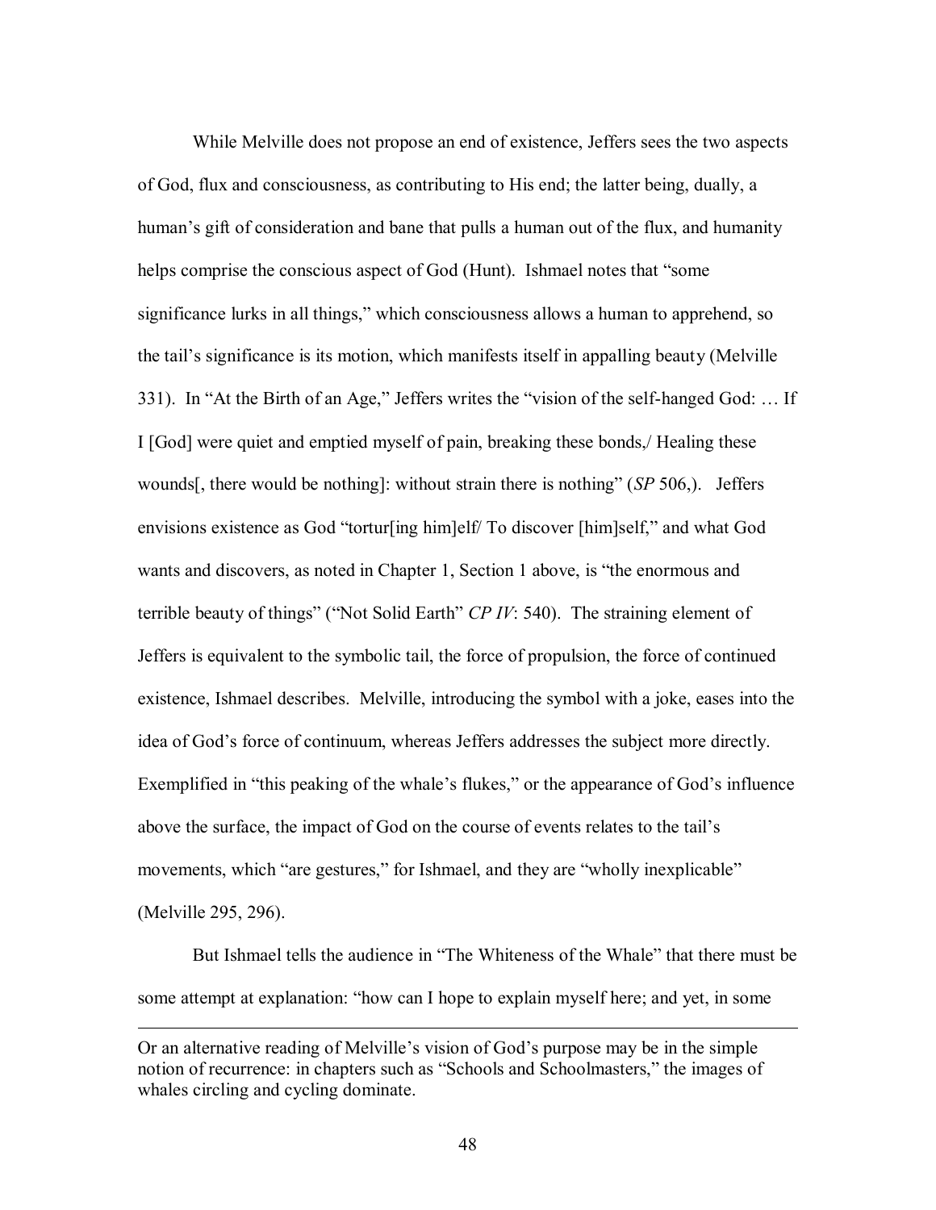While Melville does not propose an end of existence, Jeffers sees the two aspects of God, flux and consciousness, as contributing to His end; the latter being, dually, a human's gift of consideration and bane that pulls a human out of the flux, and humanity helps comprise the conscious aspect of God (Hunt). Ishmael notes that "some significance lurks in all things," which consciousness allows a human to apprehend, so the tail's significance is its motion, which manifests itself in appalling beauty (Melville 331). In "At the Birth of an Age," Jeffers writes the "vision of the self-hanged God: … If I [God] were quiet and emptied myself of pain, breaking these bonds,/ Healing these wounds[, there would be nothing]: without strain there is nothing" (*SP* 506,). Jeffers envisions existence as God "tortur[ing him]elf/ To discover [him]self," and what God wants and discovers, as noted in Chapter 1, Section 1 above, is "the enormous and terrible beauty of things" ("Not Solid Earth" *CP IV*: 540). The straining element of Jeffers is equivalent to the symbolic tail, the force of propulsion, the force of continued existence, Ishmael describes. Melville, introducing the symbol with a joke, eases into the idea of God's force of continuum, whereas Jeffers addresses the subject more directly. Exemplified in "this peaking of the whale's flukes," or the appearance of God's influence above the surface, the impact of God on the course of events relates to the tail's movements, which "are gestures," for Ishmael, and they are "wholly inexplicable" (Melville 295, 296).

But Ishmael tells the audience in "The Whiteness of the Whale" that there must be some attempt at explanation: "how can I hope to explain myself here; and yet, in some

---

Or an alternative reading of Melville's vision of God's purpose may be in the simple notion of recurrence: in chapters such as "Schools and Schoolmasters," the images of whales circling and cycling dominate.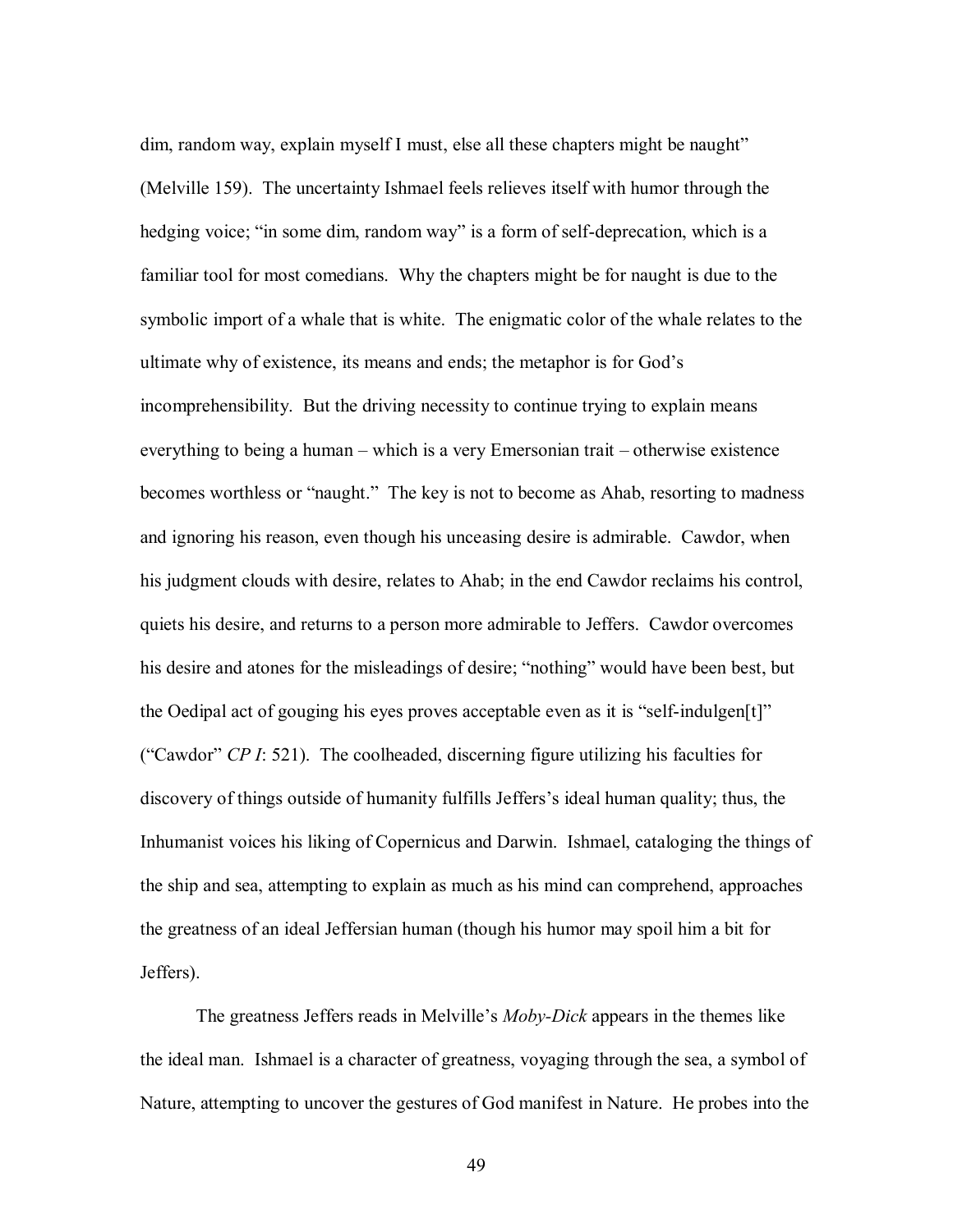dim, random way, explain myself I must, else all these chapters might be naught" (Melville 159). The uncertainty Ishmael feels relieves itself with humor through the hedging voice; "in some dim, random way" is a form of self-deprecation, which is a familiar tool for most comedians. Why the chapters might be for naught is due to the symbolic import of a whale that is white. The enigmatic color of the whale relates to the ultimate why of existence, its means and ends; the metaphor is for God's incomprehensibility. But the driving necessity to continue trying to explain means everything to being a human – which is a very Emersonian trait – otherwise existence becomes worthless or "naught." The key is not to become as Ahab, resorting to madness and ignoring his reason, even though his unceasing desire is admirable. Cawdor, when his judgment clouds with desire, relates to Ahab; in the end Cawdor reclaims his control, quiets his desire, and returns to a person more admirable to Jeffers. Cawdor overcomes his desire and atones for the misleadings of desire; "nothing" would have been best, but the Oedipal act of gouging his eyes proves acceptable even as it is "self-indulgen[t]" ("Cawdor" *CP I*: 521). The coolheaded, discerning figure utilizing his faculties for discovery of things outside of humanity fulfills Jeffers's ideal human quality; thus, the Inhumanist voices his liking of Copernicus and Darwin. Ishmael, cataloging the things of the ship and sea, attempting to explain as much as his mind can comprehend, approaches the greatness of an ideal Jeffersian human (though his humor may spoil him a bit for Jeffers).

The greatness Jeffers reads in Melville's *Moby-Dick* appears in the themes like the ideal man. Ishmael is a character of greatness, voyaging through the sea, a symbol of Nature, attempting to uncover the gestures of God manifest in Nature. He probes into the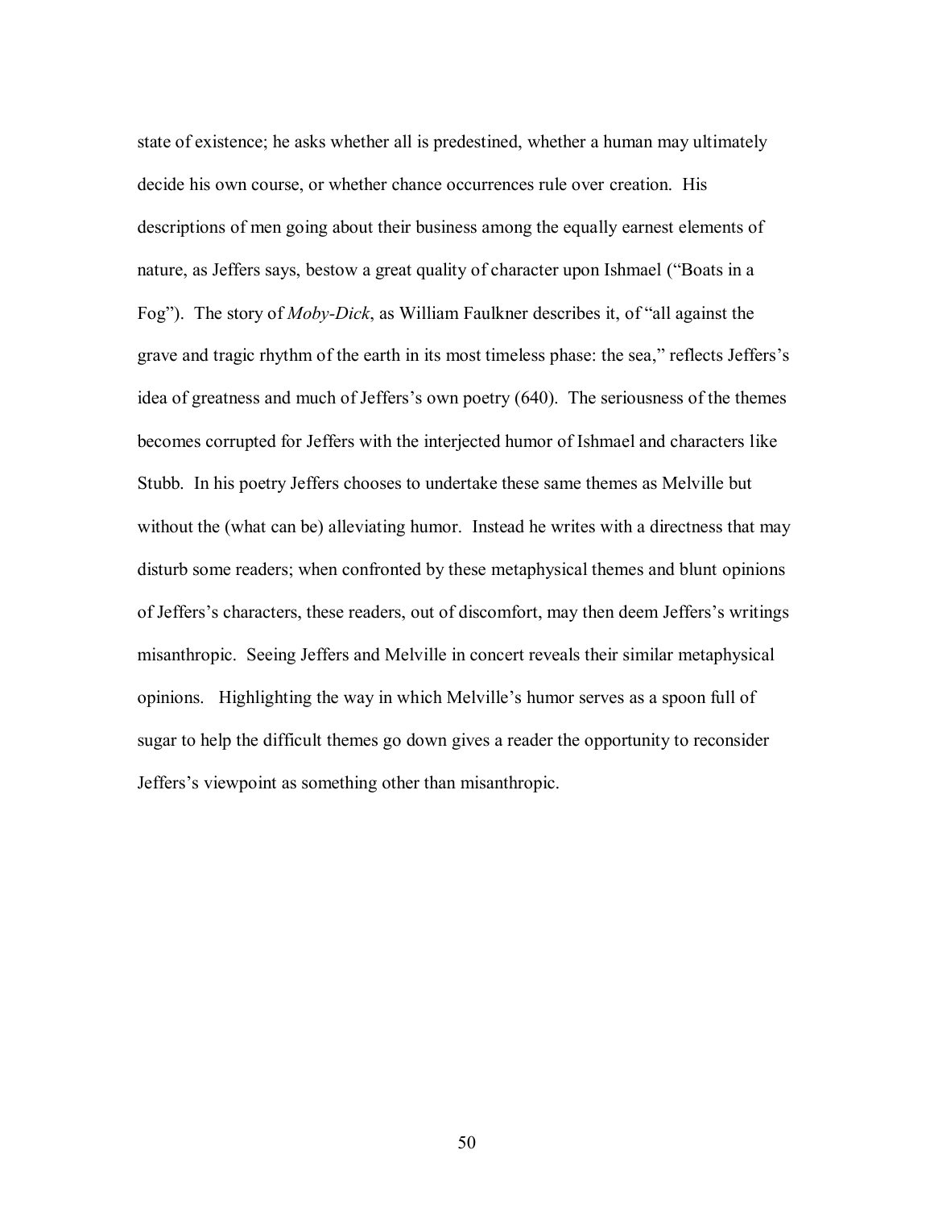state of existence; he asks whether all is predestined, whether a human may ultimately decide his own course, or whether chance occurrences rule over creation. His descriptions of men going about their business among the equally earnest elements of nature, as Jeffers says, bestow a great quality of character upon Ishmael ("Boats in a Fog"). The story of *Moby-Dick*, as William Faulkner describes it, of "all against the grave and tragic rhythm of the earth in its most timeless phase: the sea," reflects Jeffers's idea of greatness and much of Jeffers's own poetry (640). The seriousness of the themes becomes corrupted for Jeffers with the interjected humor of Ishmael and characters like Stubb. In his poetry Jeffers chooses to undertake these same themes as Melville but without the (what can be) alleviating humor. Instead he writes with a directness that may disturb some readers; when confronted by these metaphysical themes and blunt opinions of Jeffers's characters, these readers, out of discomfort, may then deem Jeffers's writings misanthropic. Seeing Jeffers and Melville in concert reveals their similar metaphysical opinions. Highlighting the way in which Melville's humor serves as a spoon full of sugar to help the difficult themes go down gives a reader the opportunity to reconsider Jeffers's viewpoint as something other than misanthropic.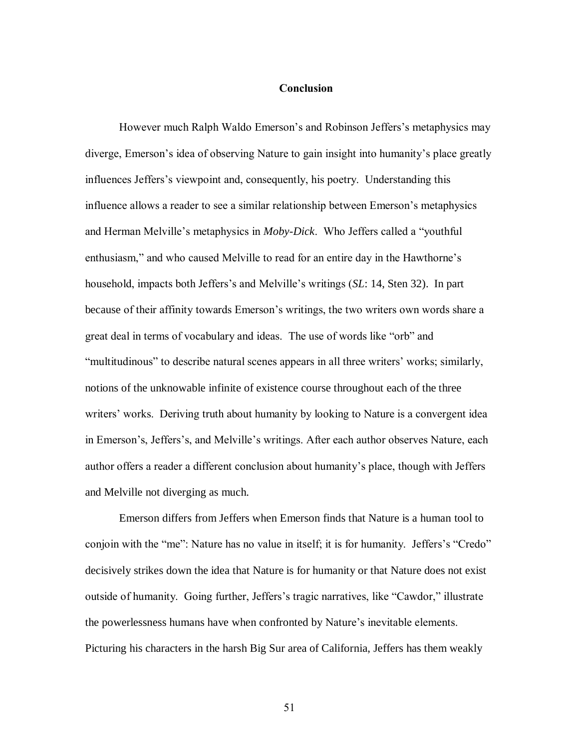## Conclusion

However much Ralph Waldo Emerson's and Robinson Jeffers's metaphysics may diverge, Emerson's idea of observing Nature to gain insight into humanity's place greatly influences Jeffers's viewpoint and, consequently, his poetry. Understanding this influence allows a reader to see a similar relationship between Emerson's metaphysics and Herman Melville's metaphysics in *Moby-Dick*. Who Jeffers called a "youthful enthusiasm," and who caused Melville to read for an entire day in the Hawthorne's household, impacts both Jeffers's and Melville's writings (*SL*: 14, Sten 32). In part because of their affinity towards Emerson's writings, the two writers own words share a great deal in terms of vocabulary and ideas. The use of words like "orb" and "multitudinous" to describe natural scenes appears in all three writers' works; similarly, notions of the unknowable infinite of existence course throughout each of the three writers' works. Deriving truth about humanity by looking to Nature is a convergent idea in Emerson's, Jeffers's, and Melville's writings. After each author observes Nature, each author offers a reader a different conclusion about humanity's place, though with Jeffers and Melville not diverging as much.

Emerson differs from Jeffers when Emerson finds that Nature is a human tool to conjoin with the "me": Nature has no value in itself; it is for humanity. Jeffers's "Credo" decisively strikes down the idea that Nature is for humanity or that Nature does not exist outside of humanity. Going further, Jeffers's tragic narratives, like "Cawdor," illustrate the powerlessness humans have when confronted by Nature's inevitable elements. Picturing his characters in the harsh Big Sur area of California, Jeffers has them weakly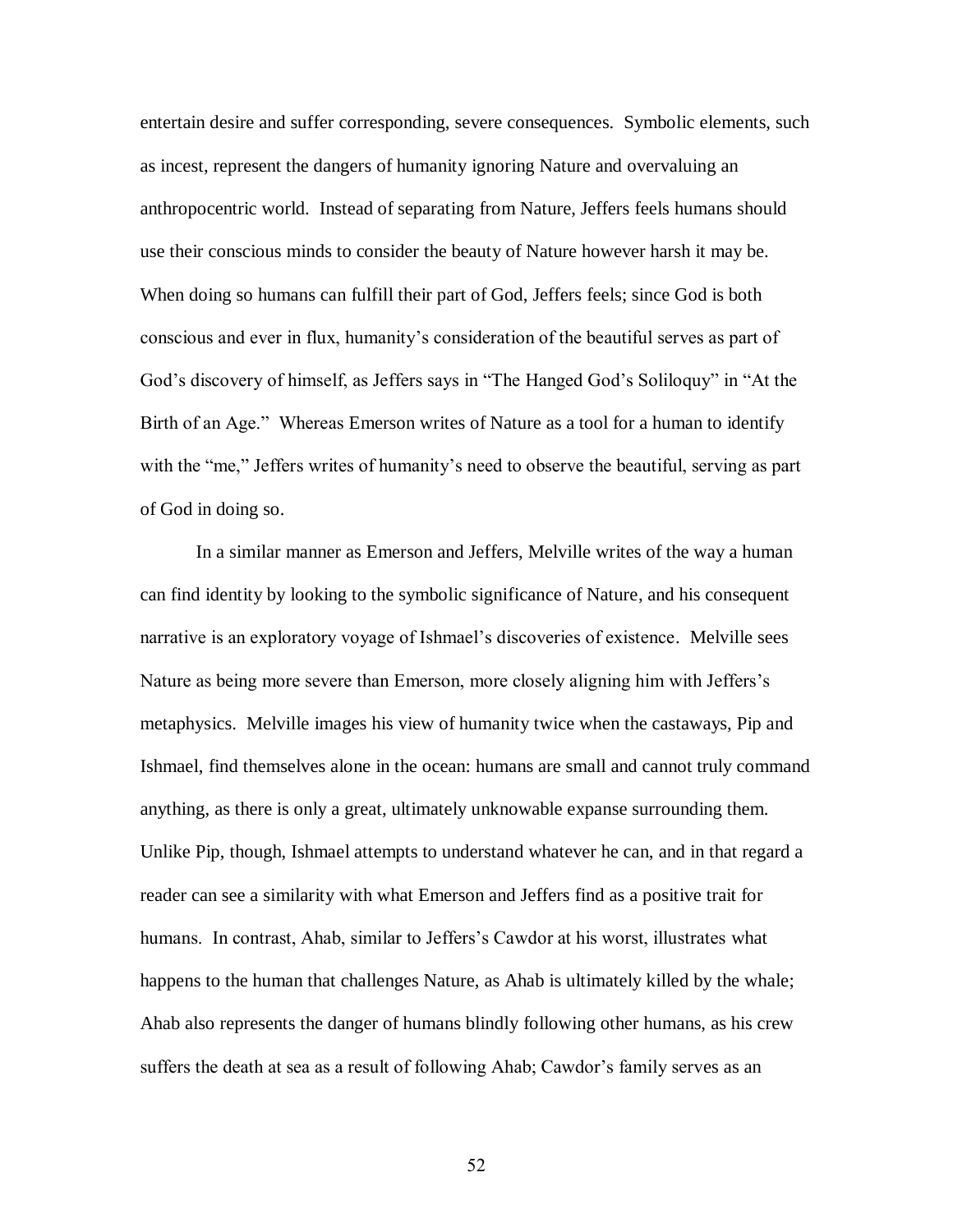entertain desire and suffer corresponding, severe consequences. Symbolic elements, such as incest, represent the dangers of humanity ignoring Nature and overvaluing an anthropocentric world. Instead of separating from Nature, Jeffers feels humans should use their conscious minds to consider the beauty of Nature however harsh it may be. When doing so humans can fulfill their part of God, Jeffers feels; since God is both conscious and ever in flux, humanity's consideration of the beautiful serves as part of God's discovery of himself, as Jeffers says in "The Hanged God's Soliloquy" in "At the Birth of an Age." Whereas Emerson writes of Nature as a tool for a human to identify with the "me," Jeffers writes of humanity's need to observe the beautiful, serving as part of God in doing so.

In a similar manner as Emerson and Jeffers, Melville writes of the way a human can find identity by looking to the symbolic significance of Nature, and his consequent narrative is an exploratory voyage of Ishmael's discoveries of existence. Melville sees Nature as being more severe than Emerson, more closely aligning him with Jeffers's metaphysics. Melville images his view of humanity twice when the castaways, Pip and Ishmael, find themselves alone in the ocean: humans are small and cannot truly command anything, as there is only a great, ultimately unknowable expanse surrounding them. Unlike Pip, though, Ishmael attempts to understand whatever he can, and in that regard a reader can see a similarity with what Emerson and Jeffers find as a positive trait for humans. In contrast, Ahab, similar to Jeffers's Cawdor at his worst, illustrates what happens to the human that challenges Nature, as Ahab is ultimately killed by the whale; Ahab also represents the danger of humans blindly following other humans, as his crew suffers the death at sea as a result of following Ahab; Cawdor's family serves as an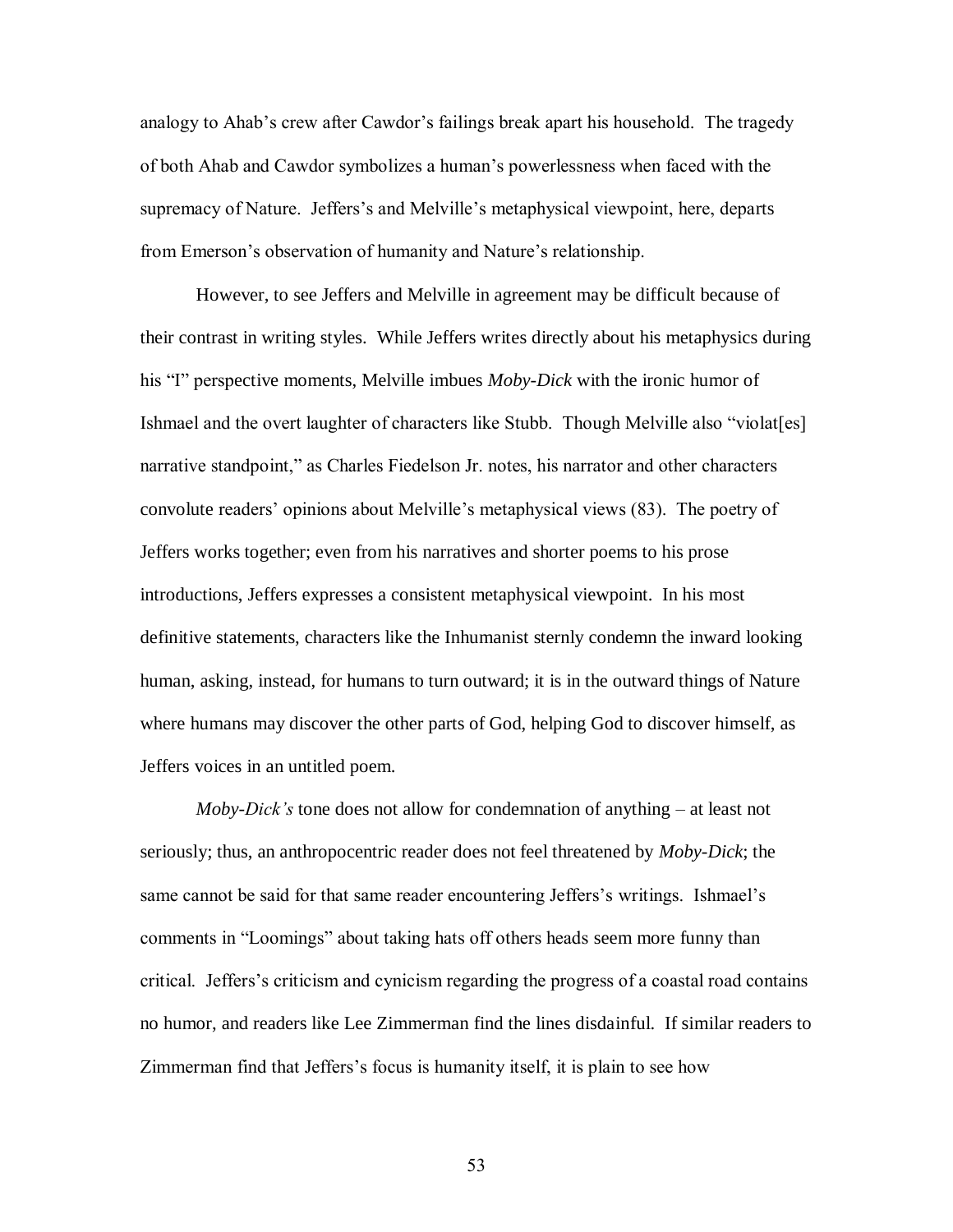analogy to Ahab's crew after Cawdor's failings break apart his household. The tragedy of both Ahab and Cawdor symbolizes a human's powerlessness when faced with the supremacy of Nature. Jeffers's and Melville's metaphysical viewpoint, here, departs from Emerson's observation of humanity and Nature's relationship.

However, to see Jeffers and Melville in agreement may be difficult because of their contrast in writing styles. While Jeffers writes directly about his metaphysics during his "I" perspective moments, Melville imbues *Moby-Dick* with the ironic humor of Ishmael and the overt laughter of characters like Stubb. Though Melville also "violat[es] narrative standpoint," as Charles Fiedelson Jr. notes, his narrator and other characters convolute readers' opinions about Melville's metaphysical views (83). The poetry of Jeffers works together; even from his narratives and shorter poems to his prose introductions, Jeffers expresses a consistent metaphysical viewpoint. In his most definitive statements, characters like the Inhumanist sternly condemn the inward looking human, asking, instead, for humans to turn outward; it is in the outward things of Nature where humans may discover the other parts of God, helping God to discover himself, as Jeffers voices in an untitled poem.

*Moby-Dick's* tone does not allow for condemnation of anything – at least not seriously; thus, an anthropocentric reader does not feel threatened by *Moby-Dick*; the same cannot be said for that same reader encountering Jeffers's writings. Ishmael's comments in "Loomings" about taking hats off others heads seem more funny than critical. Jeffers's criticism and cynicism regarding the progress of a coastal road contains no humor, and readers like Lee Zimmerman find the lines disdainful. If similar readers to Zimmerman find that Jeffers's focus is humanity itself, it is plain to see how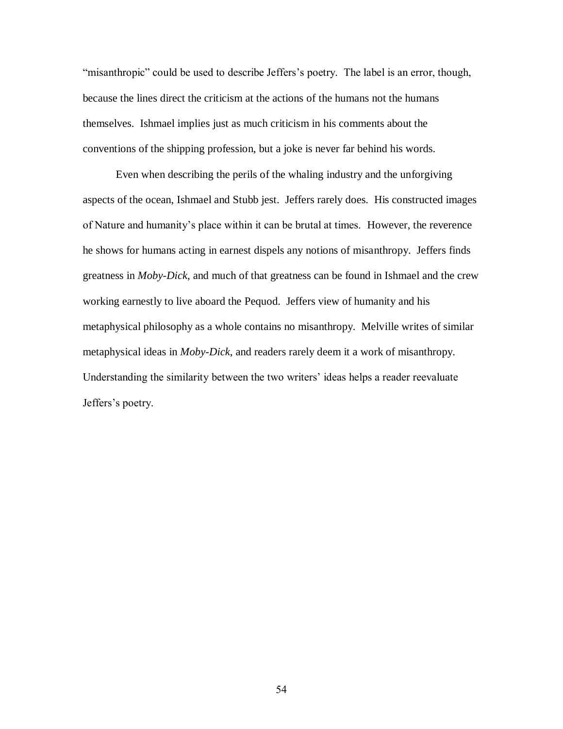“misanthropic” could be used to describe Jeffers’s poetry. The label is an error, though, because the lines direct the criticism at the actions of the humans not the humans themselves. Ishmael implies just as much criticism in his comments about the conventions of the shipping profession, but a joke is never far behind his words.

Even when describing the perils of the whaling industry and the unforgiving aspects of the ocean, Ishmael and Stubb jest. Jeffers rarely does. His constructed images of Nature and humanity’s place within it can be brutal at times. However, the reverence he shows for humans acting in earnest dispels any notions of misanthropy. Jeffers finds greatness in *Moby-Dick*, and much of that greatness can be found in Ishmael and the crew working earnestly to live aboard the Pequod. Jeffers view of humanity and his metaphysical philosophy as a whole contains no misanthropy. Melville writes of similar metaphysical ideas in *Moby-Dick*, and readers rarely deem it a work of misanthropy. Understanding the similarity between the two writers’ ideas helps a reader reevaluate Jeffers’s poetry.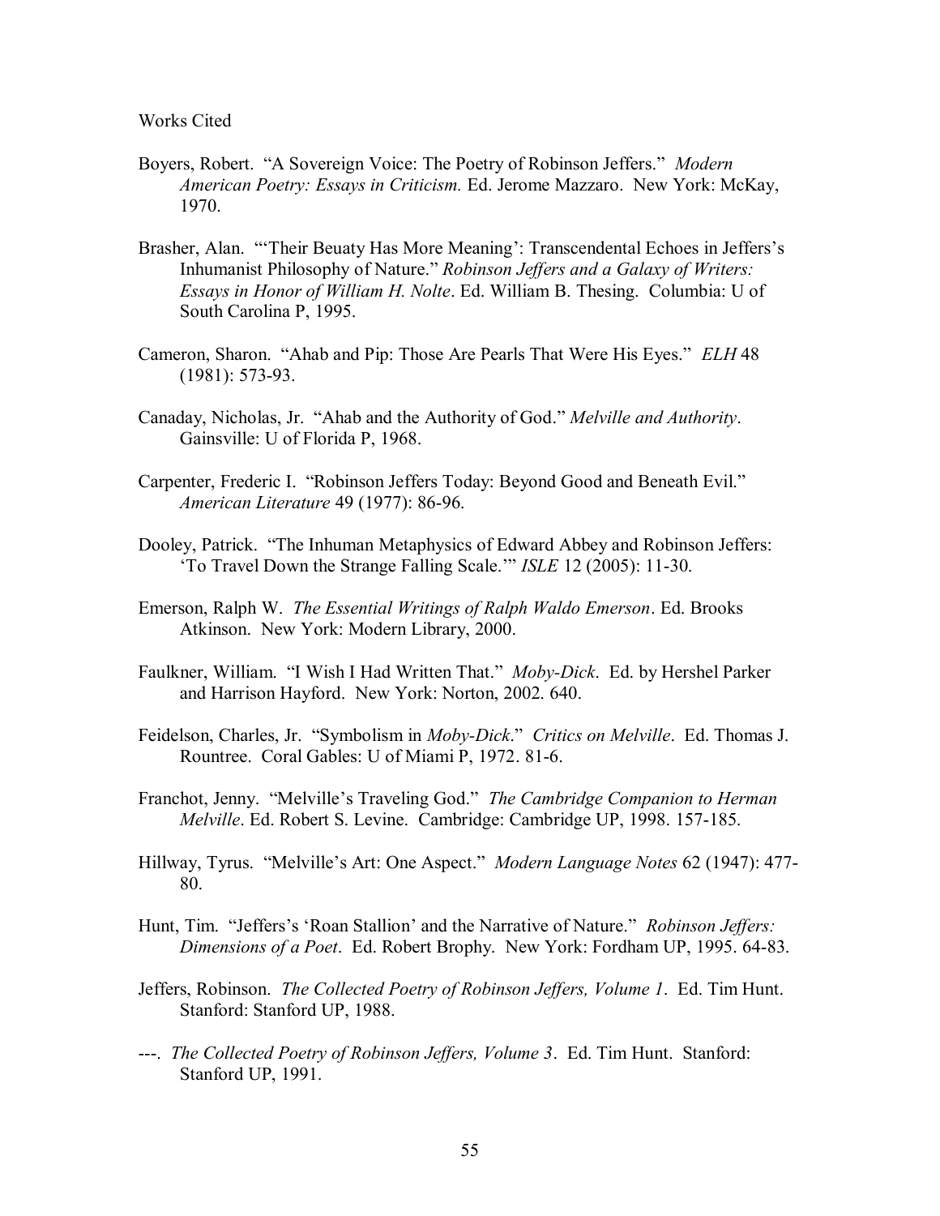# Works Cited

Boyers, Robert. "A Sovereign Voice: The Poetry of Robinson Jeffers." *Modern American Poetry: Essays in Criticism.* Ed. Jerome Mazzaro. New York: McKay, 1970.

Brasher, Alan. "'Their Beuaty Has More Meaning': Transcendental Echoes in Jeffers's Inhumanist Philosophy of Nature." *Robinson Jeffers and a Galaxy of Writers: Essays in Honor of William H. Nolte*. Ed. William B. Thesing. Columbia: U of South Carolina P, 1995.

Cameron, Sharon. "Ahab and Pip: Those Are Pearls That Were His Eyes." *ELH* 48 (1981): 573-93.

Canaday, Nicholas, Jr. "Ahab and the Authority of God." *Melville and Authority*. Gainsville: U of Florida P, 1968.

Carpenter, Frederic I. "Robinson Jeffers Today: Beyond Good and Beneath Evil." *American Literature* 49 (1977): 86-96.

Dooley, Patrick. "The Inhuman Metaphysics of Edward Abbey and Robinson Jeffers: 'To Travel Down the Strange Falling Scale.'" *ISLE* 12 (2005): 11-30.

Emerson, Ralph W. *The Essential Writings of Ralph Waldo Emerson*. Ed. Brooks Atkinson. New York: Modern Library, 2000.

Faulkner, William. "I Wish I Had Written That." *Moby-Dick*. Ed. by Hershel Parker and Harrison Hayford. New York: Norton, 2002. 640.

Feidelson, Charles, Jr. "Symbolism in *Moby-Dick*." *Critics on Melville*. Ed. Thomas J. Rountree. Coral Gables: U of Miami P, 1972. 81-6.

Franchot, Jenny. "Melville's Traveling God." *The Cambridge Companion to Herman Melville*. Ed. Robert S. Levine. Cambridge: Cambridge UP, 1998. 157-185.

Hillway, Tyrus. "Melville's Art: One Aspect." *Modern Language Notes* 62 (1947): 477-80.

Hunt, Tim. "Jeffers's 'Roan Stallion' and the Narrative of Nature." *Robinson Jeffers: Dimensions of a Poet*. Ed. Robert Brophy. New York: Fordham UP, 1995. 64-83.

Jeffers, Robinson. *The Collected Poetry of Robinson Jeffers, Volume 1*. Ed. Tim Hunt. Stanford: Stanford UP, 1988.

---. *The Collected Poetry of Robinson Jeffers, Volume 3*. Ed. Tim Hunt. Stanford: Stanford UP, 1991.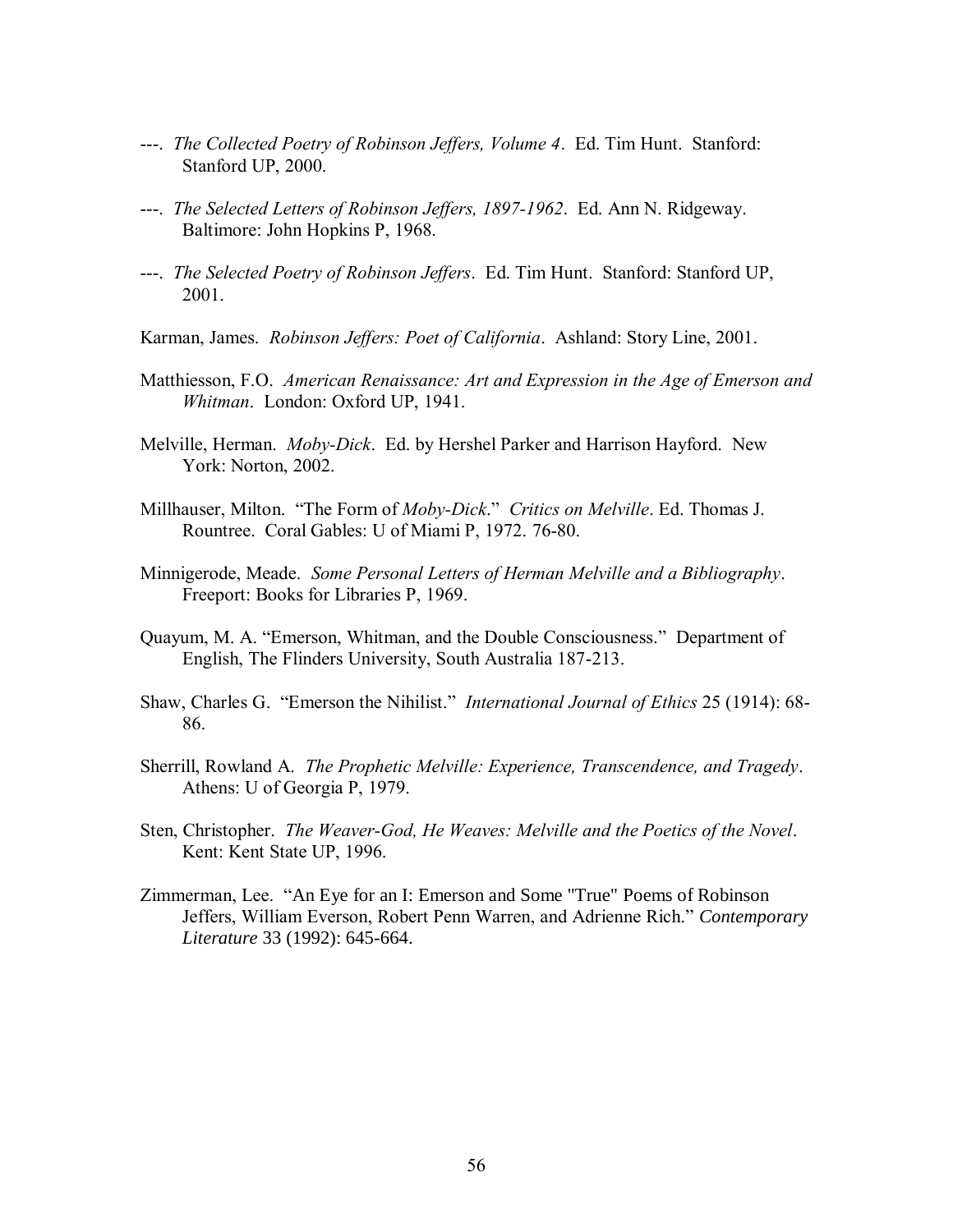---. *The Collected Poetry of Robinson Jeffers, Volume 4*. Ed. Tim Hunt. Stanford: Stanford UP, 2000.

---. *The Selected Letters of Robinson Jeffers, 1897-1962*. Ed. Ann N. Ridgeway. Baltimore: John Hopkins P, 1968.

---. *The Selected Poetry of Robinson Jeffers*. Ed. Tim Hunt. Stanford: Stanford UP, 2001.

Karman, James. *Robinson Jeffers: Poet of California*. Ashland: Story Line, 2001.

Matthiesson, F.O. *American Renaissance: Art and Expression in the Age of Emerson and Whitman*. London: Oxford UP, 1941.

Melville, Herman. *Moby-Dick*. Ed. by Hershel Parker and Harrison Hayford. New York: Norton, 2002.

Millhauser, Milton. "The Form of *Moby-Dick*." *Critics on Melville*. Ed. Thomas J. Rountree. Coral Gables: U of Miami P, 1972. 76-80.

Minnigerode, Meade. *Some Personal Letters of Herman Melville and a Bibliography*. Freeport: Books for Libraries P, 1969.

Quayum, M. A. "Emerson, Whitman, and the Double Consciousness." Department of English, The Flinders University, South Australia 187-213.

Shaw, Charles G. "Emerson the Nihilist." *International Journal of Ethics* 25 (1914): 68-86.

Sherrill, Rowland A. *The Prophetic Melville: Experience, Transcendence, and Tragedy*. Athens: U of Georgia P, 1979.

Sten, Christopher. *The Weaver-God, He Weaves: Melville and the Poetics of the Novel*. Kent: Kent State UP, 1996.

Zimmerman, Lee. "An Eye for an I: Emerson and Some "True" Poems of Robinson Jeffers, William Everson, Robert Penn Warren, and Adrienne Rich." *Contemporary Literature* 33 (1992): 645-664.